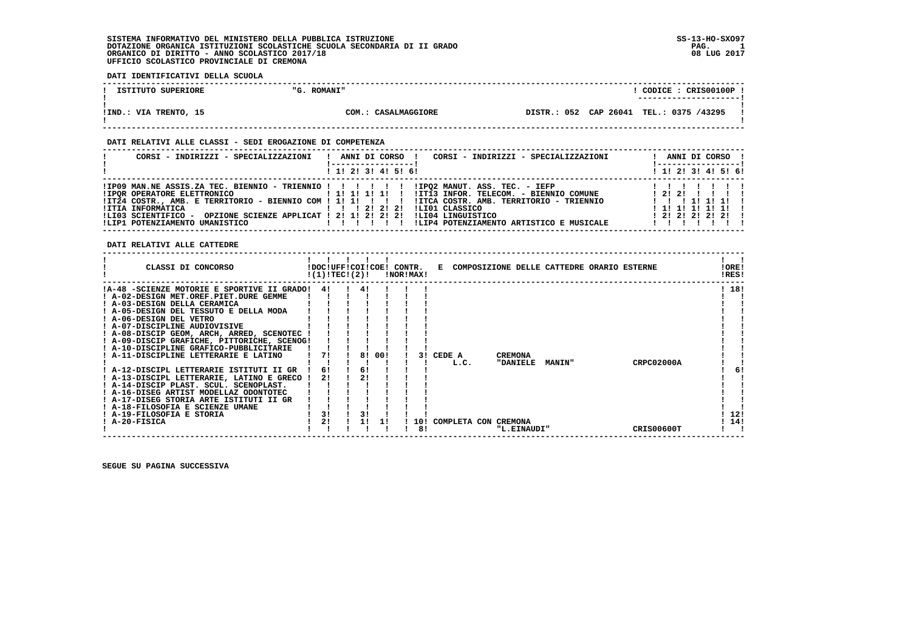SISTEMA INFORMATIVO DEL MINISTERO DELLA PUBBLICA ISTRUZIONE
DOTAZIONE ORGANICA ISTITUZIONI SCOLASTICHE SCUOLA SECONDARIA DI II GRADO
ORGANICO DI DIRITTO - ANNO SCOLASTICO 2017/18
UFFICIO SCOLASTICO PROVINCIALE DI CREMONA

SS-13-HO-SXO97
08 LUG 2017

**DATI IDENTIFICATIVI DELLA SCUOLA**

| ISTITUTO SUPERIORE | "G. ROMANI" | CODICE : CRIS00100P |
|---|---|---|
| IND.: VIA TRENTO, 15 | COM.: CASALMAGGIORE | DISTR.: 052 CAP 26041 TEL.: 0375 /43295 |

**DATI RELATIVI ALLE CLASSI - SEDI EROGAZIONE DI COMPETENZA**

| CORSI - INDIRIZZI - SPECIALIZZAZIONI | 1 | 2 | 3 | 4 | 5 | 6 | CORSI - INDIRIZZI - SPECIALIZZAZIONI | 1 | 2 | 3 | 4 | 5 | 6 |
|---|---|---|---|---|---|---|---|---|---|---|---|---|---|
| IP09 MAN.NE ASSIS.ZA TEC. BIENNIO - TRIENNIO | | | | | | | IPQ2 MANUT. ASS. TEC. - IEFP | | | | | | |
| IPQR OPERATORE ELETTRONICO | 1 | 1 | 1 | 1 | | | IT13 INFOR. TELECOM. - BIENNIO COMUNE | 2 | 2 | | | | |
| IT24 COSTR., AMB. E TERRITORIO - BIENNIO COM | 1 | 1 | | | | | ITCA COSTR. AMB. TERRITORIO - TRIENNIO | | | 1 | 1 | 1 | |
| ITIA INFORMATICA | | | 2 | 2 | 2 | | LI01 CLASSICO | 1 | 1 | 1 | 1 | 1 | |
| LI03 SCIENTIFICO - OPZIONE SCIENZE APPLICAT | 2 | 1 | 2 | 2 | 2 | | LI04 LINGUISTICO | 2 | 2 | 2 | 2 | 2 | |
| LIP1 POTENZIAMENTO UMANISTICO | | | | | | | LIP4 POTENZIAMENTO ARTISTICO E MUSICALE | | | | | | |

**DATI RELATIVI ALLE CATTEDRE**

| CLASSI DI CONCORSO | DOC (1) | UFF TEC | COI (2) | COE | CONTR. NOR | CONTR. MAX | E COMPOSIZIONE DELLE CATTEDRE ORARIO ESTERNE | ORE RES |
|---|---|---|---|---|---|---|---|---|
| A-48 -SCIENZE MOTORIE E SPORTIVE II GRADO | 4 | | 4 | | | | | 18 |
| A-02-DESIGN MET.OREF.PIET.DURE GEMME | | | | | | | | |
| A-03-DESIGN DELLA CERAMICA | | | | | | | | |
| A-05-DESIGN DEL TESSUTO E DELLA MODA | | | | | | | | |
| A-06-DESIGN DEL VETRO | | | | | | | | |
| A-07-DISCIPLINE AUDIOVISIVE | | | | | | | | |
| A-08-DISCIP GEOM, ARCH, ARRED, SCENOTEC | | | | | | | | |
| A-09-DISCIP GRAFICHE, PITTORICHE, SCENOG | | | | | | | | |
| A-10-DISCIPLINE GRAFICO-PUBBLICITARIE | | | | | | | | |
| A-11-DISCIPLINE LETTERARIE E LATINO | 7 | | 8 | 00 | | 3 | CEDE A CREMONA L.C. "DANIELE MANIN" CRPC02000A | |
| A-12-DISCIPL LETTERARIE ISTITUTI II GR | 6 | | 6 | | | | | 6 |
| A-13-DISCIPL LETTERARIE, LATINO E GRECO | 2 | | 2 | | | | | |
| A-14-DISCIP PLAST. SCUL. SCENOPLAST. | | | | | | | | |
| A-16-DISEG ARTIST MODELLAZ ODONTOTEC | | | | | | | | |
| A-17-DISEG STORIA ARTE ISTITUTI II GR | | | | | | | | |
| A-18-FILOSOFIA E SCIENZE UMANE | | | | | | | | |
| A-19-FILOSOFIA E STORIA | 3 | | 3 | | | | | 12 |
| A-20-FISICA | 2 | | 1 | 1 | 10 | 8 | COMPLETA CON CREMONA "L.EINAUDI" CRIS00600T | 14 |

SEGUE SU PAGINA SUCCESSIVA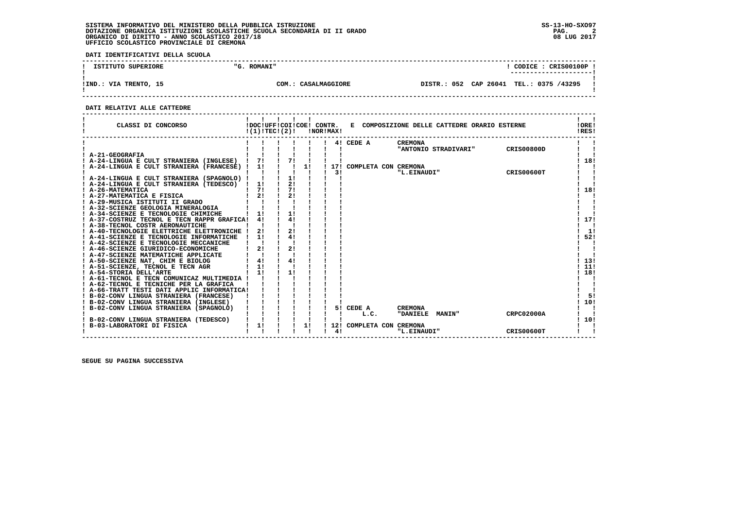**SISTEMA INFORMATIVO DEL MINISTERO DELLA PUBBLICA ISTRUZIONE**
**DOTAZIONE ORGANICA ISTITUZIONI SCOLASTICHE SCUOLA SECONDARIA DI II GRADO**
**ORGANICO DI DIRITTO - ANNO SCOLASTICO 2017/18**
**UFFICIO SCOLASTICO PROVINCIALE DI CREMONA**

SS-13-HO-SXO97
08 LUG 2017

**DATI IDENTIFICATIVI DELLA SCUOLA**

| ISTITUTO SUPERIORE | "G. ROMANI" | | CODICE : CRIS00100P |
|---|---|---|---|
| IND.: VIA TRENTO, 15 | COM.: CASALMAGGIORE | DISTR.: 052 CAP 26041 | TEL.: 0375 /43295 |

**DATI RELATIVI ALLE CATTEDRE**

| CLASSI DI CONCORSO | DOC (1) | UFF TEC | COI (2) | COE | CONTR. NOR | CONTR. MAX | E COMPOSIZIONE DELLE CATTEDRE ORARIO ESTERNE | | | ORE RES |
|---|---|---|---|---|---|---|---|---|---|---|
| | | | | | | 4 | CEDE A | CREMONA "ANTONIO STRADIVARI" | CRIS00800D | |
| A-21-GEOGRAFIA | | | | | | | | | | |
| A-24-LINGUA E CULT STRANIERA (INGLESE) | 7 | | 7 | | | | | | | 18 |
| A-24-LINGUA E CULT STRANIERA (FRANCESE) | 1 | | | 1 | | 17 | COMPLETA CON | CREMONA | | |
| | | | | | | 3 | | "L.EINAUDI" | CRIS00600T | |
| A-24-LINGUA E CULT STRANIERA (SPAGNOLO) | | | 1 | | | | | | | |
| A-24-LINGUA E CULT STRANIERA (TEDESCO) | 1 | | 2 | | | | | | | |
| A-26-MATEMATICA | 7 | | 7 | | | | | | | 18 |
| A-27-MATEMATICA E FISICA | 2 | | 2 | | | | | | | |
| A-29-MUSICA ISTITUTI II GRADO | | | | | | | | | | |
| A-32-SCIENZE GEOLOGIA MINERALOGIA | | | | | | | | | | |
| A-34-SCIENZE E TECNOLOGIE CHIMICHE | 1 | | 1 | | | | | | | |
| A-37-COSTRUZ TECNOL E TECN RAPPR GRAFICA | 4 | | 4 | | | | | | | 17 |
| A-38-TECNOL COSTR AERONAUTICHE | | | | | | | | | | |
| A-40-TECNOLOGIE ELETTRICHE ELETTRONICHE | 2 | | 2 | | | | | | | 1 |
| A-41-SCIENZE E TECNOLOGIE INFORMATICHE | 1 | | 4 | | | | | | | 52 |
| A-42-SCIENZE E TECNOLOGIE MECCANICHE | | | | | | | | | | |
| A-46-SCIENZE GIURIDICO-ECONOMICHE | 2 | | 2 | | | | | | | |
| A-47-SCIENZE MATEMATICHE APPLICATE | | | | | | | | | | |
| A-50-SCIENZE NAT, CHIM E BIOLOG | 4 | | 4 | | | | | | | 13 |
| A-51-SCIENZE, TECNOL E TECN AGR | 1 | | | | | | | | | 11 |
| A-54-STORIA DELL'ARTE | 1 | | 1 | | | | | | | 18 |
| A-61-TECNOL E TECN COMUNICAZ MULTIMEDIA | | | | | | | | | | |
| A-62-TECNOL E TECNICHE PER LA GRAFICA | | | | | | | | | | |
| A-66-TRATT TESTI DATI APPLIC INFORMATICA | | | | | | | | | | |
| B-02-CONV LINGUA STRANIERA (FRANCESE) | | | | | | | | | | 5 |
| B-02-CONV LINGUA STRANIERA (INGLESE) | | | | | | | | | | 10 |
| B-02-CONV LINGUA STRANIERA (SPAGNOLO) | | | | | | 5 | CEDE A L.C. | CREMONA "DANIELE MANIN" | CRPC02000A | |
| B-02-CONV LINGUA STRANIERA (TEDESCO) | | | | | | | | | | 10 |
| B-03-LABORATORI DI FISICA | 1 | | | 1 | | 12 | COMPLETA CON | CREMONA | | |
| | | | | | | 4 | | "L.EINAUDI" | CRIS00600T | |

**SEGUE SU PAGINA SUCCESSIVA**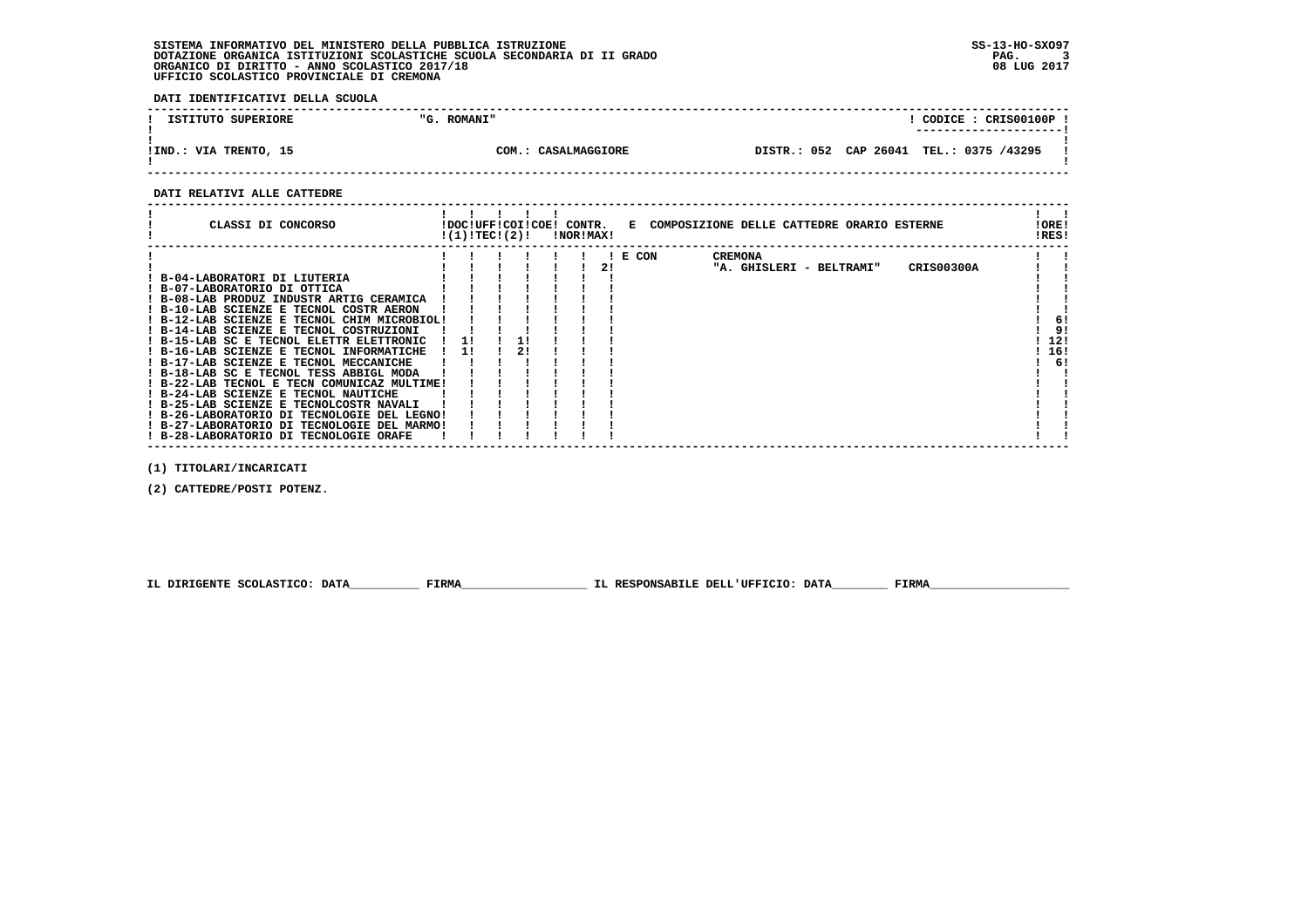SISTEMA INFORMATIVO DEL MINISTERO DELLA PUBBLICA ISTRUZIONE
DOTAZIONE ORGANICA ISTITUZIONI SCOLASTICHE SCUOLA SECONDARIA DI II GRADO
ORGANICO DI DIRITTO - ANNO SCOLASTICO 2017/18
UFFICIO SCOLASTICO PROVINCIALE DI CREMONA

SS-13-HO-SXO97
08 LUG 2017

**DATI IDENTIFICATIVI DELLA SCUOLA**

| ISTITUTO SUPERIORE | "G. ROMANI" | | CODICE : CRIS00100P |
|---|---|---|---|
| IND.: VIA TRENTO, 15 | COM.: CASALMAGGIORE | DISTR.: 052 CAP 26041 | TEL.: 0375 /43295 |

**DATI RELATIVI ALLE CATTEDRE**

| CLASSI DI CONCORSO | DOC (1) | UFF TEC | COI (2) | COE | CONTR. NOR | CONTR. MAX | E COMPOSIZIONE DELLE CATTEDRE ORARIO ESTERNE | ORE RES |
|---|---|---|---|---|---|---|---|---|
| | | | | | | 2 | E CON CREMONA "A. GHISLERI - BELTRAMI" CRIS00300A | |
| B-04-LABORATORI DI LIUTERIA | | | | | | | | |
| B-07-LABORATORIO DI OTTICA | | | | | | | | |
| B-08-LAB PRODUZ INDUSTR ARTIG CERAMICA | | | | | | | | |
| B-10-LAB SCIENZE E TECNOL COSTR AERON | | | | | | | | |
| B-12-LAB SCIENZE E TECNOL CHIM MICROBIOL | | | | | | | | 6 |
| B-14-LAB SCIENZE E TECNOL COSTRUZIONI | | | | | | | | 9 |
| B-15-LAB SC E TECNOL ELETTR ELETTRONIC | 1 | | 1 | | | | | 12 |
| B-16-LAB SCIENZE E TECNOL INFORMATICHE | 1 | | 2 | | | | | 16 |
| B-17-LAB SCIENZE E TECNOL MECCANICHE | | | | | | | | 6 |
| B-18-LAB SC E TECNOL TESS ABBIGL MODA | | | | | | | | |
| B-22-LAB TECNOL E TECN COMUNICAZ MULTIME | | | | | | | | |
| B-24-LAB SCIENZE E TECNOL NAUTICHE | | | | | | | | |
| B-25-LAB SCIENZE E TECNOLCOSTR NAVALI | | | | | | | | |
| B-26-LABORATORIO DI TECNOLOGIE DEL LEGNO | | | | | | | | |
| B-27-LABORATORIO DI TECNOLOGIE DEL MARMO | | | | | | | | |
| B-28-LABORATORIO DI TECNOLOGIE ORAFE | | | | | | | | |

(1) TITOLARI/INCARICATI

(2) CATTEDRE/POSTI POTENZ.

IL DIRIGENTE SCOLASTICO: DATA__________ FIRMA__________________ IL RESPONSABILE DELL'UFFICIO: DATA________ FIRMA____________________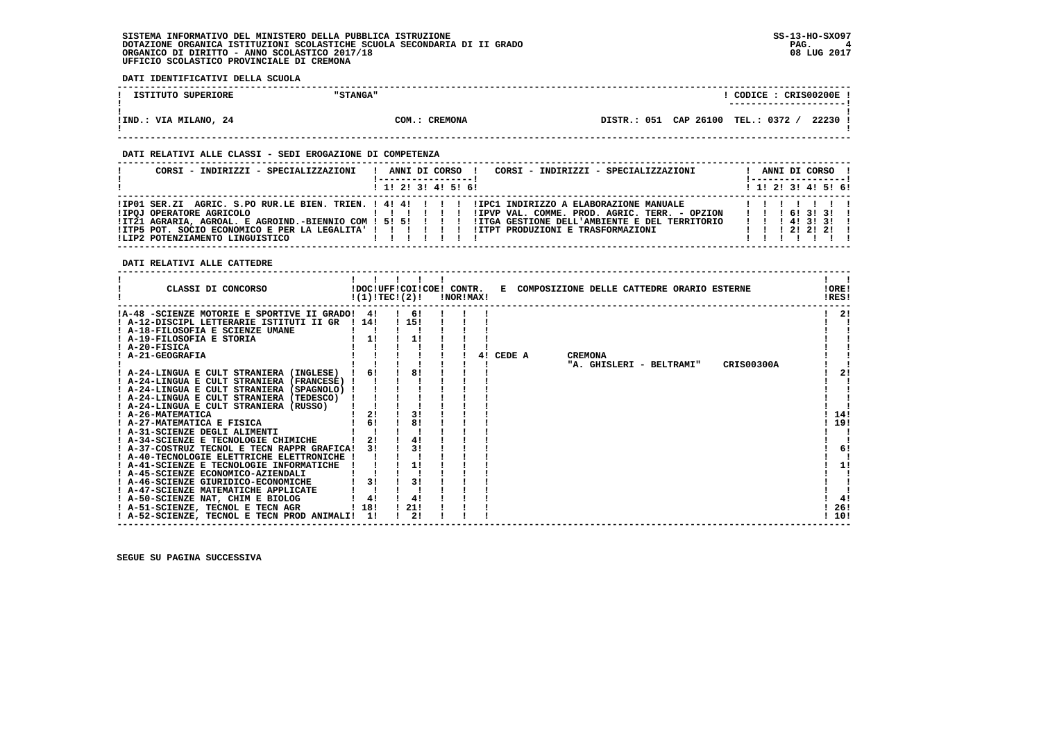SISTEMA INFORMATIVO DEL MINISTERO DELLA PUBBLICA ISTRUZIONE
DOTAZIONE ORGANICA ISTITUZIONI SCOLASTICHE SCUOLA SECONDARIA DI II GRADO
ORGANICO DI DIRITTO - ANNO SCOLASTICO 2017/18
UFFICIO SCOLASTICO PROVINCIALE DI CREMONA

SS-13-HO-SXO97
08 LUG 2017

**DATI IDENTIFICATIVI DELLA SCUOLA**

| ISTITUTO SUPERIORE | "STANGA" | | CODICE : CRIS00200E |
|---|---|---|---|
| IND.: VIA MILANO, 24 | COM.: CREMONA | DISTR.: 051 CAP 26100 | TEL.: 0372 / 22230 |

**DATI RELATIVI ALLE CLASSI - SEDI EROGAZIONE DI COMPETENZA**

| CORSI - INDIRIZZI - SPECIALIZZAZIONI | 1 | 2 | 3 | 4 | 5 | 6 | CORSI - INDIRIZZI - SPECIALIZZAZIONI | 1 | 2 | 3 | 4 | 5 | 6 |
|---|---|---|---|---|---|---|---|---|---|---|---|---|---|
| IP01 SER.ZI AGRIC. S.PO RUR.LE BIEN. TRIEN. | 4 | 4 | | | | | IPC1 INDIRIZZO A ELABORAZIONE MANUALE | | | | | | |
| IPQJ OPERATORE AGRICOLO | | | | | | | IPVP VAL. COMME. PROD. AGRIC. TERR. - OPZION | | | 6 | 3 | 3 | |
| IT21 AGRARIA, AGROAL. E AGROIND.-BIENNIO COM | 5 | 5 | | | | | ITGA GESTIONE DELL'AMBIENTE E DEL TERRITORIO | | | 4 | 3 | 3 | |
| ITP5 POT. SOCIO ECONOMICO E PER LA LEGALITA' | | | | | | | ITPT PRODUZIONI E TRASFORMAZIONI | | | 2 | 2 | 2 | |
| LIP2 POTENZIAMENTO LINGUISTICO | | | | | | | | | | | | | |

**DATI RELATIVI ALLE CATTEDRE**

| CLASSI DI CONCORSO | DOC (1) | UFF TEC | COI (2) | COE | CONTR. NOR | CONTR. MAX | E COMPOSIZIONE DELLE CATTEDRE ORARIO ESTERNE | ORE RES |
|---|---|---|---|---|---|---|---|---|
| A-48 -SCIENZE MOTORIE E SPORTIVE II GRADO | 4 | | 6 | | | | | 2 |
| A-12-DISCIPL LETTERARIE ISTITUTI II GR | 14 | | 15 | | | | | |
| A-18-FILOSOFIA E SCIENZE UMANE | | | | | | | | |
| A-19-FILOSOFIA E STORIA | 1 | | 1 | | | | | |
| A-20-FISICA | | | | | | | | |
| A-21-GEOGRAFIA | | | | | 4 | | CEDE A CREMONA "A. GHISLERI - BELTRAMI" CRIS00300A | |
| A-24-LINGUA E CULT STRANIERA (INGLESE) | 6 | | 8 | | | | | 2 |
| A-24-LINGUA E CULT STRANIERA (FRANCESE) | | | | | | | | |
| A-24-LINGUA E CULT STRANIERA (SPAGNOLO) | | | | | | | | |
| A-24-LINGUA E CULT STRANIERA (TEDESCO) | | | | | | | | |
| A-24-LINGUA E CULT STRANIERA (RUSSO) | | | | | | | | |
| A-26-MATEMATICA | 2 | | 3 | | | | | 14 |
| A-27-MATEMATICA E FISICA | 6 | | 8 | | | | | 19 |
| A-31-SCIENZE DEGLI ALIMENTI | | | | | | | | |
| A-34-SCIENZE E TECNOLOGIE CHIMICHE | 2 | | 4 | | | | | |
| A-37-COSTRUZ TECNOL E TECN RAPPR GRAFICA | 3 | | 3 | | | | | 6 |
| A-40-TECNOLOGIE ELETTRICHE ELETTRONICHE | | | | | | | | |
| A-41-SCIENZE E TECNOLOGIE INFORMATICHE | | | 1 | | | | | 1 |
| A-45-SCIENZE ECONOMICO-AZIENDALI | | | | | | | | |
| A-46-SCIENZE GIURIDICO-ECONOMICHE | 3 | | 3 | | | | | |
| A-47-SCIENZE MATEMATICHE APPLICATE | | | | | | | | |
| A-50-SCIENZE NAT, CHIM E BIOLOG | 4 | | 4 | | | | | 4 |
| A-51-SCIENZE, TECNOL E TECN AGR | 18 | | 21 | | | | | 26 |
| A-52-SCIENZE, TECNOL E TECN PROD ANIMALI | 1 | | 2 | | | | | 10 |

SEGUE SU PAGINA SUCCESSIVA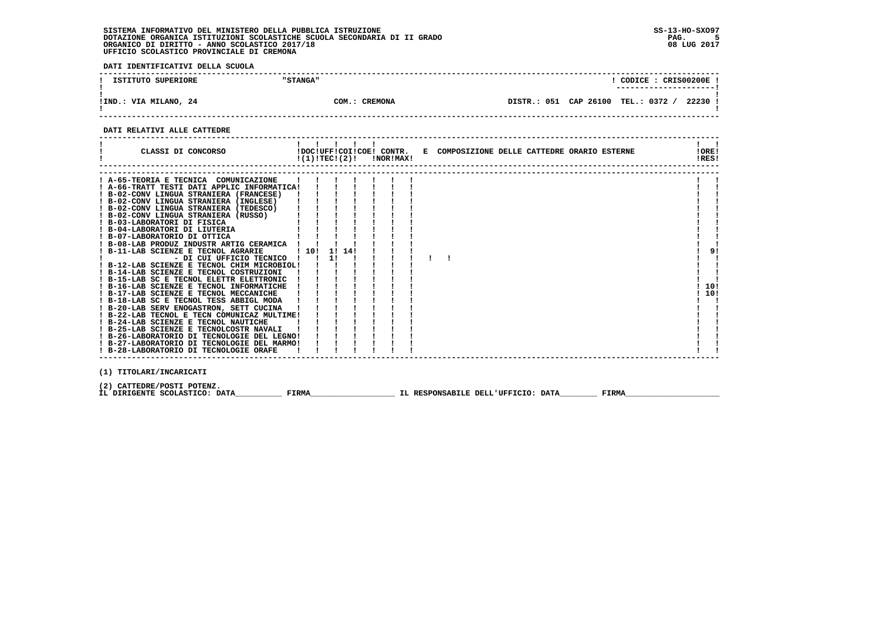SISTEMA INFORMATIVO DEL MINISTERO DELLA PUBBLICA ISTRUZIONE
DOTAZIONE ORGANICA ISTITUZIONI SCOLASTICHE SCUOLA SECONDARIA DI II GRADO
ORGANICO DI DIRITTO - ANNO SCOLASTICO 2017/18
UFFICIO SCOLASTICO PROVINCIALE DI CREMONA

SS-13-HO-SXO97
08 LUG 2017

**DATI IDENTIFICATIVI DELLA SCUOLA**

| ISTITUTO SUPERIORE | "STANGA" | CODICE : CRIS00200E |
|---|---|---|
| IND.: VIA MILANO, 24 | COM.: CREMONA | DISTR.: 051 CAP 26100 TEL.: 0372 / 22230 |

**DATI RELATIVI ALLE CATTEDRE**

| CLASSI DI CONCORSO | DOC (1) | UFF TEC | COI | COE (2) | CONTR. NOR | CONTR. MAX | E COMPOSIZIONE DELLE CATTEDRE ORARIO ESTERNE | ORE RES |
|---|---|---|---|---|---|---|---|---|
| A-65-TEORIA E TECNICA COMUNICAZIONE | | | | | | | | |
| A-66-TRATT TESTI DATI APPLIC INFORMATICA | | | | | | | | |
| B-02-CONV LINGUA STRANIERA (FRANCESE) | | | | | | | | |
| B-02-CONV LINGUA STRANIERA (INGLESE) | | | | | | | | |
| B-02-CONV LINGUA STRANIERA (TEDESCO) | | | | | | | | |
| B-02-CONV LINGUA STRANIERA (RUSSO) | | | | | | | | |
| B-03-LABORATORI DI FISICA | | | | | | | | |
| B-04-LABORATORI DI LIUTERIA | | | | | | | | |
| B-07-LABORATORIO DI OTTICA | | | | | | | | |
| B-08-LAB PRODUZ INDUSTR ARTIG CERAMICA | | | | | | | | |
| B-11-LAB SCIENZE E TECNOL AGRARIE | 10 | 1 | 14 | | | | | 9 |
| - DI CUI UFFICIO TECNICO | | 1 | | | | | | |
| B-12-LAB SCIENZE E TECNOL CHIM MICROBIOL | | | | | | | | |
| B-14-LAB SCIENZE E TECNOL COSTRUZIONI | | | | | | | | |
| B-15-LAB SC E TECNOL ELETTR ELETTRONIC | | | | | | | | |
| B-16-LAB SCIENZE E TECNOL INFORMATICHE | | | | | | | | 10 |
| B-17-LAB SCIENZE E TECNOL MECCANICHE | | | | | | | | 10 |
| B-18-LAB SC E TECNOL TESS ABBIGL MODA | | | | | | | | |
| B-20-LAB SERV ENOGASTRON, SETT CUCINA | | | | | | | | |
| B-22-LAB TECNOL E TECN COMUNICAZ MULTIME | | | | | | | | |
| B-24-LAB SCIENZE E TECNOL NAUTICHE | | | | | | | | |
| B-25-LAB SCIENZE E TECNOLCOSTR NAVALI | | | | | | | | |
| B-26-LABORATORIO DI TECNOLOGIE DEL LEGNO | | | | | | | | |
| B-27-LABORATORIO DI TECNOLOGIE DEL MARMO | | | | | | | | |
| B-28-LABORATORIO DI TECNOLOGIE ORAFE | | | | | | | | |

(1) TITOLARI/INCARICATI

(2) CATTEDRE/POSTI POTENZ.

IL DIRIGENTE SCOLASTICO: DATA__________ FIRMA__________________ IL RESPONSABILE DELL'UFFICIO: DATA________ FIRMA____________________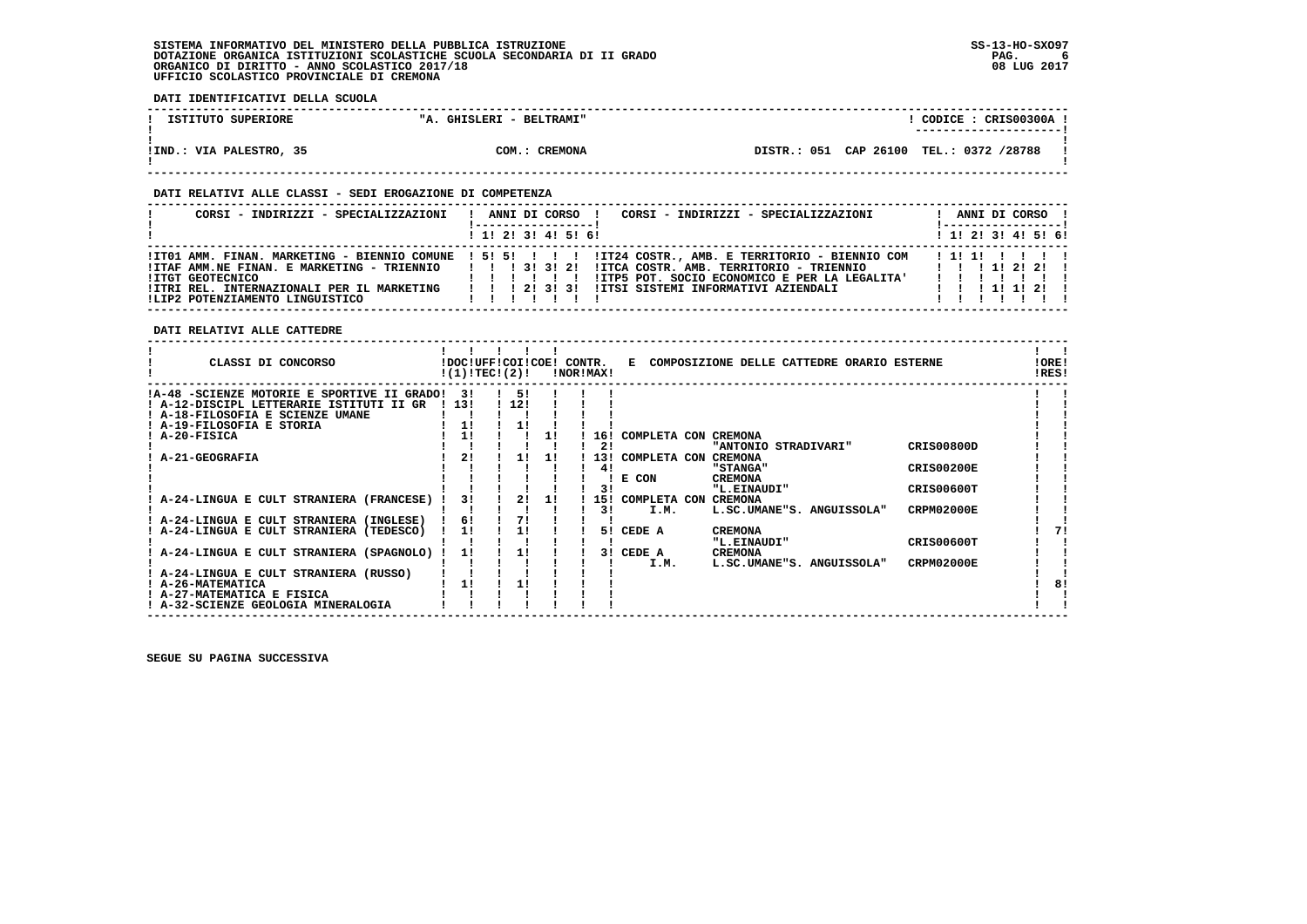SISTEMA INFORMATIVO DEL MINISTERO DELLA PUBBLICA ISTRUZIONE
DOTAZIONE ORGANICA ISTITUZIONI SCOLASTICHE SCUOLA SECONDARIA DI II GRADO
ORGANICO DI DIRITTO - ANNO SCOLASTICO 2017/18
UFFICIO SCOLASTICO PROVINCIALE DI CREMONA

SS-13-HO-SXO97
08 LUG 2017

**DATI IDENTIFICATIVI DELLA SCUOLA**

| ISTITUTO SUPERIORE | "A. GHISLERI - BELTRAMI" | CODICE : CRIS00300A |
|---|---|---|
| IND.: VIA PALESTRO, 35 | COM.: CREMONA | DISTR.: 051 CAP 26100 TEL.: 0372 /28788 |

**DATI RELATIVI ALLE CLASSI - SEDI EROGAZIONE DI COMPETENZA**

| CORSI - INDIRIZZI - SPECIALIZZAZIONI | 1 | 2 | 3 | 4 | 5 | 6 | CORSI - INDIRIZZI - SPECIALIZZAZIONI | 1 | 2 | 3 | 4 | 5 | 6 |
|---|---|---|---|---|---|---|---|---|---|---|---|---|---|
| IT01 AMM. FINAN. MARKETING - BIENNIO COMUNE | 5 | 5 | | | | | IT24 COSTR., AMB. E TERRITORIO - BIENNIO COM | 1 | 1 | | | | |
| ITAF AMM.NE FINAN. E MARKETING - TRIENNIO | | | 3 | 3 | 2 | | ITCA COSTR. AMB. TERRITORIO - TRIENNIO | | | 1 | 2 | 2 | |
| ITGT GEOTECNICO | | | | | | | ITP5 POT. SOCIO ECONOMICO E PER LA LEGALITA' | | | | | | |
| ITRI REL. INTERNAZIONALI PER IL MARKETING | | | 2 | 3 | 3 | | ITSI SISTEMI INFORMATIVI AZIENDALI | | | 1 | 1 | 2 | |
| LIP2 POTENZIAMENTO LINGUISTICO | | | | | | | | | | | | | |

**DATI RELATIVI ALLE CATTEDRE**

| CLASSI DI CONCORSO | DOC (1) | UFF TEC | COI (2) | COE | CONTR. NOR | CONTR. MAX | E COMPOSIZIONE DELLE CATTEDRE ORARIO ESTERNE | | | ORE RES |
|---|---|---|---|---|---|---|---|---|---|---|
| A-48 -SCIENZE MOTORIE E SPORTIVE II GRADO | 3 | | 5 | | | | | | | |
| A-12-DISCIPL LETTERARIE ISTITUTI II GR | 13 | | 12 | | | | | | | |
| A-18-FILOSOFIA E SCIENZE UMANE | | | | | | | | | | |
| A-19-FILOSOFIA E STORIA | 1 | | 1 | | | | | | | |
| A-20-FISICA | 1 | | | 1 | | 16 | COMPLETA CON | CREMONA | | |
| | | | | | | 2 | | "ANTONIO STRADIVARI" | CRIS00800D | |
| A-21-GEOGRAFIA | 2 | | 1 | 1 | | 13 | COMPLETA CON | CREMONA | | |
| | | | | | | 4 | | "STANGA" | CRIS00200E | |
| | | | | | | | E CON | CREMONA | | |
| | | | | | | 3 | | "L.EINAUDI" | CRIS00600T | |
| A-24-LINGUA E CULT STRANIERA (FRANCESE) | 3 | | 2 | 1 | | 15 | COMPLETA CON | CREMONA | | |
| | | | | | | 3 | I.M. | L.SC.UMANE"S. ANGUISSOLA" | CRPM02000E | |
| A-24-LINGUA E CULT STRANIERA (INGLESE) | 6 | | 7 | | | | | | | |
| A-24-LINGUA E CULT STRANIERA (TEDESCO) | 1 | | 1 | | | 5 | CEDE A | CREMONA | | 7 |
| | | | | | | | | "L.EINAUDI" | CRIS00600T | |
| A-24-LINGUA E CULT STRANIERA (SPAGNOLO) | 1 | | 1 | | | 3 | CEDE A | CREMONA | | |
| | | | | | | | I.M. | L.SC.UMANE"S. ANGUISSOLA" | CRPM02000E | |
| A-24-LINGUA E CULT STRANIERA (RUSSO) | | | | | | | | | | |
| A-26-MATEMATICA | 1 | | 1 | | | | | | | 8 |
| A-27-MATEMATICA E FISICA | | | | | | | | | | |
| A-32-SCIENZE GEOLOGIA MINERALOGIA | | | | | | | | | | |

SEGUE SU PAGINA SUCCESSIVA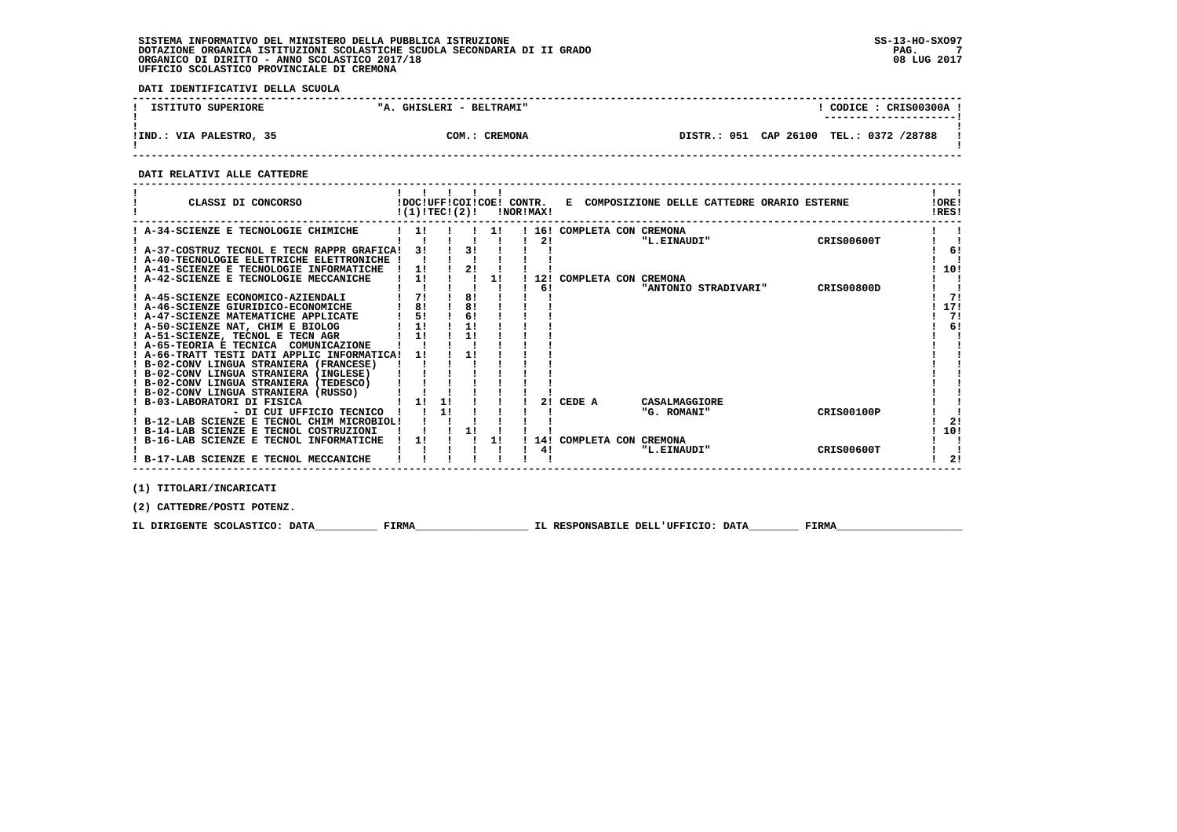SISTEMA INFORMATIVO DEL MINISTERO DELLA PUBBLICA ISTRUZIONE
DOTAZIONE ORGANICA ISTITUZIONI SCOLASTICHE SCUOLA SECONDARIA DI II GRADO
ORGANICO DI DIRITTO - ANNO SCOLASTICO 2017/18
UFFICIO SCOLASTICO PROVINCIALE DI CREMONA

SS-13-HO-SXO97
08 LUG 2017

**DATI IDENTIFICATIVI DELLA SCUOLA**

| ISTITUTO SUPERIORE | "A. GHISLERI - BELTRAMI" | CODICE : CRIS00300A |
|---|---|---|
| IND.: VIA PALESTRO, 35 | COM.: CREMONA | DISTR.: 051 CAP 26100 TEL.: 0372 /28788 |

**DATI RELATIVI ALLE CATTEDRE**

| CLASSI DI CONCORSO | DOC (1) | UFF TEC | COI (2) | COE | CONTR. NOR | CONTR. MAX | E COMPOSIZIONE DELLE CATTEDRE ORARIO ESTERNE | | | ORE RES |
|---|---|---|---|---|---|---|---|---|---|---|
| A-34-SCIENZE E TECNOLOGIE CHIMICHE | 1 | | | 1 | 16 | | COMPLETA CON CREMONA | | | |
| | | | | | | 2 | | "L.EINAUDI" | CRIS00600T | |
| A-37-COSTRUZ TECNOL E TECN RAPPR GRAFICA | 3 | | 3 | | | | | | | 6 |
| A-40-TECNOLOGIE ELETTRICHE ELETTRONICHE | | | | | | | | | | |
| A-41-SCIENZE E TECNOLOGIE INFORMATICHE | 1 | | 2 | | | | | | | 10 |
| A-42-SCIENZE E TECNOLOGIE MECCANICHE | 1 | | | 1 | 12 | | COMPLETA CON CREMONA | | | |
| | | | | | | 6 | | "ANTONIO STRADIVARI" | CRIS00800D | |
| A-45-SCIENZE ECONOMICO-AZIENDALI | 7 | | 8 | | | | | | | 7 |
| A-46-SCIENZE GIURIDICO-ECONOMICHE | 8 | | 8 | | | | | | | 17 |
| A-47-SCIENZE MATEMATICHE APPLICATE | 5 | | 6 | | | | | | | 7 |
| A-50-SCIENZE NAT, CHIM E BIOLOG | 1 | | 1 | | | | | | | 6 |
| A-51-SCIENZE, TECNOL E TECN AGR | 1 | | 1 | | | | | | | |
| A-65-TEORIA E TECNICA COMUNICAZIONE | | | | | | | | | | |
| A-66-TRATT TESTI DATI APPLIC INFORMATICA | 1 | | 1 | | | | | | | |
| B-02-CONV LINGUA STRANIERA (FRANCESE) | | | | | | | | | | |
| B-02-CONV LINGUA STRANIERA (INGLESE) | | | | | | | | | | |
| B-02-CONV LINGUA STRANIERA (TEDESCO) | | | | | | | | | | |
| B-02-CONV LINGUA STRANIERA (RUSSO) | | | | | | | | | | |
| B-03-LABORATORI DI FISICA | 1 | 1 | | | | 2 | CEDE A | CASALMAGGIORE | | |
| - DI CUI UFFICIO TECNICO | | 1 | | | | | | "G. ROMANI" | CRIS00100P | |
| B-12-LAB SCIENZE E TECNOL CHIM MICROBIOL | | | | | | | | | | 2 |
| B-14-LAB SCIENZE E TECNOL COSTRUZIONI | | | 1 | | | | | | | 10 |
| B-16-LAB SCIENZE E TECNOL INFORMATICHE | 1 | | | 1 | 14 | | COMPLETA CON CREMONA | | | |
| | | | | | | 4 | | "L.EINAUDI" | CRIS00600T | |
| B-17-LAB SCIENZE E TECNOL MECCANICHE | | | | | | | | | | 2 |

(1) TITOLARI/INCARICATI

(2) CATTEDRE/POSTI POTENZ.

IL DIRIGENTE SCOLASTICO: DATA__________ FIRMA__________________ IL RESPONSABILE DELL'UFFICIO: DATA________ FIRMA____________________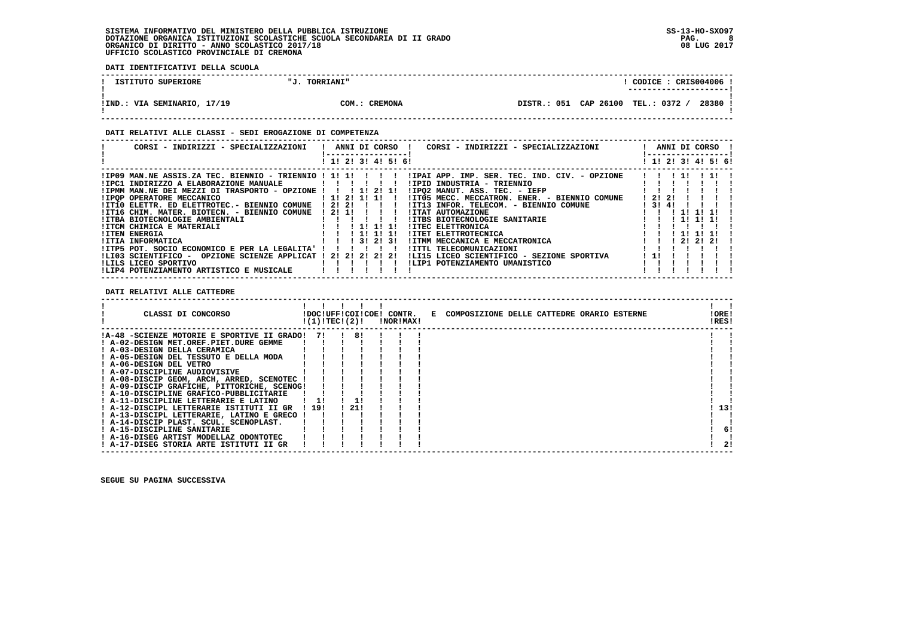SISTEMA INFORMATIVO DEL MINISTERO DELLA PUBBLICA ISTRUZIONE
DOTAZIONE ORGANICA ISTITUZIONI SCOLASTICHE SCUOLA SECONDARIA DI II GRADO
ORGANICO DI DIRITTO - ANNO SCOLASTICO 2017/18
UFFICIO SCOLASTICO PROVINCIALE DI CREMONA

SS-13-HO-SXO97
08 LUG 2017

**DATI IDENTIFICATIVI DELLA SCUOLA**

| ISTITUTO SUPERIORE | "J. TORRIANI" | | CODICE : CRIS004006 |
|---|---|---|---|
| IND.: VIA SEMINARIO, 17/19 | COM.: CREMONA | DISTR.: 051 CAP 26100 | TEL.: 0372 / 28380 |

**DATI RELATIVI ALLE CLASSI - SEDI EROGAZIONE DI COMPETENZA**

| CORSI - INDIRIZZI - SPECIALIZZAZIONI | 1 | 2 | 3 | 4 | 5 | 6 | CORSI - INDIRIZZI - SPECIALIZZAZIONI | 1 | 2 | 3 | 4 | 5 | 6 |
|---|---|---|---|---|---|---|---|---|---|---|---|---|---|
| IP09 MAN.NE ASSIS.ZA TEC. BIENNIO - TRIENNIO | 1 | 1 | | | | | IPAI APP. IMP. SER. TEC. IND. CIV. - OPZIONE | | | 1 | | 1 | |
| IPC1 INDIRIZZO A ELABORAZIONE MANUALE | | | | | | | IPID INDUSTRIA - TRIENNIO | | | | | | |
| IPMM MAN.NE DEI MEZZI DI TRASPORTO - OPZIONE | | | 1 | 2 | 1 | | IPQ2 MANUT. ASS. TEC. - IEFP | | | | | | |
| IPQP OPERATORE MECCANICO | 1 | 2 | 1 | 1 | | | IT05 MECC. MECCATRON. ENER. - BIENNIO COMUNE | 2 | 2 | | | | |
| IT10 ELETTR. ED ELETTROTEC.- BIENNIO COMUNE | 2 | 2 | | | | | IT13 INFOR. TELECOM. - BIENNIO COMUNE | 3 | 4 | | | | |
| IT16 CHIM. MATER. BIOTECN. - BIENNIO COMUNE | 2 | 1 | | | | | ITAT AUTOMAZIONE | | | 1 | 1 | 1 | |
| ITBA BIOTECNOLOGIE AMBIENTALI | | | | | | | ITBS BIOTECNOLOGIE SANITARIE | | | 1 | 1 | 1 | |
| ITCM CHIMICA E MATERIALI | | | 1 | 1 | 1 | | ITEC ELETTRONICA | | | | | | |
| ITEN ENERGIA | | | 1 | 1 | 1 | | ITET ELETTROTECNICA | | | 1 | 1 | 1 | |
| ITIA INFORMATICA | | | 3 | 2 | 3 | | ITMM MECCANICA E MECCATRONICA | | | 2 | 2 | 2 | |
| ITP5 POT. SOCIO ECONOMICO E PER LA LEGALITA' | | | | | | | ITTL TELECOMUNICAZIONI | | | | | | |
| LI03 SCIENTIFICO - OPZIONE SCIENZE APPLICAT | 2 | 2 | 2 | 2 | 2 | | LI15 LICEO SCIENTIFICO - SEZIONE SPORTIVA | 1 | | | | | |
| LILS LICEO SPORTIVO | | | | | | | LIP1 POTENZIAMENTO UMANISTICO | | | | | | |
| LIP4 POTENZIAMENTO ARTISTICO E MUSICALE | | | | | | | | | | | | | |

**DATI RELATIVI ALLE CATTEDRE**

| CLASSI DI CONCORSO | DOC (1) | UFF TEC (2) | COI | COE | CONTR. NOR | CONTR. MAX | E COMPOSIZIONE DELLE CATTEDRE ORARIO ESTERNE | ORE RES |
|---|---|---|---|---|---|---|---|---|
| A-48 -SCIENZE MOTORIE E SPORTIVE II GRADO | 7 | | 8 | | | | | |
| A-02-DESIGN MET.OREF.PIET.DURE GEMME | | | | | | | | |
| A-03-DESIGN DELLA CERAMICA | | | | | | | | |
| A-05-DESIGN DEL TESSUTO E DELLA MODA | | | | | | | | |
| A-06-DESIGN DEL VETRO | | | | | | | | |
| A-07-DISCIPLINE AUDIOVISIVE | | | | | | | | |
| A-08-DISCIP GEOM, ARCH, ARRED, SCENOTEC | | | | | | | | |
| A-09-DISCIP GRAFICHE, PITTORICHE, SCENOG | | | | | | | | |
| A-10-DISCIPLINE GRAFICO-PUBBLICITARIE | | | | | | | | |
| A-11-DISCIPLINE LETTERARIE E LATINO | 1 | | 1 | | | | | |
| A-12-DISCIPL LETTERARIE ISTITUTI II GR | 19 | | 21 | | | | | 13 |
| A-13-DISCIPL LETTERARIE, LATINO E GRECO | | | | | | | | |
| A-14-DISCIP PLAST. SCUL. SCENOPLAST. | | | | | | | | |
| A-15-DISCIPLINE SANITARIE | | | | | | | | 6 |
| A-16-DISEG ARTIST MODELLAZ ODONTOTEC | | | | | | | | |
| A-17-DISEG STORIA ARTE ISTITUTI II GR | | | | | | | | 2 |

**SEGUE SU PAGINA SUCCESSIVA**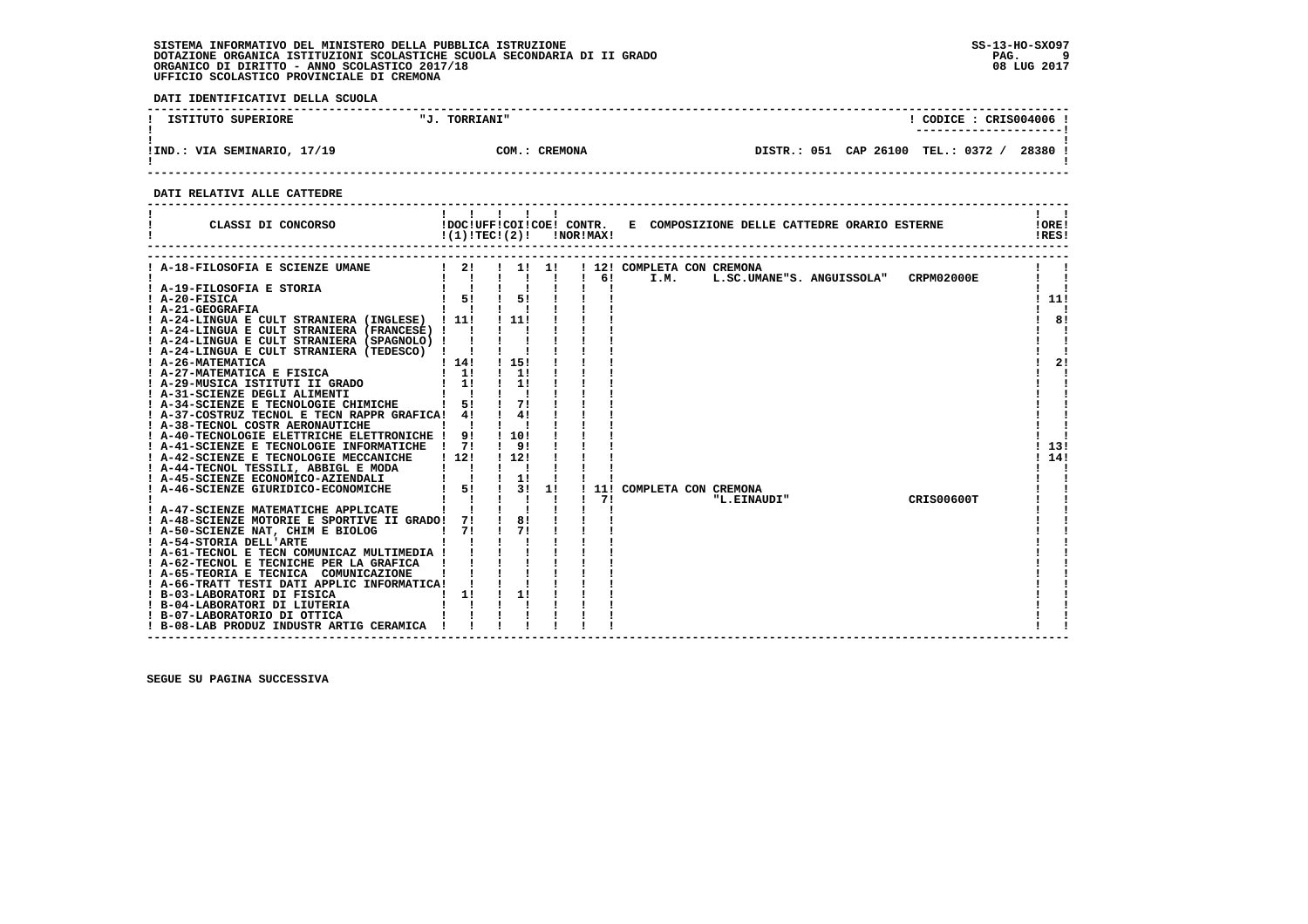SISTEMA INFORMATIVO DEL MINISTERO DELLA PUBBLICA ISTRUZIONE
DOTAZIONE ORGANICA ISTITUZIONI SCOLASTICHE SCUOLA SECONDARIA DI II GRADO
ORGANICO DI DIRITTO - ANNO SCOLASTICO 2017/18
UFFICIO SCOLASTICO PROVINCIALE DI CREMONA

SS-13-HO-SXO97
08 LUG 2017

**DATI IDENTIFICATIVI DELLA SCUOLA**

| ISTITUTO SUPERIORE | "J. TORRIANI" | CODICE : CRIS004006 |
|---|---|---|
| IND.: VIA SEMINARIO, 17/19 | COM.: CREMONA | DISTR.: 051 CAP 26100 TEL.: 0372 / 28380 |

**DATI RELATIVI ALLE CATTEDRE**

| CLASSI DI CONCORSO | DOC (1) | UFF TEC | COI (2) | COE | CONTR. NOR | CONTR. MAX | E COMPOSIZIONE DELLE CATTEDRE ORARIO ESTERNE | ORE RES |
|---|---|---|---|---|---|---|---|---|
| A-18-FILOSOFIA E SCIENZE UMANE | 2 | | 1 | 1 | | 12 | COMPLETA CON CREMONA | |
| | | | | | | 6 | I.M. L.SC.UMANE"S. ANGUISSOLA" CRPM02000E | |
| A-19-FILOSOFIA E STORIA | | | | | | | | |
| A-20-FISICA | 5 | | 5 | | | | | 11 |
| A-21-GEOGRAFIA | | | | | | | | |
| A-24-LINGUA E CULT STRANIERA (INGLESE) | 11 | | 11 | | | | | 8 |
| A-24-LINGUA E CULT STRANIERA (FRANCESE) | | | | | | | | |
| A-24-LINGUA E CULT STRANIERA (SPAGNOLO) | | | | | | | | |
| A-24-LINGUA E CULT STRANIERA (TEDESCO) | | | | | | | | |
| A-26-MATEMATICA | 14 | | 15 | | | | | 2 |
| A-27-MATEMATICA E FISICA | 1 | | 1 | | | | | |
| A-29-MUSICA ISTITUTI II GRADO | 1 | | 1 | | | | | |
| A-31-SCIENZE DEGLI ALIMENTI | | | | | | | | |
| A-34-SCIENZE E TECNOLOGIE CHIMICHE | 5 | | 7 | | | | | |
| A-37-COSTRUZ TECNOL E TECN RAPPR GRAFICA | 4 | | 4 | | | | | |
| A-38-TECNOL COSTR AERONAUTICHE | | | | | | | | |
| A-40-TECNOLOGIE ELETTRICHE ELETTRONICHE | 9 | | 10 | | | | | |
| A-41-SCIENZE E TECNOLOGIE INFORMATICHE | 7 | | 9 | | | | | 13 |
| A-42-SCIENZE E TECNOLOGIE MECCANICHE | 12 | | 12 | | | | | 14 |
| A-44-TECNOL TESSILI, ABBIGL E MODA | | | | | | | | |
| A-45-SCIENZE ECONOMICO-AZIENDALI | | | 1 | | | | | |
| A-46-SCIENZE GIURIDICO-ECONOMICHE | 5 | | 3 | 1 | | 11 | COMPLETA CON CREMONA | |
| | | | | | | 7 | "L.EINAUDI" CRIS00600T | |
| A-47-SCIENZE MATEMATICHE APPLICATE | | | | | | | | |
| A-48-SCIENZE MOTORIE E SPORTIVE II GRADO | 7 | | 8 | | | | | |
| A-50-SCIENZE NAT, CHIM E BIOLOG | 7 | | 7 | | | | | |
| A-54-STORIA DELL'ARTE | | | | | | | | |
| A-61-TECNOL E TECN COMUNICAZ MULTIMEDIA | | | | | | | | |
| A-62-TECNOL E TECNICHE PER LA GRAFICA | | | | | | | | |
| A-65-TEORIA E TECNICA COMUNICAZIONE | | | | | | | | |
| A-66-TRATT TESTI DATI APPLIC INFORMATICA | | | | | | | | |
| B-03-LABORATORI DI FISICA | 1 | | 1 | | | | | |
| B-04-LABORATORI DI LIUTERIA | | | | | | | | |
| B-07-LABORATORIO DI OTTICA | | | | | | | | |
| B-08-LAB PRODUZ INDUSTR ARTIG CERAMICA | | | | | | | | |

SEGUE SU PAGINA SUCCESSIVA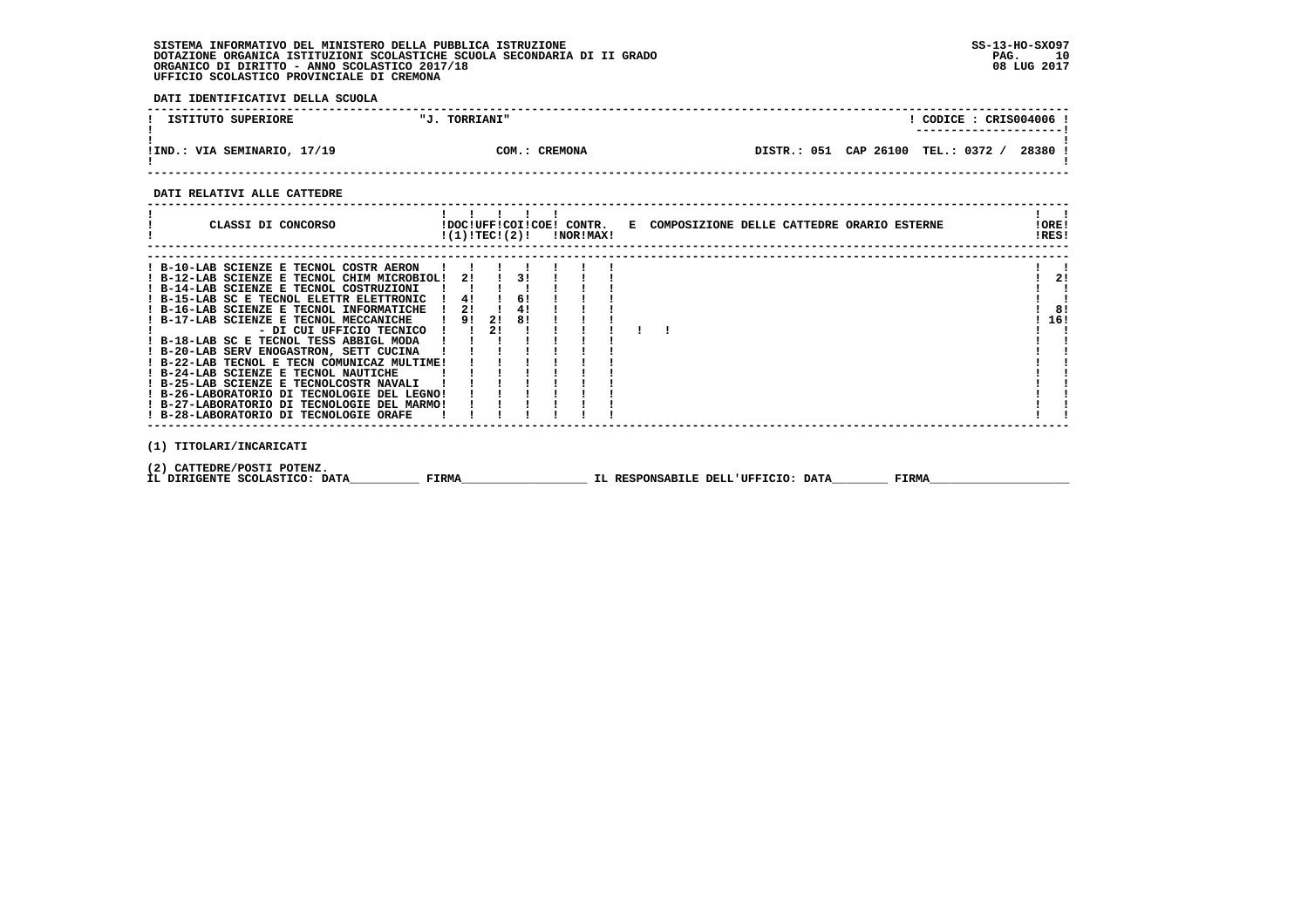SISTEMA INFORMATIVO DEL MINISTERO DELLA PUBBLICA ISTRUZIONE
DOTAZIONE ORGANICA ISTITUZIONI SCOLASTICHE SCUOLA SECONDARIA DI II GRADO
ORGANICO DI DIRITTO - ANNO SCOLASTICO 2017/18
UFFICIO SCOLASTICO PROVINCIALE DI CREMONA

SS-13-HO-SXO97
08 LUG 2017

**DATI IDENTIFICATIVI DELLA SCUOLA**

| ISTITUTO SUPERIORE | "J. TORRIANI" | CODICE : CRIS004006 |
|---|---|---|
| IND.: VIA SEMINARIO, 17/19 | COM.: CREMONA | DISTR.: 051 CAP 26100 TEL.: 0372 / 28380 |

**DATI RELATIVI ALLE CATTEDRE**

| CLASSI DI CONCORSO | DOC (1) | UFF TEC | COI | COE (2) | CONTR. NOR | CONTR. MAX | E COMPOSIZIONE DELLE CATTEDRE ORARIO ESTERNE | ORE RES |
|---|---|---|---|---|---|---|---|---|
| B-10-LAB SCIENZE E TECNOL COSTR AERON | | | | | | | | |
| B-12-LAB SCIENZE E TECNOL CHIM MICROBIOL | 2 | | 3 | | | | | 2 |
| B-14-LAB SCIENZE E TECNOL COSTRUZIONI | | | | | | | | |
| B-15-LAB SC E TECNOL ELETTR ELETTRONIC | 4 | | 6 | | | | | |
| B-16-LAB SCIENZE E TECNOL INFORMATICHE | 2 | | 4 | | | | | 8 |
| B-17-LAB SCIENZE E TECNOL MECCANICHE | 9 | 2 | 8 | | | | | 16 |
| - DI CUI UFFICIO TECNICO | | 2 | | | | | | |
| B-18-LAB SC E TECNOL TESS ABBIGL MODA | | | | | | | | |
| B-20-LAB SERV ENOGASTRON, SETT CUCINA | | | | | | | | |
| B-22-LAB TECNOL E TECN COMUNICAZ MULTIME | | | | | | | | |
| B-24-LAB SCIENZE E TECNOL NAUTICHE | | | | | | | | |
| B-25-LAB SCIENZE E TECNOLCOSTR NAVALI | | | | | | | | |
| B-26-LABORATORIO DI TECNOLOGIE DEL LEGNO | | | | | | | | |
| B-27-LABORATORIO DI TECNOLOGIE DEL MARMO | | | | | | | | |
| B-28-LABORATORIO DI TECNOLOGIE ORAFE | | | | | | | | |

(1) TITOLARI/INCARICATI

(2) CATTEDRE/POSTI POTENZ.

IL DIRIGENTE SCOLASTICO: DATA__________ FIRMA__________________ IL RESPONSABILE DELL'UFFICIO: DATA________ FIRMA____________________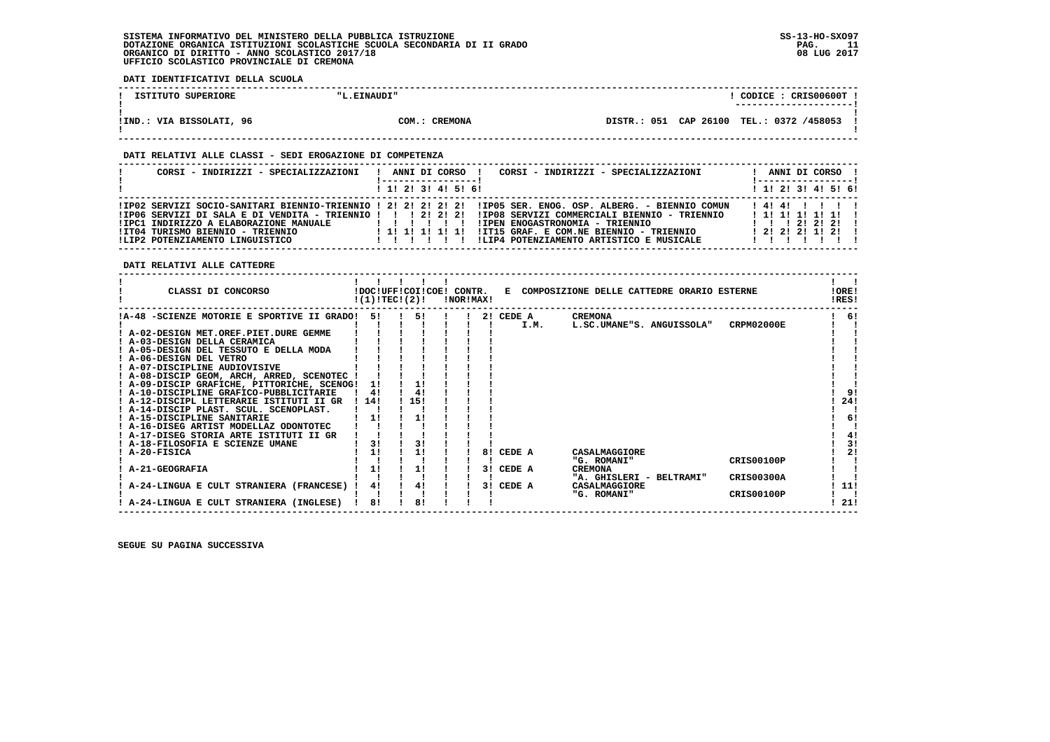SISTEMA INFORMATIVO DEL MINISTERO DELLA PUBBLICA ISTRUZIONE
DOTAZIONE ORGANICA ISTITUZIONI SCOLASTICHE SCUOLA SECONDARIA DI II GRADO
ORGANICO DI DIRITTO - ANNO SCOLASTICO 2017/18
UFFICIO SCOLASTICO PROVINCIALE DI CREMONA

SS-13-HO-SXO97
08 LUG 2017

**DATI IDENTIFICATIVI DELLA SCUOLA**

| ISTITUTO SUPERIORE | "L.EINAUDI" | | CODICE : CRIS00600T |
|---|---|---|---|
| IND.: VIA BISSOLATI, 96 | COM.: CREMONA | DISTR.: 051 CAP 26100 | TEL.: 0372 /458053 |

**DATI RELATIVI ALLE CLASSI - SEDI EROGAZIONE DI COMPETENZA**

| CORSI - INDIRIZZI - SPECIALIZZAZIONI | 1 | 2 | 3 | 4 | 5 | 6 | CORSI - INDIRIZZI - SPECIALIZZAZIONI | 1 | 2 | 3 | 4 | 5 | 6 |
|---|---|---|---|---|---|---|---|---|---|---|---|---|---|
| IP02 SERVIZI SOCIO-SANITARI BIENNIO-TRIENNIO | 2 | 2 | 2 | 2 | 2 | | IP05 SER. ENOG. OSP. ALBERG. - BIENNIO COMUN | 4 | 4 | | | | |
| IP06 SERVIZI DI SALA E DI VENDITA - TRIENNIO | | | 2 | 2 | 2 | | IP08 SERVIZI COMMERCIALI BIENNIO - TRIENNIO | 1 | 1 | 1 | 1 | 1 | |
| IPC1 INDIRIZZO A ELABORAZIONE MANUALE | | | | | | | IPEN ENOGASTRONOMIA - TRIENNIO | | | 2 | 2 | 2 | |
| IT04 TURISMO BIENNIO - TRIENNIO | 1 | 1 | 1 | 1 | 1 | | IT15 GRAF. E COM.NE BIENNIO - TRIENNIO | 2 | 2 | 2 | 1 | 2 | |
| LIP2 POTENZIAMENTO LINGUISTICO | | | | | | | LIP4 POTENZIAMENTO ARTISTICO E MUSICALE | | | | | | |

**DATI RELATIVI ALLE CATTEDRE**

| CLASSI DI CONCORSO | DOC (1) | UFF TEC (2) | COI | COE | CONTR. NOR | CONTR. MAX | E COMPOSIZIONE DELLE CATTEDRE ORARIO ESTERNE | ORE RES |
|---|---|---|---|---|---|---|---|---|
| A-48 -SCIENZE MOTORIE E SPORTIVE II GRADO | 5 | | 5 | | | 2 | CEDE A I.M. CREMONA L.SC.UMANE"S. ANGUISSOLA" CRPM02000E | 6 |
| A-02-DESIGN MET.OREF.PIET.DURE GEMME | | | | | | | | |
| A-03-DESIGN DELLA CERAMICA | | | | | | | | |
| A-05-DESIGN DEL TESSUTO E DELLA MODA | | | | | | | | |
| A-06-DESIGN DEL VETRO | | | | | | | | |
| A-07-DISCIPLINE AUDIOVISIVE | | | | | | | | |
| A-08-DISCIP GEOM, ARCH, ARRED, SCENOTEC | | | | | | | | |
| A-09-DISCIP GRAFICHE, PITTORICHE, SCENOG | 1 | | 1 | | | | | |
| A-10-DISCIPLINE GRAFICO-PUBBLICITARIE | 4 | | 4 | | | | | 9 |
| A-12-DISCIPL LETTERARIE ISTITUTI II GR | 14 | | 15 | | | | | 24 |
| A-14-DISCIP PLAST. SCUL. SCENOPLAST. | | | | | | | | |
| A-15-DISCIPLINE SANITARIE | 1 | | 1 | | | | | 6 |
| A-16-DISEG ARTIST MODELLAZ ODONTOTEC | | | | | | | | |
| A-17-DISEG STORIA ARTE ISTITUTI II GR | | | | | | | | 4 |
| A-18-FILOSOFIA E SCIENZE UMANE | 3 | | 3 | | | | | 3 |
| A-20-FISICA | 1 | | 1 | | | 8 | CEDE A CASALMAGGIORE "G. ROMANI" CRIS00100P | 2 |
| A-21-GEOGRAFIA | 1 | | 1 | | | 3 | CEDE A CREMONA "A. GHISLERI - BELTRAMI" CRIS00300A | |
| A-24-LINGUA E CULT STRANIERA (FRANCESE) | 4 | | 4 | | | 3 | CEDE A CASALMAGGIORE "G. ROMANI" CRIS00100P | 11 |
| A-24-LINGUA E CULT STRANIERA (INGLESE) | 8 | | 8 | | | | | 21 |

SEGUE SU PAGINA SUCCESSIVA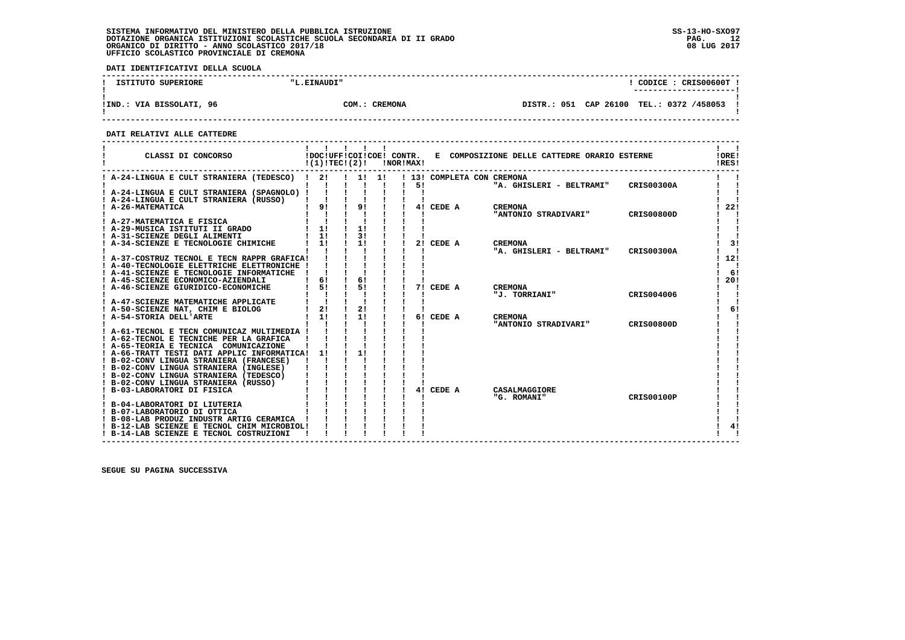SISTEMA INFORMATIVO DEL MINISTERO DELLA PUBBLICA ISTRUZIONE
DOTAZIONE ORGANICA ISTITUZIONI SCOLASTICHE SCUOLA SECONDARIA DI II GRADO
ORGANICO DI DIRITTO - ANNO SCOLASTICO 2017/18
UFFICIO SCOLASTICO PROVINCIALE DI CREMONA

SS-13-HO-SXO97
08 LUG 2017

**DATI IDENTIFICATIVI DELLA SCUOLA**

| ISTITUTO SUPERIORE | "L.EINAUDI" | | CODICE : CRIS00600T |
|---|---|---|---|
| IND.: VIA BISSOLATI, 96 | COM.: CREMONA | DISTR.: 051 CAP 26100 | TEL.: 0372 /458053 |

**DATI RELATIVI ALLE CATTEDRE**

| CLASSI DI CONCORSO | DOC (1) | UFF TEC | COI (2) | COE | CONTR. NOR | CONTR. MAX | E COMPOSIZIONE DELLE CATTEDRE ORARIO ESTERNE | | | ORE RES |
|---|---|---|---|---|---|---|---|---|---|---|
| A-24-LINGUA E CULT STRANIERA (TEDESCO) | 2 | | 1 | 1 | | 13 | COMPLETA CON CREMONA | | | |
| | | | | | | 5 | | "A. GHISLERI - BELTRAMI" | CRIS00300A | |
| A-24-LINGUA E CULT STRANIERA (SPAGNOLO) | | | | | | | | | | |
| A-24-LINGUA E CULT STRANIERA (RUSSO) | | | | | | | | | | |
| A-26-MATEMATICA | 9 | | 9 | | | 4 | CEDE A | CREMONA | | 22 |
| | | | | | | | | "ANTONIO STRADIVARI" | CRIS00800D | |
| A-27-MATEMATICA E FISICA | | | | | | | | | | |
| A-29-MUSICA ISTITUTI II GRADO | 1 | | 1 | | | | | | | |
| A-31-SCIENZE DEGLI ALIMENTI | 1 | | 3 | | | | | | | |
| A-34-SCIENZE E TECNOLOGIE CHIMICHE | 1 | | 1 | | | 2 | CEDE A | CREMONA | | 3 |
| | | | | | | | | "A. GHISLERI - BELTRAMI" | CRIS00300A | |
| A-37-COSTRUZ TECNOL E TECN RAPPR GRAFICA | | | | | | | | | | 12 |
| A-40-TECNOLOGIE ELETTRICHE ELETTRONICHE | | | | | | | | | | |
| A-41-SCIENZE E TECNOLOGIE INFORMATICHE | | | | | | | | | | 6 |
| A-45-SCIENZE ECONOMICO-AZIENDALI | 6 | | 6 | | | | | | | 20 |
| A-46-SCIENZE GIURIDICO-ECONOMICHE | 5 | | 5 | | | 7 | CEDE A | CREMONA | | |
| | | | | | | | | "J. TORRIANI" | CRIS004006 | |
| A-47-SCIENZE MATEMATICHE APPLICATE | | | | | | | | | | |
| A-50-SCIENZE NAT, CHIM E BIOLOG | 2 | | 2 | | | | | | | 6 |
| A-54-STORIA DELL'ARTE | 1 | | 1 | | | 6 | CEDE A | CREMONA | | |
| | | | | | | | | "ANTONIO STRADIVARI" | CRIS00800D | |
| A-61-TECNOL E TECN COMUNICAZ MULTIMEDIA | | | | | | | | | | |
| A-62-TECNOL E TECNICHE PER LA GRAFICA | | | | | | | | | | |
| A-65-TEORIA E TECNICA COMUNICAZIONE | | | | | | | | | | |
| A-66-TRATT TESTI DATI APPLIC INFORMATICA | 1 | | 1 | | | | | | | |
| B-02-CONV LINGUA STRANIERA (FRANCESE) | | | | | | | | | | |
| B-02-CONV LINGUA STRANIERA (INGLESE) | | | | | | | | | | |
| B-02-CONV LINGUA STRANIERA (TEDESCO) | | | | | | | | | | |
| B-02-CONV LINGUA STRANIERA (RUSSO) | | | | | | | | | | |
| B-03-LABORATORI DI FISICA | | | | | | 4 | CEDE A | CASALMAGGIORE | | |
| | | | | | | | | "G. ROMANI" | CRIS00100P | |
| B-04-LABORATORI DI LIUTERIA | | | | | | | | | | |
| B-07-LABORATORIO DI OTTICA | | | | | | | | | | |
| B-08-LAB PRODUZ INDUSTR ARTIG CERAMICA | | | | | | | | | | |
| B-12-LAB SCIENZE E TECNOL CHIM MICROBIOL | | | | | | | | | | 4 |
| B-14-LAB SCIENZE E TECNOL COSTRUZIONI | | | | | | | | | | |

SEGUE SU PAGINA SUCCESSIVA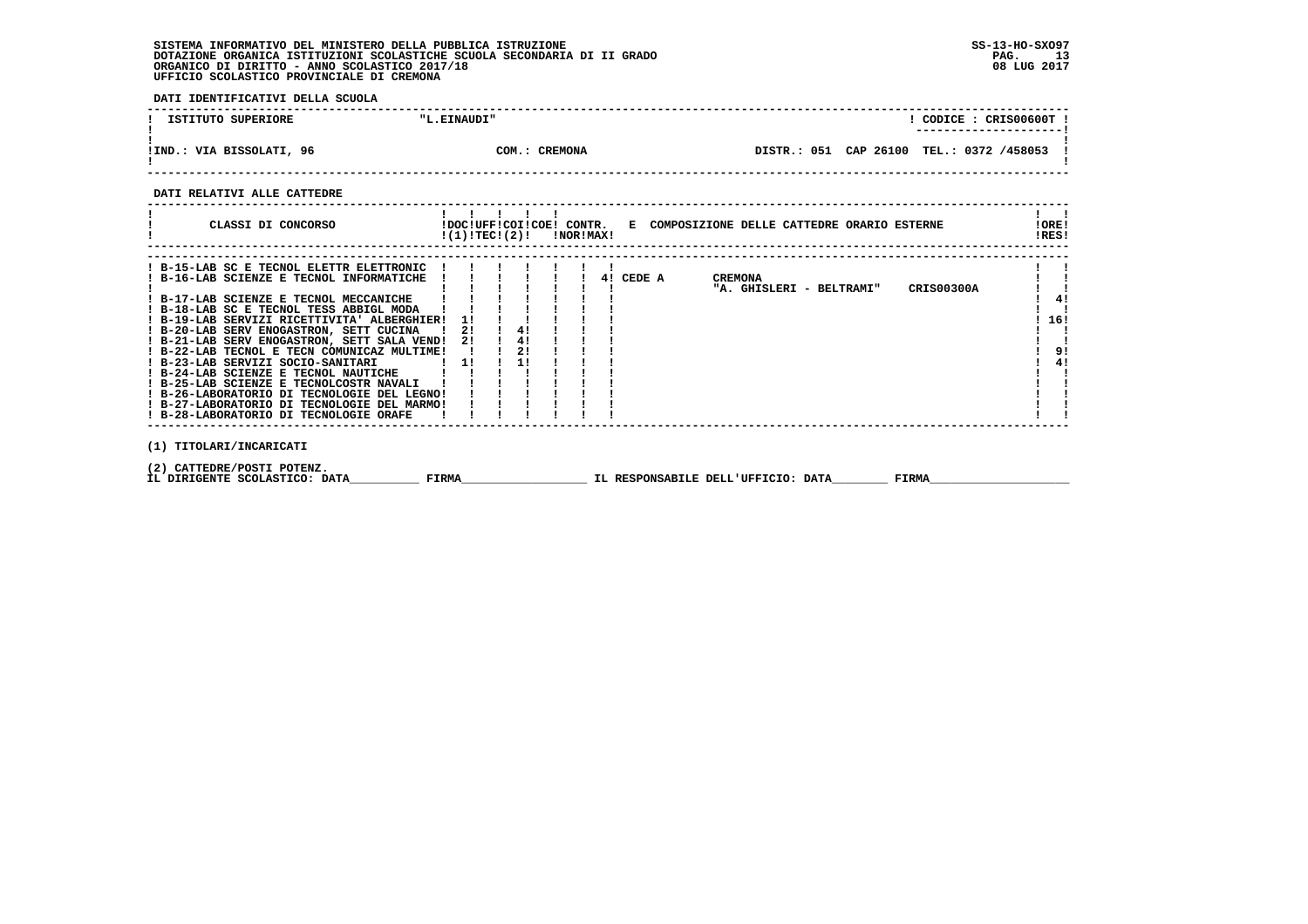SISTEMA INFORMATIVO DEL MINISTERO DELLA PUBBLICA ISTRUZIONE
DOTAZIONE ORGANICA ISTITUZIONI SCOLASTICHE SCUOLA SECONDARIA DI II GRADO
ORGANICO DI DIRITTO - ANNO SCOLASTICO 2017/18
UFFICIO SCOLASTICO PROVINCIALE DI CREMONA

SS-13-HO-SXO97
08 LUG 2017

**DATI IDENTIFICATIVI DELLA SCUOLA**

| ISTITUTO SUPERIORE | "L.EINAUDI" | CODICE : CRIS00600T |
|---|---|---|
| IND.: VIA BISSOLATI, 96 | COM.: CREMONA | DISTR.: 051 CAP 26100 TEL.: 0372 /458053 |

**DATI RELATIVI ALLE CATTEDRE**

| CLASSI DI CONCORSO | DOC (1) | UFF TEC | COI (2) | COE | CONTR. NOR | CONTR. MAX | E COMPOSIZIONE DELLE CATTEDRE ORARIO ESTERNE | ORE RES |
|---|---|---|---|---|---|---|---|---|
| B-15-LAB SC E TECNOL ELETTR ELETTRONIC | | | | | | | | |
| B-16-LAB SCIENZE E TECNOL INFORMATICHE | | | | | | | 4 CEDE A CREMONA "A. GHISLERI - BELTRAMI" CRIS00300A | |
| B-17-LAB SCIENZE E TECNOL MECCANICHE | | | | | | | | 4 |
| B-18-LAB SC E TECNOL TESS ABBIGL MODA | | | | | | | | |
| B-19-LAB SERVIZI RICETTIVITA' ALBERGHIER | 1 | | | | | | | 16 |
| B-20-LAB SERV ENOGASTRON, SETT CUCINA | 2 | | 4 | | | | | |
| B-21-LAB SERV ENOGASTRON, SETT SALA VEND | 2 | | 4 | | | | | |
| B-22-LAB TECNOL E TECN COMUNICAZ MULTIME | | | 2 | | | | | 9 |
| B-23-LAB SERVIZI SOCIO-SANITARI | 1 | | 1 | | | | | 4 |
| B-24-LAB SCIENZE E TECNOL NAUTICHE | | | | | | | | |
| B-25-LAB SCIENZE E TECNOLCOSTR NAVALI | | | | | | | | |
| B-26-LABORATORIO DI TECNOLOGIE DEL LEGNO | | | | | | | | |
| B-27-LABORATORIO DI TECNOLOGIE DEL MARMO | | | | | | | | |
| B-28-LABORATORIO DI TECNOLOGIE ORAFE | | | | | | | | |

(1) TITOLARI/INCARICATI

(2) CATTEDRE/POSTI POTENZ.

IL DIRIGENTE SCOLASTICO: DATA__________ FIRMA__________________ IL RESPONSABILE DELL'UFFICIO: DATA________ FIRMA____________________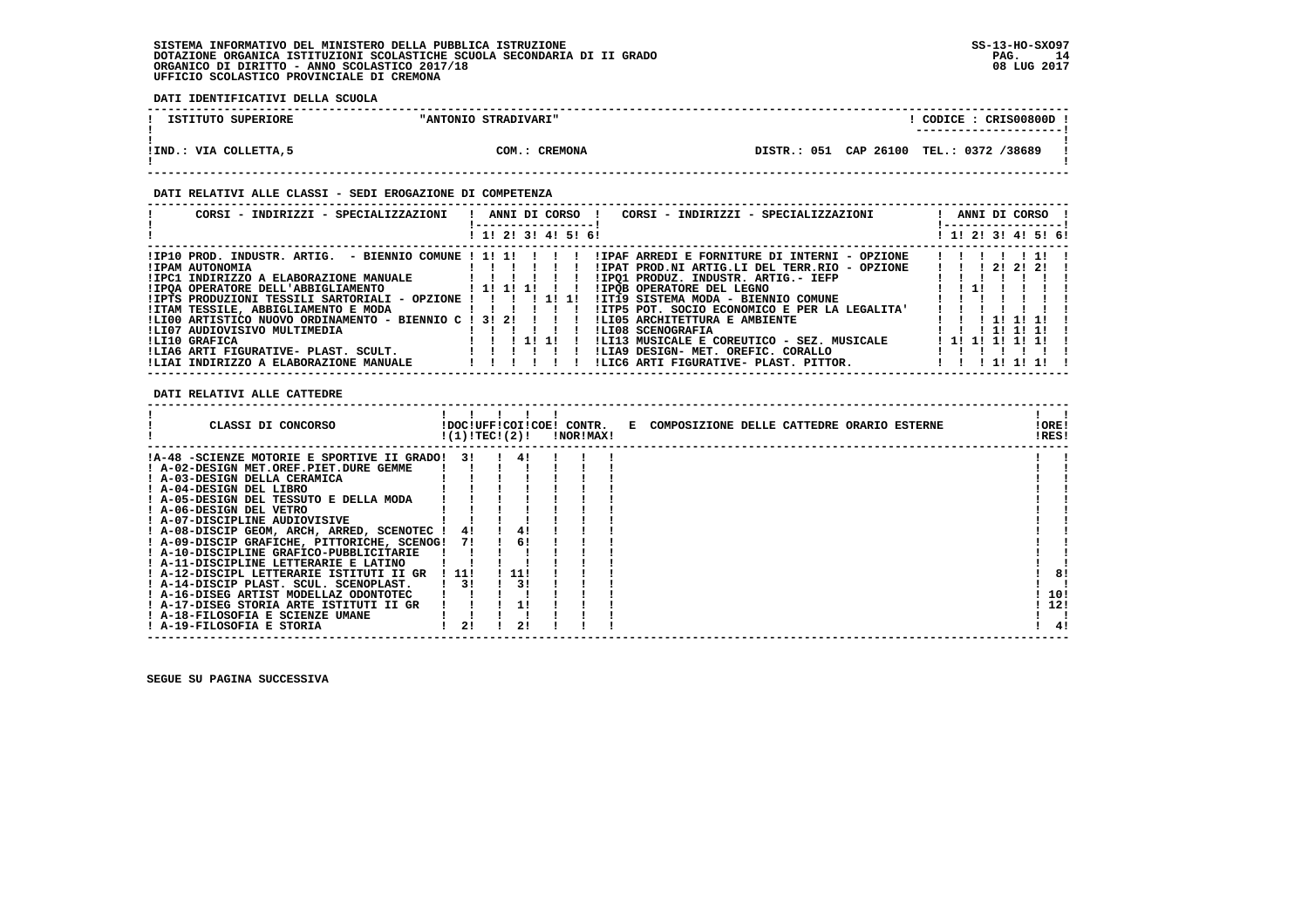SISTEMA INFORMATIVO DEL MINISTERO DELLA PUBBLICA ISTRUZIONE
DOTAZIONE ORGANICA ISTITUZIONI SCOLASTICHE SCUOLA SECONDARIA DI II GRADO
ORGANICO DI DIRITTO - ANNO SCOLASTICO 2017/18
UFFICIO SCOLASTICO PROVINCIALE DI CREMONA

SS-13-HO-SXO97
08 LUG 2017

**DATI IDENTIFICATIVI DELLA SCUOLA**

| ISTITUTO SUPERIORE | "ANTONIO STRADIVARI" | CODICE : CRIS00800D |
|---|---|---|
| IND.: VIA COLLETTA,5 | COM.: CREMONA | DISTR.: 051 CAP 26100 TEL.: 0372 /38689 |

**DATI RELATIVI ALLE CLASSI - SEDI EROGAZIONE DI COMPETENZA**

| CORSI - INDIRIZZI - SPECIALIZZAZIONI | 1 | 2 | 3 | 4 | 5 | 6 | CORSI - INDIRIZZI - SPECIALIZZAZIONI | 1 | 2 | 3 | 4 | 5 | 6 |
|---|---|---|---|---|---|---|---|---|---|---|---|---|---|
| IP10 PROD. INDUSTR. ARTIG. - BIENNIO COMUNE | 1 | 1 | | | | | IPAF ARREDI E FORNITURE DI INTERNI - OPZIONE | | | | | 1 | |
| IPAM AUTONOMIA | | | | | | | IPAT PROD.NI ARTIG.LI DEL TERR.RIO - OPZIONE | | | 2 | 2 | 2 | |
| IPC1 INDIRIZZO A ELABORAZIONE MANUALE | | | | | | | IPQ1 PRODUZ. INDUSTR. ARTIG.- IEFP | | | | | | |
| IPQA OPERATORE DELL'ABBIGLIAMENTO | 1 | 1 | 1 | | | | IPQB OPERATORE DEL LEGNO | | 1 | | | | |
| IPTS PRODUZIONI TESSILI SARTORIALI - OPZIONE | | | | 1 | 1 | | IT19 SISTEMA MODA - BIENNIO COMUNE | | | | | | |
| ITAM TESSILE, ABBIGLIAMENTO E MODA | | | | | | | ITP5 POT. SOCIO ECONOMICO E PER LA LEGALITA' | | | | | | |
| LI00 ARTISTICO NUOVO ORDINAMENTO - BIENNIO C | 3 | 2 | | | | | LI05 ARCHITETTURA E AMBIENTE | | | 1 | 1 | 1 | |
| LI07 AUDIOVISIVO MULTIMEDIA | | | | | | | LI08 SCENOGRAFIA | | | 1 | 1 | 1 | |
| LI10 GRAFICA | | | 1 | 1 | 1 | | LI13 MUSICALE E COREUTICO - SEZ. MUSICALE | 1 | 1 | 1 | 1 | 1 | |
| LIA6 ARTI FIGURATIVE- PLAST. SCULT. | | | | | | | LIA9 DESIGN- MET. OREFIC. CORALLO | | | | | | |
| LIAI INDIRIZZO A ELABORAZIONE MANUALE | | | | | | | LIC6 ARTI FIGURATIVE- PLAST. PITTOR. | | | 1 | 1 | 1 | |

**DATI RELATIVI ALLE CATTEDRE**

| CLASSI DI CONCORSO | DOC (1) | UFF TEC (2) | COI | COE | CONTR. NOR | CONTR. MAX | E COMPOSIZIONE DELLE CATTEDRE ORARIO ESTERNE | ORE RES |
|---|---|---|---|---|---|---|---|---|
| A-48 -SCIENZE MOTORIE E SPORTIVE II GRADO | 3 | | 4 | | | | | |
| A-02-DESIGN MET.OREF.PIET.DURE GEMME | | | | | | | | |
| A-03-DESIGN DELLA CERAMICA | | | | | | | | |
| A-04-DESIGN DEL LIBRO | | | | | | | | |
| A-05-DESIGN DEL TESSUTO E DELLA MODA | | | | | | | | |
| A-06-DESIGN DEL VETRO | | | | | | | | |
| A-07-DISCIPLINE AUDIOVISIVE | | | | | | | | |
| A-08-DISCIP GEOM, ARCH, ARRED, SCENOTEC | 4 | | 4 | | | | | |
| A-09-DISCIP GRAFICHE, PITTORICHE, SCENOG | 7 | | 6 | | | | | |
| A-10-DISCIPLINE GRAFICO-PUBBLICITARIE | | | | | | | | |
| A-11-DISCIPLINE LETTERARIE E LATINO | | | | | | | | |
| A-12-DISCIPL LETTERARIE ISTITUTI II GR | 11 | | 11 | | | | | 8 |
| A-14-DISCIP PLAST. SCUL. SCENOPLAST. | 3 | | 3 | | | | | |
| A-16-DISEG ARTIST MODELLAZ ODONTOTEC | | | | | | | | 10 |
| A-17-DISEG STORIA ARTE ISTITUTI II GR | | | 1 | | | | | 12 |
| A-18-FILOSOFIA E SCIENZE UMANE | | | | | | | | |
| A-19-FILOSOFIA E STORIA | 2 | | 2 | | | | | 4 |

SEGUE SU PAGINA SUCCESSIVA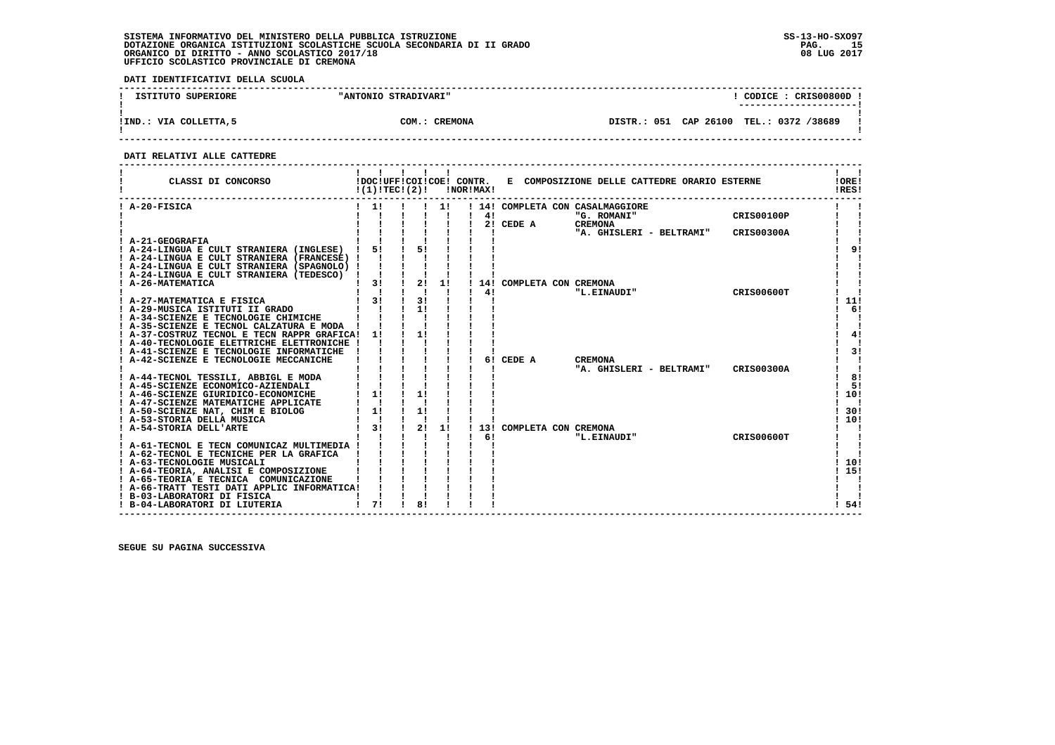SISTEMA INFORMATIVO DEL MINISTERO DELLA PUBBLICA ISTRUZIONE
DOTAZIONE ORGANICA ISTITUZIONI SCOLASTICHE SCUOLA SECONDARIA DI II GRADO
ORGANICO DI DIRITTO - ANNO SCOLASTICO 2017/18
UFFICIO SCOLASTICO PROVINCIALE DI CREMONA

**DATI IDENTIFICATIVI DELLA SCUOLA**

| ISTITUTO SUPERIORE | "ANTONIO STRADIVARI" | CODICE : CRIS00800D |
|---|---|---|
| IND.: VIA COLLETTA,5 | COM.: CREMONA | DISTR.: 051 CAP 26100 TEL.: 0372 /38689 |

**DATI RELATIVI ALLE CATTEDRE**

| CLASSI DI CONCORSO | DOC (1) | UFF TEC | COI (2) | COE | CONTR. NOR | CONTR. MAX | E COMPOSIZIONE DELLE CATTEDRE ORARIO ESTERNE | | | ORE RES |
|---|---|---|---|---|---|---|---|---|---|---|
| A-20-FISICA | 1 | | | 1 | | 14 | COMPLETA CON | CASALMAGGIORE | | |
| | | | | | | 4 | | "G. ROMANI" | CRIS00100P | |
| | | | | | | 2 | CEDE A | CREMONA | | |
| | | | | | | | | "A. GHISLERI - BELTRAMI" | CRIS00300A | |
| A-21-GEOGRAFIA | | | | | | | | | | |
| A-24-LINGUA E CULT STRANIERA (INGLESE) | 5 | | 5 | | | | | | | 9 |
| A-24-LINGUA E CULT STRANIERA (FRANCESE) | | | | | | | | | | |
| A-24-LINGUA E CULT STRANIERA (SPAGNOLO) | | | | | | | | | | |
| A-24-LINGUA E CULT STRANIERA (TEDESCO) | | | | | | | | | | |
| A-26-MATEMATICA | 3 | | 2 | 1 | | 14 | COMPLETA CON | CREMONA | | |
| | | | | | | 4 | | "L.EINAUDI" | CRIS00600T | |
| A-27-MATEMATICA E FISICA | 3 | | 3 | | | | | | | 11 |
| A-29-MUSICA ISTITUTI II GRADO | | | 1 | | | | | | | 6 |
| A-34-SCIENZE E TECNOLOGIE CHIMICHE | | | | | | | | | | |
| A-35-SCIENZE E TECNOL CALZATURA E MODA | | | | | | | | | | |
| A-37-COSTRUZ TECNOL E TECN RAPPR GRAFICA | 1 | | 1 | | | | | | | 4 |
| A-40-TECNOLOGIE ELETTRICHE ELETTRONICHE | | | | | | | | | | |
| A-41-SCIENZE E TECNOLOGIE INFORMATICHE | | | | | | | | | | 3 |
| A-42-SCIENZE E TECNOLOGIE MECCANICHE | | | | | | 6 | CEDE A | CREMONA | | |
| | | | | | | | | "A. GHISLERI - BELTRAMI" | CRIS00300A | |
| A-44-TECNOL TESSILI, ABBIGL E MODA | | | | | | | | | | 8 |
| A-45-SCIENZE ECONOMICO-AZIENDALI | | | | | | | | | | 5 |
| A-46-SCIENZE GIURIDICO-ECONOMICHE | 1 | | 1 | | | | | | | 10 |
| A-47-SCIENZE MATEMATICHE APPLICATE | | | | | | | | | | |
| A-50-SCIENZE NAT, CHIM E BIOLOG | 1 | | 1 | | | | | | | 30 |
| A-53-STORIA DELLA MUSICA | | | | | | | | | | 10 |
| A-54-STORIA DELL'ARTE | 3 | | 2 | 1 | | 13 | COMPLETA CON | CREMONA | | |
| | | | | | | 6 | | "L.EINAUDI" | CRIS00600T | |
| A-61-TECNOL E TECN COMUNICAZ MULTIMEDIA | | | | | | | | | | |
| A-62-TECNOL E TECNICHE PER LA GRAFICA | | | | | | | | | | |
| A-63-TECNOLOGIE MUSICALI | | | | | | | | | | 10 |
| A-64-TEORIA, ANALISI E COMPOSIZIONE | | | | | | | | | | 15 |
| A-65-TEORIA E TECNICA COMUNICAZIONE | | | | | | | | | | |
| A-66-TRATT TESTI DATI APPLIC INFORMATICA | | | | | | | | | | |
| B-03-LABORATORI DI FISICA | | | | | | | | | | |
| B-04-LABORATORI DI LIUTERIA | 7 | | 8 | | | | | | | 54 |

SEGUE SU PAGINA SUCCESSIVA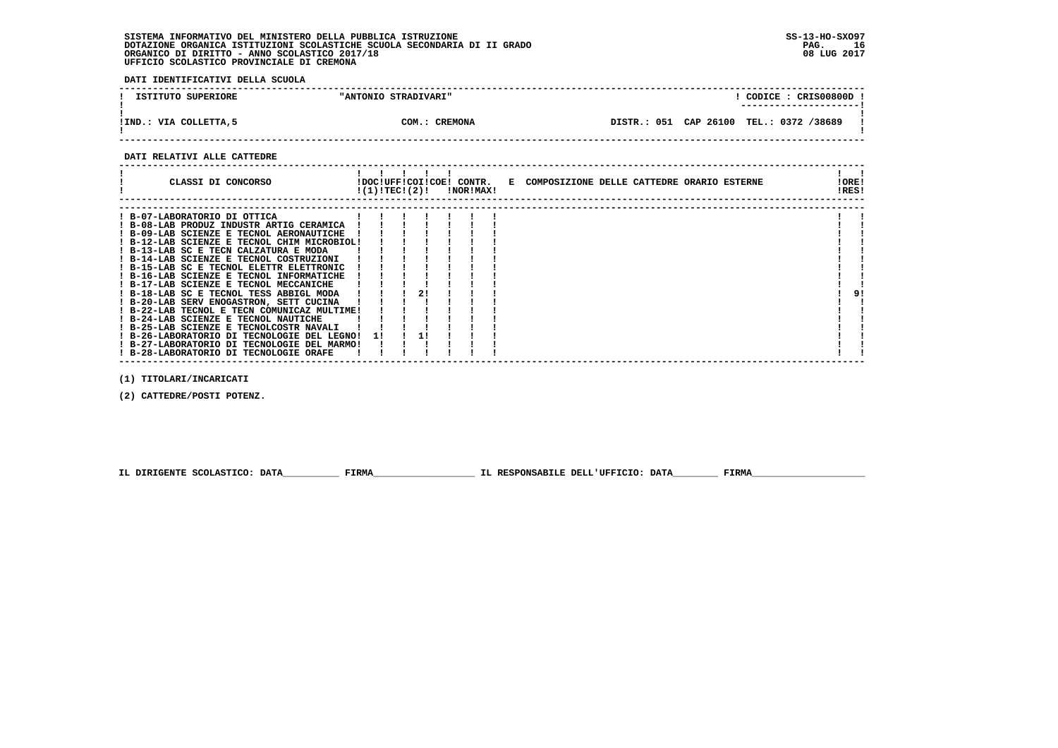SISTEMA INFORMATIVO DEL MINISTERO DELLA PUBBLICA ISTRUZIONE
DOTAZIONE ORGANICA ISTITUZIONI SCOLASTICHE SCUOLA SECONDARIA DI II GRADO
ORGANICO DI DIRITTO - ANNO SCOLASTICO 2017/18
UFFICIO SCOLASTICO PROVINCIALE DI CREMONA

SS-13-HO-SXO97
08 LUG 2017

**DATI IDENTIFICATIVI DELLA SCUOLA**

| ISTITUTO SUPERIORE | "ANTONIO STRADIVARI" | CODICE : CRIS00800D |
|---|---|---|
| IND.: VIA COLLETTA,5 | COM.: CREMONA | DISTR.: 051 CAP 26100 TEL.: 0372 /38689 |

**DATI RELATIVI ALLE CATTEDRE**

| CLASSI DI CONCORSO | DOC (1) | UFF TEC | COI (2) | COE | CONTR. NOR | CONTR. MAX | E COMPOSIZIONE DELLE CATTEDRE ORARIO ESTERNE | ORE RES |
|---|---|---|---|---|---|---|---|---|
| B-07-LABORATORIO DI OTTICA | | | | | | | | |
| B-08-LAB PRODUZ INDUSTR ARTIG CERAMICA | | | | | | | | |
| B-09-LAB SCIENZE E TECNOL AERONAUTICHE | | | | | | | | |
| B-12-LAB SCIENZE E TECNOL CHIM MICROBIOL | | | | | | | | |
| B-13-LAB SC E TECN CALZATURA E MODA | | | | | | | | |
| B-14-LAB SCIENZE E TECNOL COSTRUZIONI | | | | | | | | |
| B-15-LAB SC E TECNOL ELETTR ELETTRONIC | | | | | | | | |
| B-16-LAB SCIENZE E TECNOL INFORMATICHE | | | | | | | | |
| B-17-LAB SCIENZE E TECNOL MECCANICHE | | | | | | | | |
| B-18-LAB SC E TECNOL TESS ABBIGL MODA | | | 2 | | | | | 9 |
| B-20-LAB SERV ENOGASTRON, SETT CUCINA | | | | | | | | |
| B-22-LAB TECNOL E TECN COMUNICAZ MULTIME | | | | | | | | |
| B-24-LAB SCIENZE E TECNOL NAUTICHE | | | | | | | | |
| B-25-LAB SCIENZE E TECNOLCOSTR NAVALI | | | | | | | | |
| B-26-LABORATORIO DI TECNOLOGIE DEL LEGNO | 1 | | 1 | | | | | |
| B-27-LABORATORIO DI TECNOLOGIE DEL MARMO | | | | | | | | |
| B-28-LABORATORIO DI TECNOLOGIE ORAFE | | | | | | | | |

(1) TITOLARI/INCARICATI

(2) CATTEDRE/POSTI POTENZ.

IL DIRIGENTE SCOLASTICO: DATA__________ FIRMA__________________ IL RESPONSABILE DELL'UFFICIO: DATA________ FIRMA____________________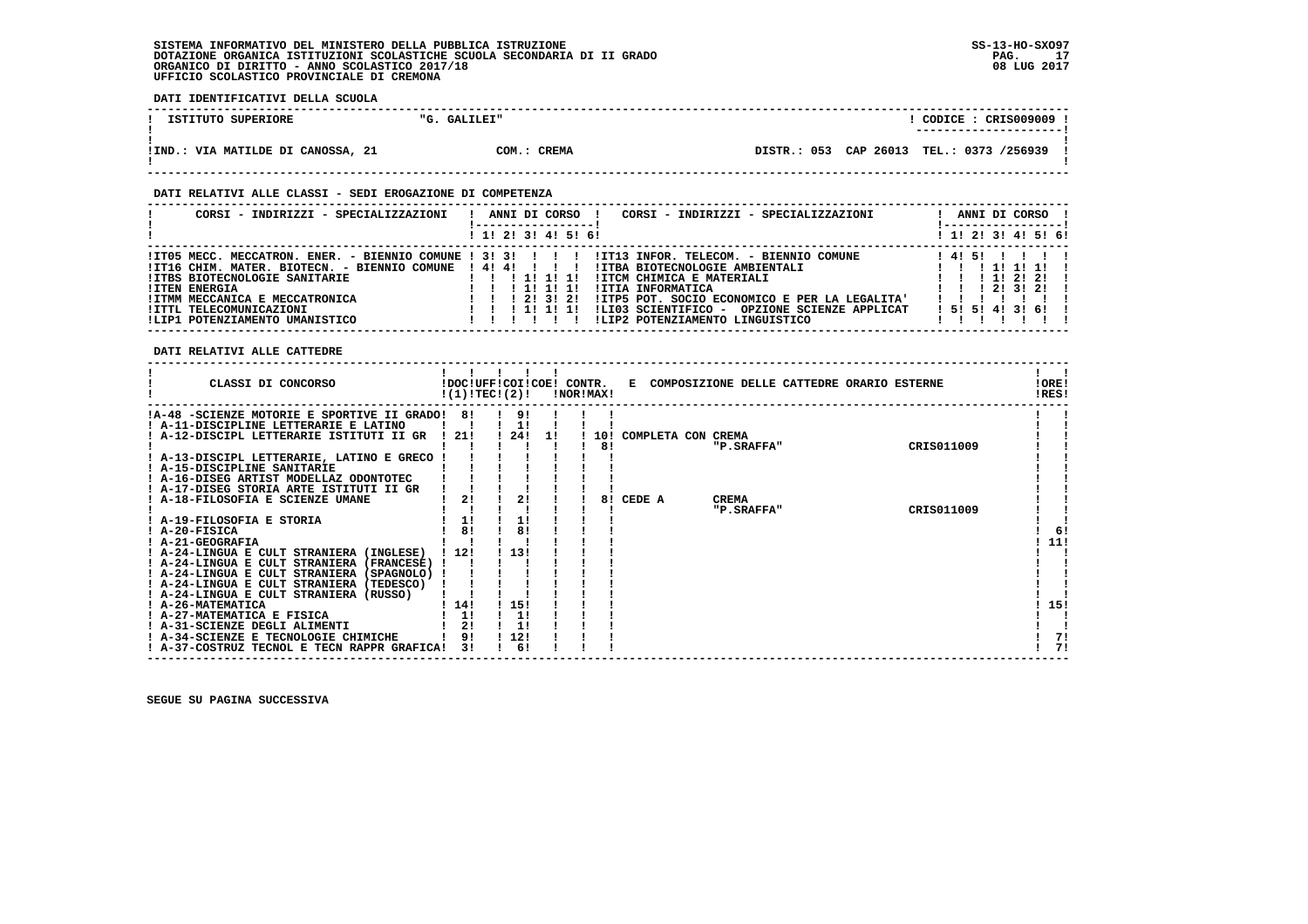SISTEMA INFORMATIVO DEL MINISTERO DELLA PUBBLICA ISTRUZIONE
DOTAZIONE ORGANICA ISTITUZIONI SCOLASTICHE SCUOLA SECONDARIA DI II GRADO
ORGANICO DI DIRITTO - ANNO SCOLASTICO 2017/18
UFFICIO SCOLASTICO PROVINCIALE DI CREMONA

SS-13-HO-SXO97
08 LUG 2017

**DATI IDENTIFICATIVI DELLA SCUOLA**

| ISTITUTO SUPERIORE | "G. GALILEI" | CODICE : CRIS009009 |
|---|---|---|
| IND.: VIA MATILDE DI CANOSSA, 21 | COM.: CREMA | DISTR.: 053 CAP 26013 TEL.: 0373 /256939 |

**DATI RELATIVI ALLE CLASSI - SEDI EROGAZIONE DI COMPETENZA**

| CORSI - INDIRIZZI - SPECIALIZZAZIONI | 1 | 2 | 3 | 4 | 5 | 6 | CORSI - INDIRIZZI - SPECIALIZZAZIONI | 1 | 2 | 3 | 4 | 5 | 6 |
|---|---|---|---|---|---|---|---|---|---|---|---|---|---|
| IT05 MECC. MECCATRON. ENER. - BIENNIO COMUNE | 3 | 3 | | | | | IT13 INFOR. TELECOM. - BIENNIO COMUNE | 4 | 5 | | | | |
| IT16 CHIM. MATER. BIOTECN. - BIENNIO COMUNE | 4 | 4 | | | | | ITBA BIOTECNOLOGIE AMBIENTALI | | | 1 | 1 | 1 | |
| ITBS BIOTECNOLOGIE SANITARIE | | | 1 | 1 | 1 | | ITCM CHIMICA E MATERIALI | | | 1 | 2 | 2 | |
| ITEN ENERGIA | | | 1 | 1 | 1 | | ITIA INFORMATICA | | | 2 | 3 | 2 | |
| ITMM MECCANICA E MECCATRONICA | | | 2 | 3 | 2 | | ITP5 POT. SOCIO ECONOMICO E PER LA LEGALITA' | | | | | | |
| ITTL TELECOMUNICAZIONI | | | 1 | 1 | 1 | | LI03 SCIENTIFICO - OPZIONE SCIENZE APPLICAT | 5 | 5 | 4 | 3 | 6 | |
| LIP1 POTENZIAMENTO UMANISTICO | | | | | | | LIP2 POTENZIAMENTO LINGUISTICO | | | | | | |

**DATI RELATIVI ALLE CATTEDRE**

| CLASSI DI CONCORSO | DOC (1) | UFF TEC (2) | COI | COE | CONTR. NOR | CONTR. MAX | E COMPOSIZIONE DELLE CATTEDRE ORARIO ESTERNE | ORE RES |
|---|---|---|---|---|---|---|---|---|
| A-48 -SCIENZE MOTORIE E SPORTIVE II GRADO | 8 | | 9 | | | | | |
| A-11-DISCIPLINE LETTERARIE E LATINO | | | 1 | | | | | |
| A-12-DISCIPL LETTERARIE ISTITUTI II GR | 21 | | 24 | 1 | | 10 | COMPLETA CON CREMA | |
| | | | | | | 8 | "P.SRAFFA" CRIS011009 | |
| A-13-DISCIPL LETTERARIE, LATINO E GRECO | | | | | | | | |
| A-15-DISCIPLINE SANITARIE | | | | | | | | |
| A-16-DISEG ARTIST MODELLAZ ODONTOTEC | | | | | | | | |
| A-17-DISEG STORIA ARTE ISTITUTI II GR | | | | | | | | |
| A-18-FILOSOFIA E SCIENZE UMANE | 2 | | 2 | | | 8 | CEDE A CREMA | |
| | | | | | | | "P.SRAFFA" CRIS011009 | |
| A-19-FILOSOFIA E STORIA | 1 | | 1 | | | | | |
| A-20-FISICA | 8 | | 8 | | | | | 6 |
| A-21-GEOGRAFIA | | | | | | | | 11 |
| A-24-LINGUA E CULT STRANIERA (INGLESE) | 12 | | 13 | | | | | |
| A-24-LINGUA E CULT STRANIERA (FRANCESE) | | | | | | | | |
| A-24-LINGUA E CULT STRANIERA (SPAGNOLO) | | | | | | | | |
| A-24-LINGUA E CULT STRANIERA (TEDESCO) | | | | | | | | |
| A-24-LINGUA E CULT STRANIERA (RUSSO) | | | | | | | | |
| A-26-MATEMATICA | 14 | | 15 | | | | | 15 |
| A-27-MATEMATICA E FISICA | 1 | | 1 | | | | | |
| A-31-SCIENZE DEGLI ALIMENTI | 2 | | 1 | | | | | |
| A-34-SCIENZE E TECNOLOGIE CHIMICHE | 9 | | 12 | | | | | 7 |
| A-37-COSTRUZ TECNOL E TECN RAPPR GRAFICA | 3 | | 6 | | | | | 7 |

SEGUE SU PAGINA SUCCESSIVA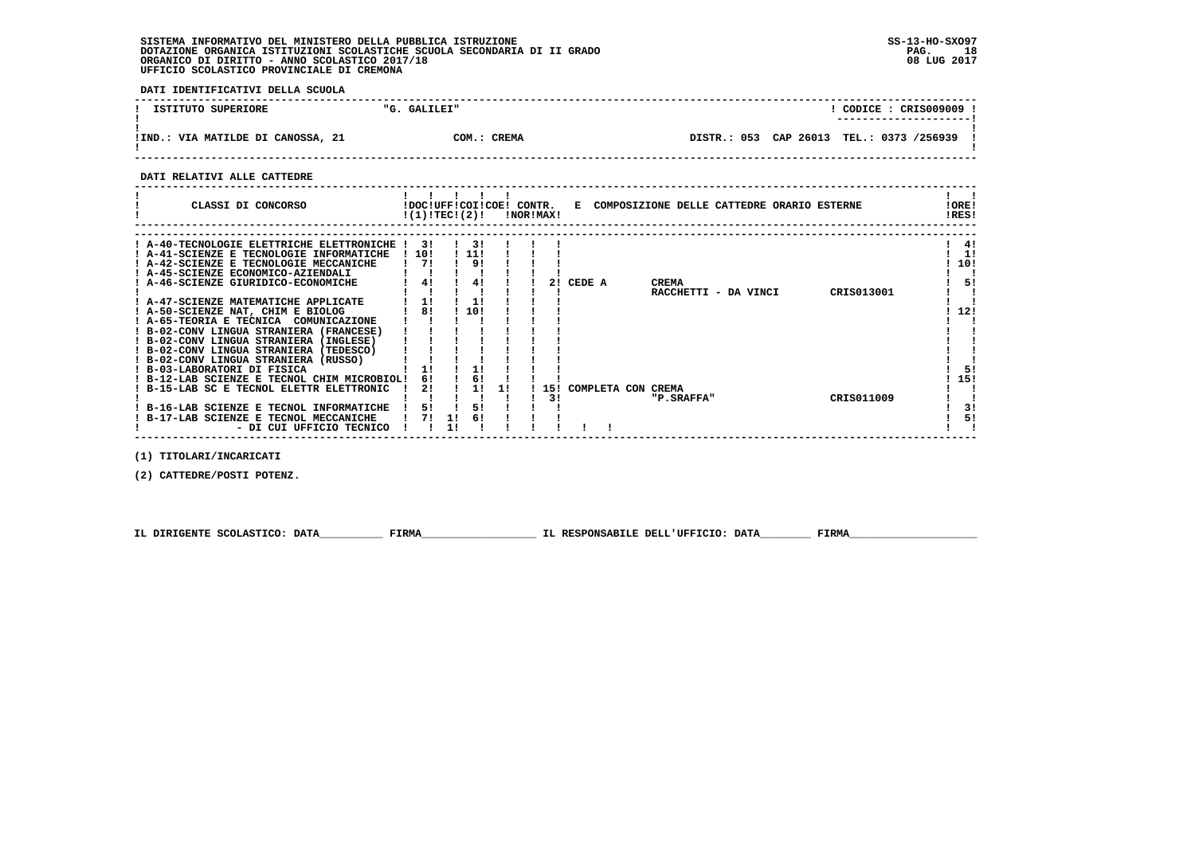SISTEMA INFORMATIVO DEL MINISTERO DELLA PUBBLICA ISTRUZIONE
DOTAZIONE ORGANICA ISTITUZIONI SCOLASTICHE SCUOLA SECONDARIA DI II GRADO
ORGANICO DI DIRITTO - ANNO SCOLASTICO 2017/18
UFFICIO SCOLASTICO PROVINCIALE DI CREMONA

SS-13-HO-SXO97
08 LUG 2017

**DATI IDENTIFICATIVI DELLA SCUOLA**

| ISTITUTO SUPERIORE | "G. GALILEI" | | CODICE : CRIS009009 |
|---|---|---|---|
| IND.: VIA MATILDE DI CANOSSA, 21 | COM.: CREMA | DISTR.: 053 CAP 26013 | TEL.: 0373 /256939 |

**DATI RELATIVI ALLE CATTEDRE**

| CLASSI DI CONCORSO | DOC (1) | UFF TEC | COI (2) | COE | CONTR. NOR | CONTR. MAX | E COMPOSIZIONE DELLE CATTEDRE ORARIO ESTERNE | | | ORE RES |
|---|---|---|---|---|---|---|---|---|---|---|
| A-40-TECNOLOGIE ELETTRICHE ELETTRONICHE | 3 | | 3 | | | | | | | 4 |
| A-41-SCIENZE E TECNOLOGIE INFORMATICHE | 10 | | 11 | | | | | | | 1 |
| A-42-SCIENZE E TECNOLOGIE MECCANICHE | 7 | | 9 | | | | | | | 10 |
| A-45-SCIENZE ECONOMICO-AZIENDALI | | | | | | | | | | |
| A-46-SCIENZE GIURIDICO-ECONOMICHE | 4 | | 4 | | | 2 | CEDE A | CREMA RACCHETTI - DA VINCI | CRIS013001 | 5 |
| A-47-SCIENZE MATEMATICHE APPLICATE | 1 | | 1 | | | | | | | |
| A-50-SCIENZE NAT, CHIM E BIOLOG | 8 | | 10 | | | | | | | 12 |
| A-65-TEORIA E TECNICA COMUNICAZIONE | | | | | | | | | | |
| B-02-CONV LINGUA STRANIERA (FRANCESE) | | | | | | | | | | |
| B-02-CONV LINGUA STRANIERA (INGLESE) | | | | | | | | | | |
| B-02-CONV LINGUA STRANIERA (TEDESCO) | | | | | | | | | | |
| B-02-CONV LINGUA STRANIERA (RUSSO) | | | | | | | | | | |
| B-03-LABORATORI DI FISICA | 1 | | 1 | | | | | | | 5 |
| B-12-LAB SCIENZE E TECNOL CHIM MICROBIOL | 6 | | 6 | | | | | | | 15 |
| B-15-LAB SC E TECNOL ELETTR ELETTRONIC | 2 | | 1 | 1 | 15 | 3 | COMPLETA CON | CREMA "P.SRAFFA" | CRIS011009 | |
| B-16-LAB SCIENZE E TECNOL INFORMATICHE | 5 | | 5 | | | | | | | 3 |
| B-17-LAB SCIENZE E TECNOL MECCANICHE | 7 | 1 | 6 | | | | | | | 5 |
| - DI CUI UFFICIO TECNICO | | 1 | | | | | | | | |

(1) TITOLARI/INCARICATI

(2) CATTEDRE/POSTI POTENZ.

IL DIRIGENTE SCOLASTICO: DATA__________ FIRMA__________________ IL RESPONSABILE DELL'UFFICIO: DATA________ FIRMA____________________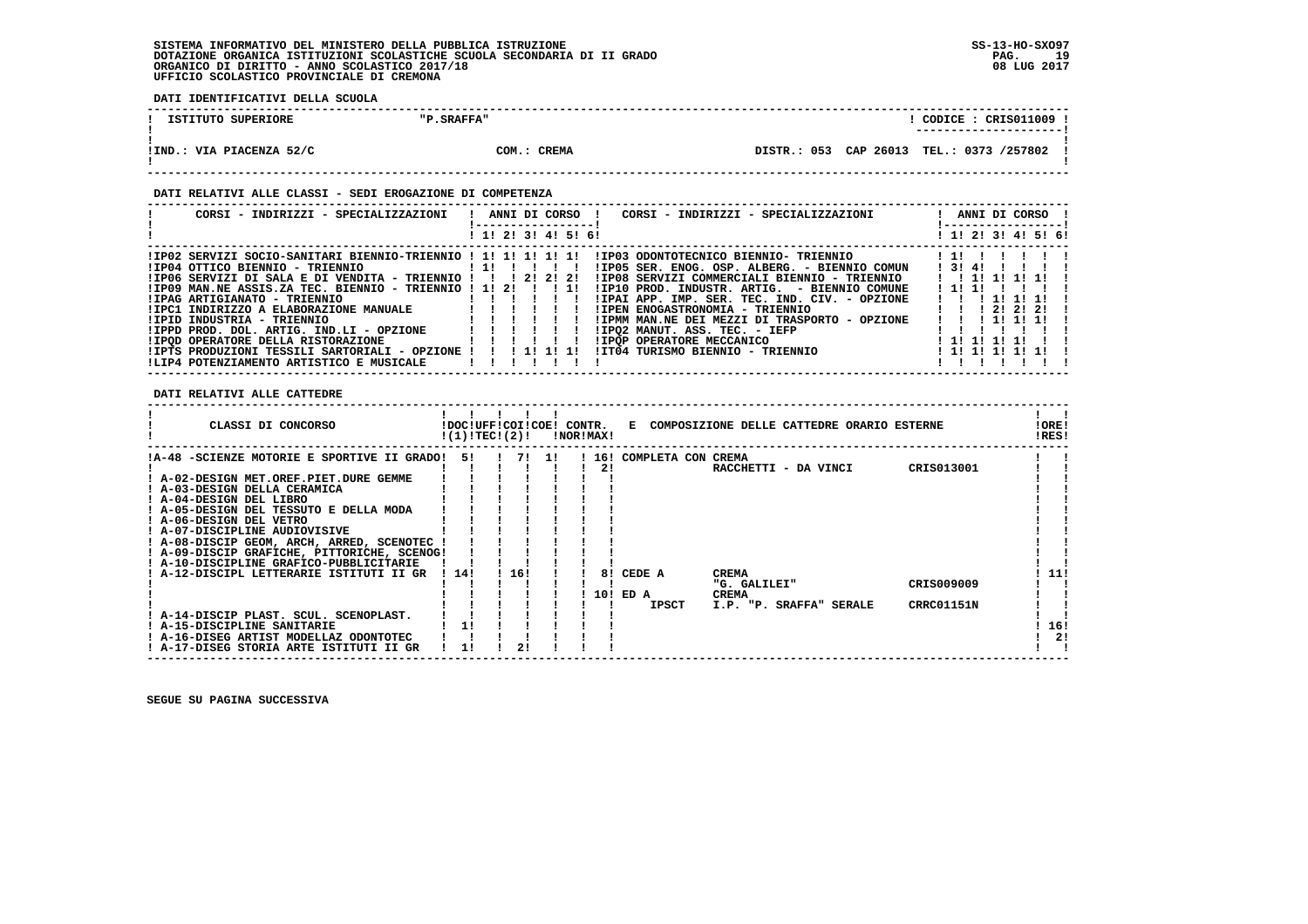SISTEMA INFORMATIVO DEL MINISTERO DELLA PUBBLICA ISTRUZIONE
DOTAZIONE ORGANICA ISTITUZIONI SCOLASTICHE SCUOLA SECONDARIA DI II GRADO
ORGANICO DI DIRITTO - ANNO SCOLASTICO 2017/18
UFFICIO SCOLASTICO PROVINCIALE DI CREMONA

SS-13-HO-SXO97
08 LUG 2017

**DATI IDENTIFICATIVI DELLA SCUOLA**

| ISTITUTO SUPERIORE | "P.SRAFFA" | CODICE : CRIS011009 |
|---|---|---|
| IND.: VIA PIACENZA 52/C | COM.: CREMA | DISTR.: 053 CAP 26013 TEL.: 0373 /257802 |

**DATI RELATIVI ALLE CLASSI - SEDI EROGAZIONE DI COMPETENZA**

| CORSI - INDIRIZZI - SPECIALIZZAZIONI | 1 | 2 | 3 | 4 | 5 | 6 | CORSI - INDIRIZZI - SPECIALIZZAZIONI | 1 | 2 | 3 | 4 | 5 | 6 |
|---|---|---|---|---|---|---|---|---|---|---|---|---|---|
| IP02 SERVIZI SOCIO-SANITARI BIENNIO-TRIENNIO | 1 | 1 | 1 | 1 | 1 | | IP03 ODONTOTECNICO BIENNIO- TRIENNIO | 1 | | | | | |
| IP04 OTTICO BIENNIO - TRIENNIO | 1 | | | | | | IP05 SER. ENOG. OSP. ALBERG. - BIENNIO COMUN | 3 | 4 | | | | |
| IP06 SERVIZI DI SALA E DI VENDITA - TRIENNIO | | | 2 | 2 | 2 | | IP08 SERVIZI COMMERCIALI BIENNIO - TRIENNIO | | 1 | 1 | 1 | 1 | |
| IP09 MAN.NE ASSIS.ZA TEC. BIENNIO - TRIENNIO | 1 | 2 | | | 1 | | IP10 PROD. INDUSTR. ARTIG. - BIENNIO COMUNE | 1 | 1 | | | | |
| IPAG ARTIGIANATO - TRIENNIO | | | | | | | IPAI APP. IMP. SER. TEC. IND. CIV. - OPZIONE | | | 1 | 1 | 1 | |
| IPC1 INDIRIZZO A ELABORAZIONE MANUALE | | | | | | | IPEN ENOGASTRONOMIA - TRIENNIO | | | 2 | 2 | 2 | |
| IPID INDUSTRIA - TRIENNIO | | | | | | | IPMM MAN.NE DEI MEZZI DI TRASPORTO - OPZIONE | | | 1 | 1 | 1 | |
| IPPD PROD. DOL. ARTIG. IND.LI - OPZIONE | | | | | | | IPQ2 MANUT. ASS. TEC. - IEFP | | | | | | |
| IPQD OPERATORE DELLA RISTORAZIONE | | | | | | | IPQP OPERATORE MECCANICO | 1 | 1 | 1 | 1 | | |
| IPTS PRODUZIONI TESSILI SARTORIALI - OPZIONE | | | 1 | 1 | 1 | | IT04 TURISMO BIENNIO - TRIENNIO | 1 | 1 | 1 | 1 | 1 | |
| LIP4 POTENZIAMENTO ARTISTICO E MUSICALE | | | | | | | | | | | | | |

**DATI RELATIVI ALLE CATTEDRE**

| CLASSI DI CONCORSO | DOC (1) | UFF TEC (2) | COI | COE | CONTR. NOR | CONTR. MAX | E COMPOSIZIONE DELLE CATTEDRE ORARIO ESTERNE | | | ORE RES |
|---|---|---|---|---|---|---|---|---|---|---|
| A-48 -SCIENZE MOTORIE E SPORTIVE II GRADO | 5 | | 7 | 1 | | 16 | COMPLETA CON CREMA | | | |
| | | | | | | 2 | | RACCHETTI - DA VINCI | CRIS013001 | |
| A-02-DESIGN MET.OREF.PIET.DURE GEMME | | | | | | | | | | |
| A-03-DESIGN DELLA CERAMICA | | | | | | | | | | |
| A-04-DESIGN DEL LIBRO | | | | | | | | | | |
| A-05-DESIGN DEL TESSUTO E DELLA MODA | | | | | | | | | | |
| A-06-DESIGN DEL VETRO | | | | | | | | | | |
| A-07-DISCIPLINE AUDIOVISIVE | | | | | | | | | | |
| A-08-DISCIP GEOM, ARCH, ARRED, SCENOTEC | | | | | | | | | | |
| A-09-DISCIP GRAFICHE, PITTORICHE, SCENOG | | | | | | | | | | |
| A-10-DISCIPLINE GRAFICO-PUBBLICITARIE | | | | | | | | | | |
| A-12-DISCIPL LETTERARIE ISTITUTI II GR | 14 | | 16 | | | 8 | CEDE A | CREMA | | 11 |
| | | | | | | | | "G. GALILEI" | CRIS009009 | |
| | | | | | | 10 | ED A | CREMA | | |
| | | | | | | | IPSCT | I.P. "P. SRAFFA" SERALE | CRRC01151N | |
| A-14-DISCIP PLAST. SCUL. SCENOPLAST. | | | | | | | | | | |
| A-15-DISCIPLINE SANITARIE | 1 | | | | | | | | | 16 |
| A-16-DISEG ARTIST MODELLAZ ODONTOTEC | | | | | | | | | | 2 |
| A-17-DISEG STORIA ARTE ISTITUTI II GR | 1 | | 2 | | | | | | | |

SEGUE SU PAGINA SUCCESSIVA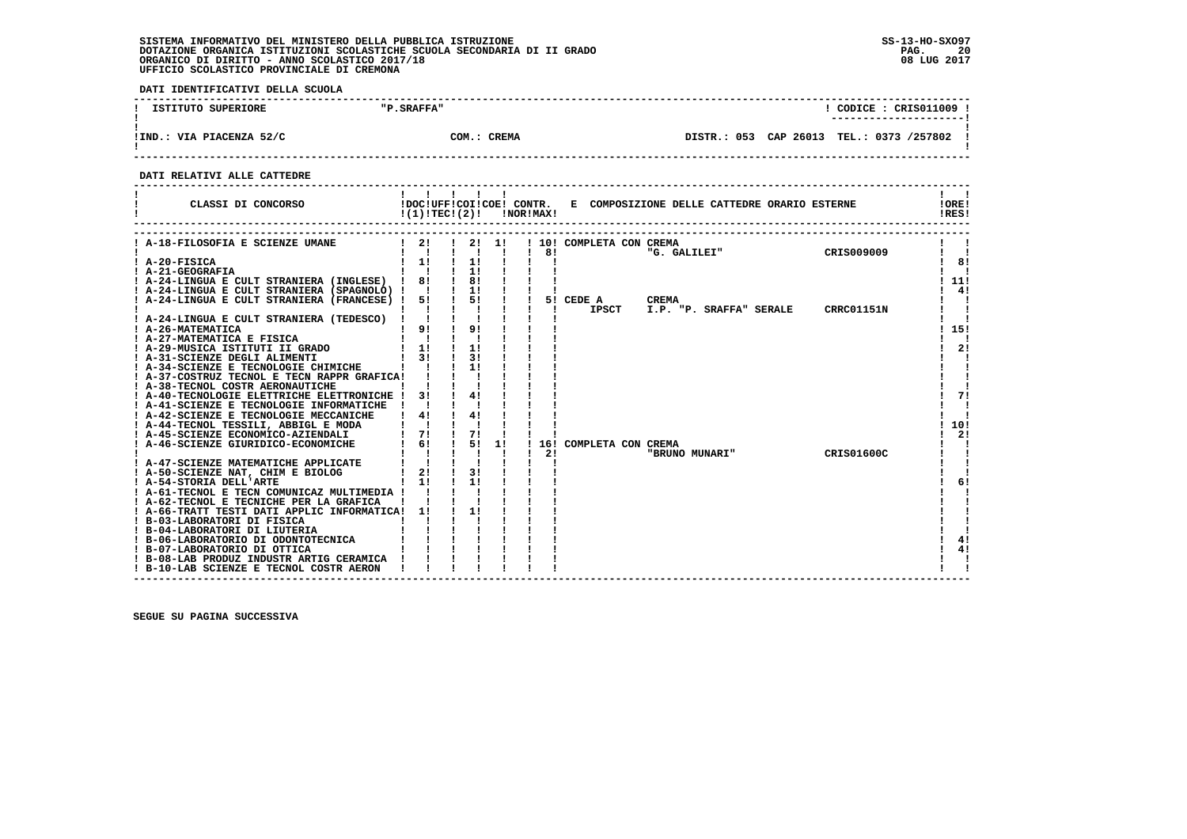SISTEMA INFORMATIVO DEL MINISTERO DELLA PUBBLICA ISTRUZIONE
DOTAZIONE ORGANICA ISTITUZIONI SCOLASTICHE SCUOLA SECONDARIA DI II GRADO
ORGANICO DI DIRITTO - ANNO SCOLASTICO 2017/18
UFFICIO SCOLASTICO PROVINCIALE DI CREMONA

SS-13-HO-SXO97
08 LUG 2017

**DATI IDENTIFICATIVI DELLA SCUOLA**

| ISTITUTO SUPERIORE | "P.SRAFFA" | | CODICE : CRIS011009 |
|---|---|---|---|
| IND.: VIA PIACENZA 52/C | COM.: CREMA | DISTR.: 053 CAP 26013 | TEL.: 0373 /257802 |

**DATI RELATIVI ALLE CATTEDRE**

| CLASSI DI CONCORSO | DOC (1) | UFF TEC (2) | COI | COE | CONTR. NOR | CONTR. MAX | E COMPOSIZIONE DELLE CATTEDRE ORARIO ESTERNE | ORE RES |
|---|---|---|---|---|---|---|---|---|
| A-18-FILOSOFIA E SCIENZE UMANE | 2 | | 2 | 1 | | 10 / 8 | COMPLETA CON CREMA "G. GALILEI" CRIS009009 | |
| A-20-FISICA | 1 | | 1 | | | | | 8 |
| A-21-GEOGRAFIA | | | 1 | | | | | |
| A-24-LINGUA E CULT STRANIERA (INGLESE) | 8 | | 8 | | | | | 11 |
| A-24-LINGUA E CULT STRANIERA (SPAGNOLO) | | | 1 | | | | | 4 |
| A-24-LINGUA E CULT STRANIERA (FRANCESE) | 5 | | 5 | | | 5 | CEDE A CREMA IPSCT I.P. "P. SRAFFA" SERALE CRRC01151N | |
| A-24-LINGUA E CULT STRANIERA (TEDESCO) | | | | | | | | |
| A-26-MATEMATICA | 9 | | 9 | | | | | 15 |
| A-27-MATEMATICA E FISICA | | | | | | | | |
| A-29-MUSICA ISTITUTI II GRADO | 1 | | 1 | | | | | 2 |
| A-31-SCIENZE DEGLI ALIMENTI | 3 | | 3 | | | | | |
| A-34-SCIENZE E TECNOLOGIE CHIMICHE | | | 1 | | | | | |
| A-37-COSTRUZ TECNOL E TECN RAPPR GRAFICA | | | | | | | | |
| A-38-TECNOL COSTR AERONAUTICHE | | | | | | | | |
| A-40-TECNOLOGIE ELETTRICHE ELETTRONICHE | 3 | | 4 | | | | | 7 |
| A-41-SCIENZE E TECNOLOGIE INFORMATICHE | | | | | | | | |
| A-42-SCIENZE E TECNOLOGIE MECCANICHE | 4 | | 4 | | | | | |
| A-44-TECNOL TESSILI, ABBIGL E MODA | | | | | | | | 10 |
| A-45-SCIENZE ECONOMICO-AZIENDALI | 7 | | 7 | | | | | 2 |
| A-46-SCIENZE GIURIDICO-ECONOMICHE | 6 | | 5 | 1 | | 16 / 2 | COMPLETA CON CREMA "BRUNO MUNARI" CRIS01600C | |
| A-47-SCIENZE MATEMATICHE APPLICATE | | | | | | | | |
| A-50-SCIENZE NAT, CHIM E BIOLOG | 2 | | 3 | | | | | |
| A-54-STORIA DELL'ARTE | 1 | | 1 | | | | | 6 |
| A-61-TECNOL E TECN COMUNICAZ MULTIMEDIA | | | | | | | | |
| A-62-TECNOL E TECNICHE PER LA GRAFICA | | | | | | | | |
| A-66-TRATT TESTI DATI APPLIC INFORMATICA | 1 | | 1 | | | | | |
| B-03-LABORATORI DI FISICA | | | | | | | | |
| B-04-LABORATORI DI LIUTERIA | | | | | | | | |
| B-06-LABORATORIO DI ODONTOTECNICA | | | | | | | | 4 |
| B-07-LABORATORIO DI OTTICA | | | | | | | | 4 |
| B-08-LAB PRODUZ INDUSTR ARTIG CERAMICA | | | | | | | | |
| B-10-LAB SCIENZE E TECNOL COSTR AERON | | | | | | | | |

SEGUE SU PAGINA SUCCESSIVA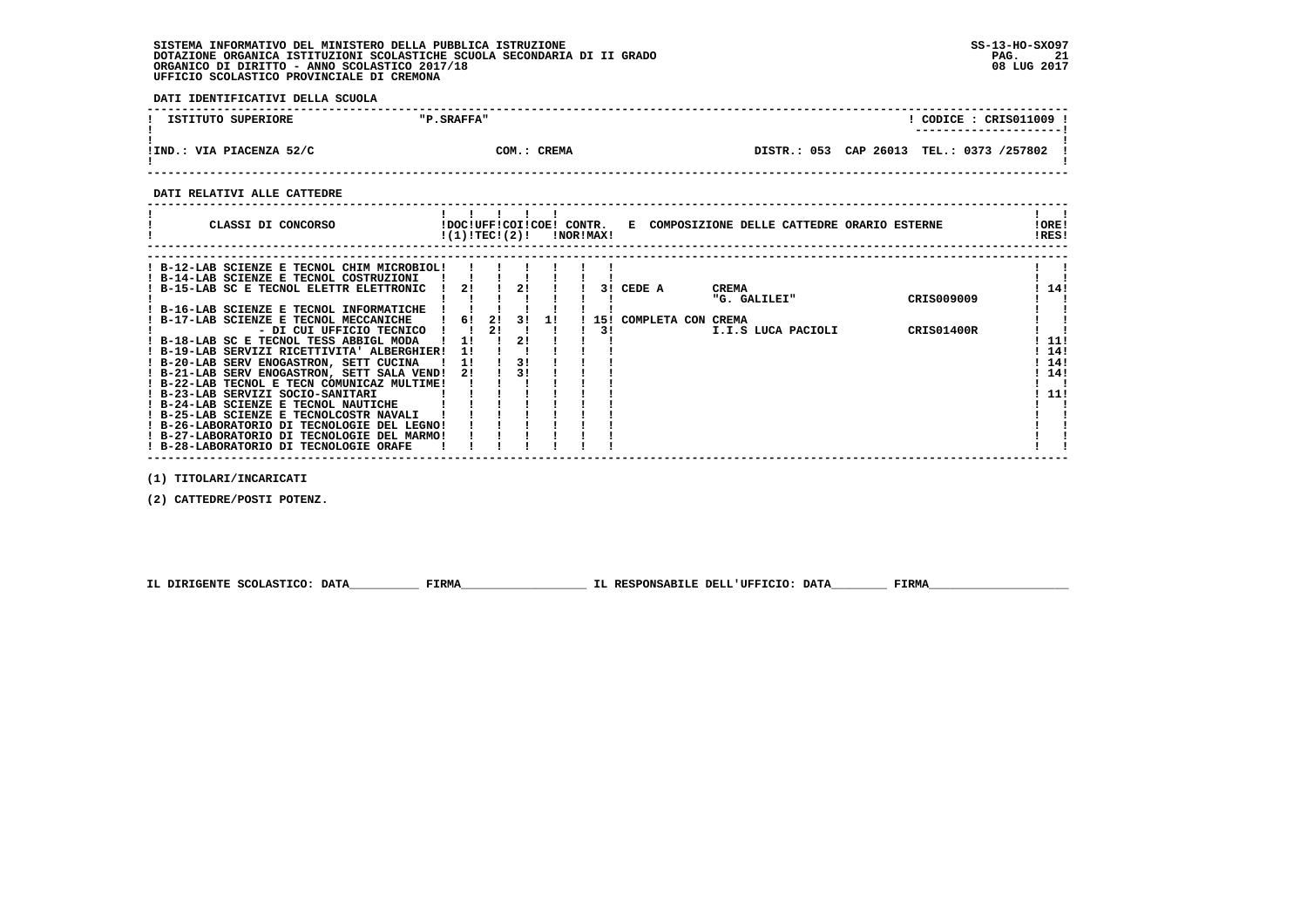SISTEMA INFORMATIVO DEL MINISTERO DELLA PUBBLICA ISTRUZIONE
DOTAZIONE ORGANICA ISTITUZIONI SCOLASTICHE SCUOLA SECONDARIA DI II GRADO
ORGANICO DI DIRITTO - ANNO SCOLASTICO 2017/18
UFFICIO SCOLASTICO PROVINCIALE DI CREMONA

SS-13-HO-SXO97
08 LUG 2017

**DATI IDENTIFICATIVI DELLA SCUOLA**

| ISTITUTO SUPERIORE | "P.SRAFFA" | CODICE : CRIS011009 |
|---|---|---|
| IND.: VIA PIACENZA 52/C | COM.: CREMA | DISTR.: 053 CAP 26013 TEL.: 0373 /257802 |

**DATI RELATIVI ALLE CATTEDRE**

| CLASSI DI CONCORSO | DOC (1) | UFF TEC | COI (2) | COE | CONTR. NOR | CONTR. MAX | E COMPOSIZIONE DELLE CATTEDRE ORARIO ESTERNE | | | ORE RES |
|---|---|---|---|---|---|---|---|---|---|---|
| B-12-LAB SCIENZE E TECNOL CHIM MICROBIOL | | | | | | | | | | |
| B-14-LAB SCIENZE E TECNOL COSTRUZIONI | | | | | | | | | | |
| B-15-LAB SC E TECNOL ELETTR ELETTRONIC | 2 | | 2 | | | 3 | CEDE A | CREMA "G. GALILEI" | CRIS009009 | 14 |
| B-16-LAB SCIENZE E TECNOL INFORMATICHE | | | | | | | | | | |
| B-17-LAB SCIENZE E TECNOL MECCANICHE | 6 | 2 | 3 | 1 | | 15 | COMPLETA CON | CREMA | | |
| - DI CUI UFFICIO TECNICO | | 2 | | | | 3 | | I.I.S LUCA PACIOLI | CRIS01400R | |
| B-18-LAB SC E TECNOL TESS ABBIGL MODA | 1 | | 2 | | | | | | | 11 |
| B-19-LAB SERVIZI RICETTIVITA' ALBERGHIER | 1 | | | | | | | | | 14 |
| B-20-LAB SERV ENOGASTRON, SETT CUCINA | 1 | | 3 | | | | | | | 14 |
| B-21-LAB SERV ENOGASTRON, SETT SALA VEND | 2 | | 3 | | | | | | | 14 |
| B-22-LAB TECNOL E TECN COMUNICAZ MULTIME | | | | | | | | | | |
| B-23-LAB SERVIZI SOCIO-SANITARI | | | | | | | | | | 11 |
| B-24-LAB SCIENZE E TECNOL NAUTICHE | | | | | | | | | | |
| B-25-LAB SCIENZE E TECNOLCOSTR NAVALI | | | | | | | | | | |
| B-26-LABORATORIO DI TECNOLOGIE DEL LEGNO | | | | | | | | | | |
| B-27-LABORATORIO DI TECNOLOGIE DEL MARMO | | | | | | | | | | |
| B-28-LABORATORIO DI TECNOLOGIE ORAFE | | | | | | | | | | |

(1) TITOLARI/INCARICATI

(2) CATTEDRE/POSTI POTENZ.

IL DIRIGENTE SCOLASTICO: DATA__________ FIRMA__________________ IL RESPONSABILE DELL'UFFICIO: DATA________ FIRMA____________________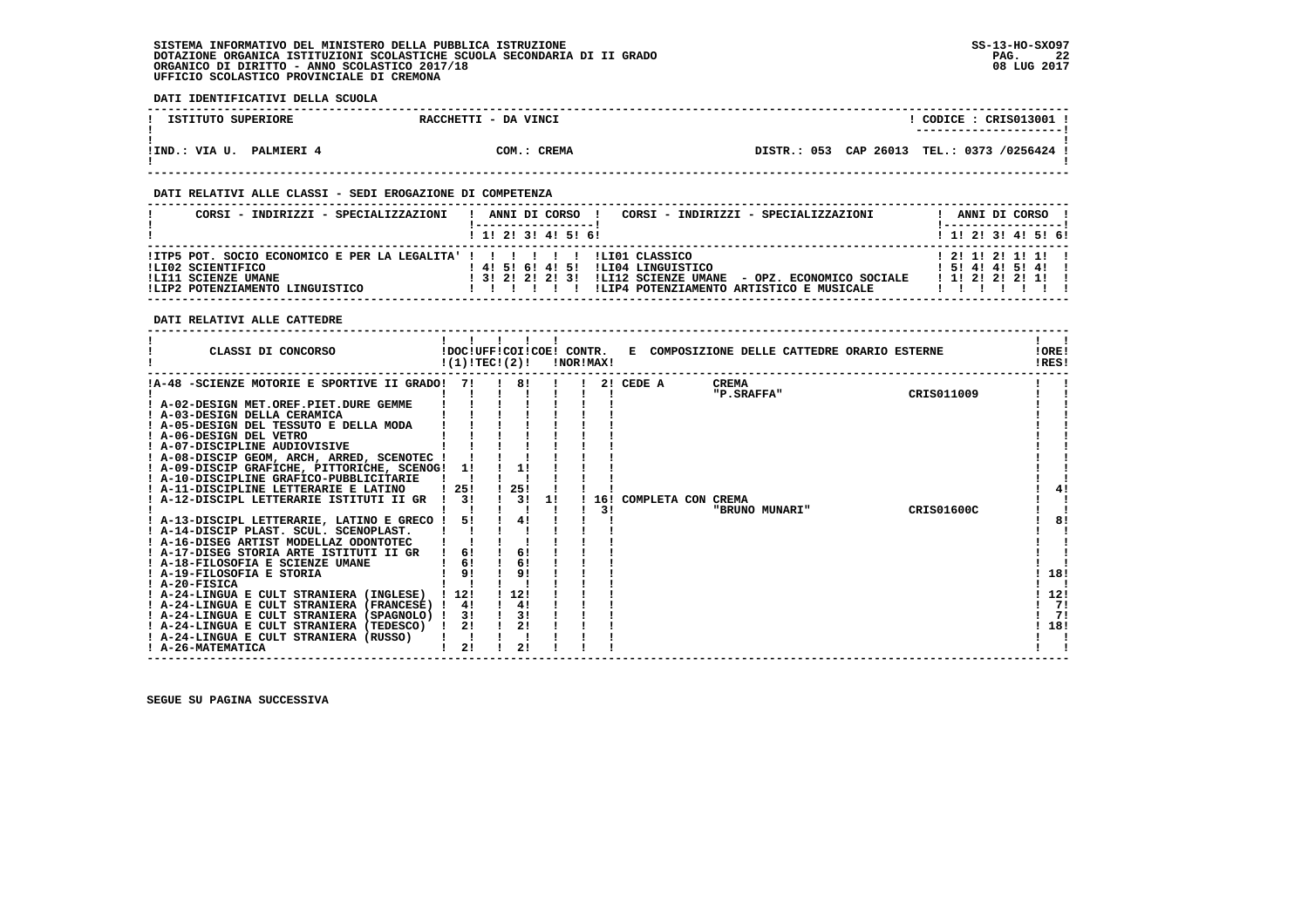SISTEMA INFORMATIVO DEL MINISTERO DELLA PUBBLICA ISTRUZIONE
DOTAZIONE ORGANICA ISTITUZIONI SCOLASTICHE SCUOLA SECONDARIA DI II GRADO
ORGANICO DI DIRITTO - ANNO SCOLASTICO 2017/18
UFFICIO SCOLASTICO PROVINCIALE DI CREMONA

SS-13-HO-SXO97
08 LUG 2017

**DATI IDENTIFICATIVI DELLA SCUOLA**

| ISTITUTO SUPERIORE | RACCHETTI - DA VINCI | CODICE : CRIS013001 |
|---|---|---|
| IND.: VIA U. PALMIERI 4 | COM.: CREMA | DISTR.: 053 CAP 26013 TEL.: 0373 /0256424 |

**DATI RELATIVI ALLE CLASSI - SEDI EROGAZIONE DI COMPETENZA**

| CORSI - INDIRIZZI - SPECIALIZZAZIONI | 1 | 2 | 3 | 4 | 5 | 6 | CORSI - INDIRIZZI - SPECIALIZZAZIONI | 1 | 2 | 3 | 4 | 5 | 6 |
|---|---|---|---|---|---|---|---|---|---|---|---|---|---|
| ITP5 POT. SOCIO ECONOMICO E PER LA LEGALITA' | | | | | | | LI01 CLASSICO | 2 | 1 | 2 | 1 | 1 | |
| LI02 SCIENTIFICO | 4 | 5 | 6 | 4 | 5 | | LI04 LINGUISTICO | 5 | 4 | 4 | 5 | 4 | |
| LI11 SCIENZE UMANE | 3 | 2 | 2 | 2 | 3 | | LI12 SCIENZE UMANE - OPZ. ECONOMICO SOCIALE | 1 | 2 | 2 | 2 | 1 | |
| LIP2 POTENZIAMENTO LINGUISTICO | | | | | | | LIP4 POTENZIAMENTO ARTISTICO E MUSICALE | | | | | | |

**DATI RELATIVI ALLE CATTEDRE**

| CLASSI DI CONCORSO | DOC (1) | UFF TEC | COI (2) | COE | CONTR. NOR | CONTR. MAX | E COMPOSIZIONE DELLE CATTEDRE ORARIO ESTERNE | ORE RES |
|---|---|---|---|---|---|---|---|---|
| A-48 -SCIENZE MOTORIE E SPORTIVE II GRADO | 7 | | 8 | | | 2 | CEDE A CREMA "P.SRAFFA" CRIS011009 | |
| A-02-DESIGN MET.OREF.PIET.DURE GEMME | | | | | | | | |
| A-03-DESIGN DELLA CERAMICA | | | | | | | | |
| A-05-DESIGN DEL TESSUTO E DELLA MODA | | | | | | | | |
| A-06-DESIGN DEL VETRO | | | | | | | | |
| A-07-DISCIPLINE AUDIOVISIVE | | | | | | | | |
| A-08-DISCIP GEOM, ARCH, ARRED, SCENOTEC | | | | | | | | |
| A-09-DISCIP GRAFICHE, PITTORICHE, SCENOG | 1 | | 1 | | | | | |
| A-10-DISCIPLINE GRAFICO-PUBBLICITARIE | | | | | | | | |
| A-11-DISCIPLINE LETTERARIE E LATINO | 25 | | 25 | | | | | 4 |
| A-12-DISCIPL LETTERARIE ISTITUTI II GR | 3 | | 3 | 1 | 16 | 3 | COMPLETA CON CREMA "BRUNO MUNARI" CRIS01600C | |
| A-13-DISCIPL LETTERARIE, LATINO E GRECO | 5 | | 4 | | | | | 8 |
| A-14-DISCIP PLAST. SCUL. SCENOPLAST. | | | | | | | | |
| A-16-DISEG ARTIST MODELLAZ ODONTOTEC | | | | | | | | |
| A-17-DISEG STORIA ARTE ISTITUTI II GR | 6 | | 6 | | | | | |
| A-18-FILOSOFIA E SCIENZE UMANE | 6 | | 6 | | | | | |
| A-19-FILOSOFIA E STORIA | 9 | | 9 | | | | | 18 |
| A-20-FISICA | | | | | | | | |
| A-24-LINGUA E CULT STRANIERA (INGLESE) | 12 | | 12 | | | | | 12 |
| A-24-LINGUA E CULT STRANIERA (FRANCESE) | 4 | | 4 | | | | | 7 |
| A-24-LINGUA E CULT STRANIERA (SPAGNOLO) | 3 | | 3 | | | | | 7 |
| A-24-LINGUA E CULT STRANIERA (TEDESCO) | 2 | | 2 | | | | | 18 |
| A-24-LINGUA E CULT STRANIERA (RUSSO) | | | | | | | | |
| A-26-MATEMATICA | 2 | | 2 | | | | | |

SEGUE SU PAGINA SUCCESSIVA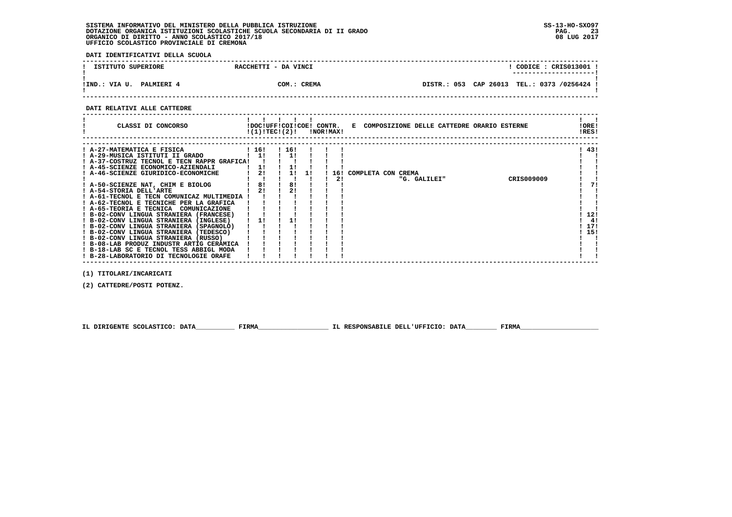SISTEMA INFORMATIVO DEL MINISTERO DELLA PUBBLICA ISTRUZIONE
DOTAZIONE ORGANICA ISTITUZIONI SCOLASTICHE SCUOLA SECONDARIA DI II GRADO
ORGANICO DI DIRITTO - ANNO SCOLASTICO 2017/18
UFFICIO SCOLASTICO PROVINCIALE DI CREMONA

SS-13-HO-SXO97
08 LUG 2017

**DATI IDENTIFICATIVI DELLA SCUOLA**

| ISTITUTO SUPERIORE | RACCHETTI - DA VINCI | CODICE : CRIS013001 |
|---|---|---|
| IND.: VIA U. PALMIERI 4 | COM.: CREMA | DISTR.: 053 CAP 26013 TEL.: 0373 /0256424 |

**DATI RELATIVI ALLE CATTEDRE**

| CLASSI DI CONCORSO | DOC (1) | UFF TEC | COI (2) | COE | CONTR. NOR | CONTR. MAX | E COMPOSIZIONE DELLE CATTEDRE ORARIO ESTERNE | ORE RES |
|---|---|---|---|---|---|---|---|---|
| A-27-MATEMATICA E FISICA | 16 | | 16 | | | | | 43 |
| A-29-MUSICA ISTITUTI II GRADO | 1 | | 1 | | | | | |
| A-37-COSTRUZ TECNOL E TECN RAPPR GRAFICA | | | | | | | | |
| A-45-SCIENZE ECONOMICO-AZIENDALI | 1 | | 1 | | | | | |
| A-46-SCIENZE GIURIDICO-ECONOMICHE | 2 | | 1 | 1 | 16 | | COMPLETA CON CREMA | |
| | | | | | | 2 | "G. GALILEI" CRIS009009 | |
| A-50-SCIENZE NAT, CHIM E BIOLOG | 8 | | 8 | | | | | 7 |
| A-54-STORIA DELL'ARTE | 2 | | 2 | | | | | |
| A-61-TECNOL E TECN COMUNICAZ MULTIMEDIA | | | | | | | | |
| A-62-TECNOL E TECNICHE PER LA GRAFICA | | | | | | | | |
| A-65-TEORIA E TECNICA COMUNICAZIONE | | | | | | | | |
| B-02-CONV LINGUA STRANIERA (FRANCESE) | | | | | | | | 12 |
| B-02-CONV LINGUA STRANIERA (INGLESE) | 1 | | 1 | | | | | 4 |
| B-02-CONV LINGUA STRANIERA (SPAGNOLO) | | | | | | | | 17 |
| B-02-CONV LINGUA STRANIERA (TEDESCO) | | | | | | | | 15 |
| B-02-CONV LINGUA STRANIERA (RUSSO) | | | | | | | | |
| B-08-LAB PRODUZ INDUSTR ARTIG CERAMICA | | | | | | | | |
| B-18-LAB SC E TECNOL TESS ABBIGL MODA | | | | | | | | |
| B-28-LABORATORIO DI TECNOLOGIE ORAFE | | | | | | | | |

(1) TITOLARI/INCARICATI

(2) CATTEDRE/POSTI POTENZ.

IL DIRIGENTE SCOLASTICO: DATA__________ FIRMA__________________ IL RESPONSABILE DELL'UFFICIO: DATA________ FIRMA____________________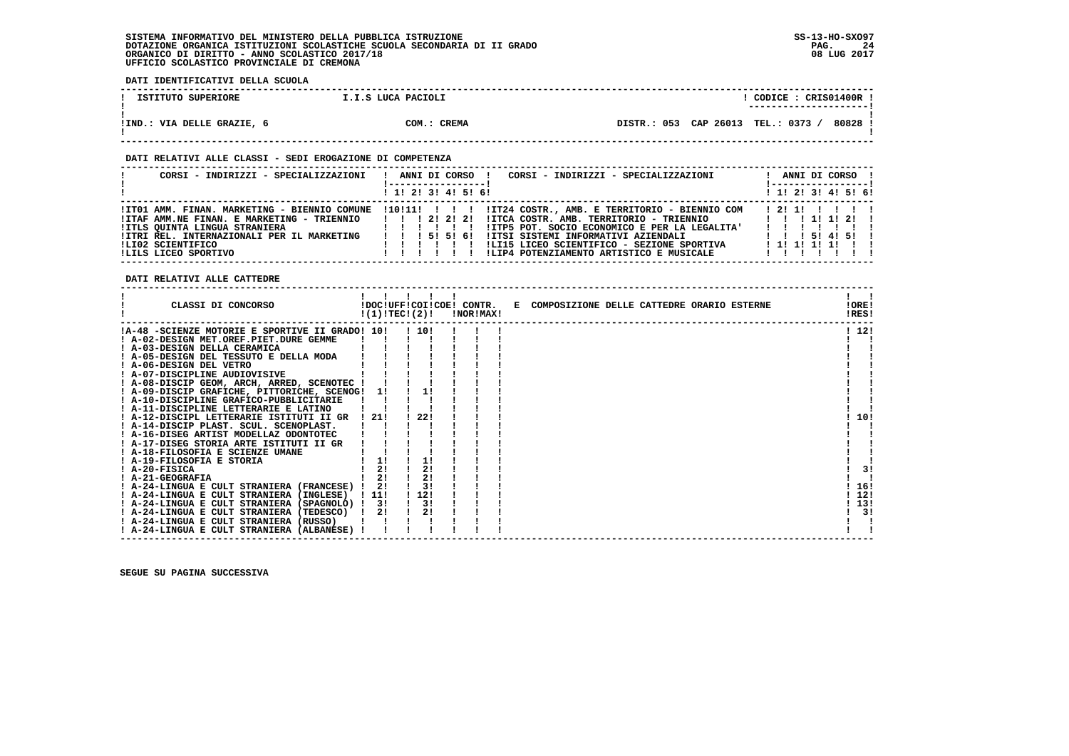SISTEMA INFORMATIVO DEL MINISTERO DELLA PUBBLICA ISTRUZIONE
DOTAZIONE ORGANICA ISTITUZIONI SCOLASTICHE SCUOLA SECONDARIA DI II GRADO
ORGANICO DI DIRITTO - ANNO SCOLASTICO 2017/18
UFFICIO SCOLASTICO PROVINCIALE DI CREMONA

**DATI IDENTIFICATIVI DELLA SCUOLA**

| ISTITUTO SUPERIORE | I.I.S LUCA PACIOLI | CODICE : CRIS01400R |
|---|---|---|
| IND.: VIA DELLE GRAZIE, 6 | COM.: CREMA | DISTR.: 053 CAP 26013 TEL.: 0373 / 80828 |

**DATI RELATIVI ALLE CLASSI - SEDI EROGAZIONE DI COMPETENZA**

| CORSI - INDIRIZZI - SPECIALIZZAZIONI | 1 | 2 | 3 | 4 | 5 | 6 | CORSI - INDIRIZZI - SPECIALIZZAZIONI | 1 | 2 | 3 | 4 | 5 | 6 |
|---|---|---|---|---|---|---|---|---|---|---|---|---|---|
| IT01 AMM. FINAN. MARKETING - BIENNIO COMUNE | 10 | 11 | | | | | IT24 COSTR., AMB. E TERRITORIO - BIENNIO COM | 2 | 1 | | | | |
| ITAF AMM.NE FINAN. E MARKETING - TRIENNIO | | | 2 | 2 | 2 | | ITCA COSTR. AMB. TERRITORIO - TRIENNIO | | | 1 | 1 | 2 | |
| ITLS QUINTA LINGUA STRANIERA | | | | | | | ITP5 POT. SOCIO ECONOMICO E PER LA LEGALITA' | | | | | | |
| ITRI REL. INTERNAZIONALI PER IL MARKETING | | | 5 | 5 | 6 | | ITSI SISTEMI INFORMATIVI AZIENDALI | | | 5 | 4 | 5 | |
| LI02 SCIENTIFICO | | | | | | | LI15 LICEO SCIENTIFICO - SEZIONE SPORTIVA | 1 | 1 | 1 | 1 | | |
| LILS LICEO SPORTIVO | | | | | | | LIP4 POTENZIAMENTO ARTISTICO E MUSICALE | | | | | | |

**DATI RELATIVI ALLE CATTEDRE**

| CLASSI DI CONCORSO | DOC (1) | UFF TEC | COI (2) | COE | CONTR. NOR | CONTR. MAX | E COMPOSIZIONE DELLE CATTEDRE ORARIO ESTERNE | ORE RES |
|---|---|---|---|---|---|---|---|---|
| A-48 -SCIENZE MOTORIE E SPORTIVE II GRADO | 10 | | 10 | | | | | 12 |
| A-02-DESIGN MET.OREF.PIET.DURE GEMME | | | | | | | | |
| A-03-DESIGN DELLA CERAMICA | | | | | | | | |
| A-05-DESIGN DEL TESSUTO E DELLA MODA | | | | | | | | |
| A-06-DESIGN DEL VETRO | | | | | | | | |
| A-07-DISCIPLINE AUDIOVISIVE | | | | | | | | |
| A-08-DISCIP GEOM, ARCH, ARRED, SCENOTEC | | | | | | | | |
| A-09-DISCIP GRAFICHE, PITTORICHE, SCENOG | 1 | | 1 | | | | | |
| A-10-DISCIPLINE GRAFICO-PUBBLICITARIE | | | | | | | | |
| A-11-DISCIPLINE LETTERARIE E LATINO | | | | | | | | |
| A-12-DISCIPL LETTERARIE ISTITUTI II GR | 21 | | 22 | | | | | 10 |
| A-14-DISCIP PLAST. SCUL. SCENOPLAST. | | | | | | | | |
| A-16-DISEG ARTIST MODELLAZ ODONTOTEC | | | | | | | | |
| A-17-DISEG STORIA ARTE ISTITUTI II GR | | | | | | | | |
| A-18-FILOSOFIA E SCIENZE UMANE | | | | | | | | |
| A-19-FILOSOFIA E STORIA | 1 | | 1 | | | | | |
| A-20-FISICA | 2 | | 2 | | | | | 3 |
| A-21-GEOGRAFIA | 2 | | 2 | | | | | |
| A-24-LINGUA E CULT STRANIERA (FRANCESE) | 2 | | 3 | | | | | 16 |
| A-24-LINGUA E CULT STRANIERA (INGLESE) | 11 | | 12 | | | | | 12 |
| A-24-LINGUA E CULT STRANIERA (SPAGNOLO) | 3 | | 3 | | | | | 13 |
| A-24-LINGUA E CULT STRANIERA (TEDESCO) | 2 | | 2 | | | | | 3 |
| A-24-LINGUA E CULT STRANIERA (RUSSO) | | | | | | | | |
| A-24-LINGUA E CULT STRANIERA (ALBANESE) | | | | | | | | |

SEGUE SU PAGINA SUCCESSIVA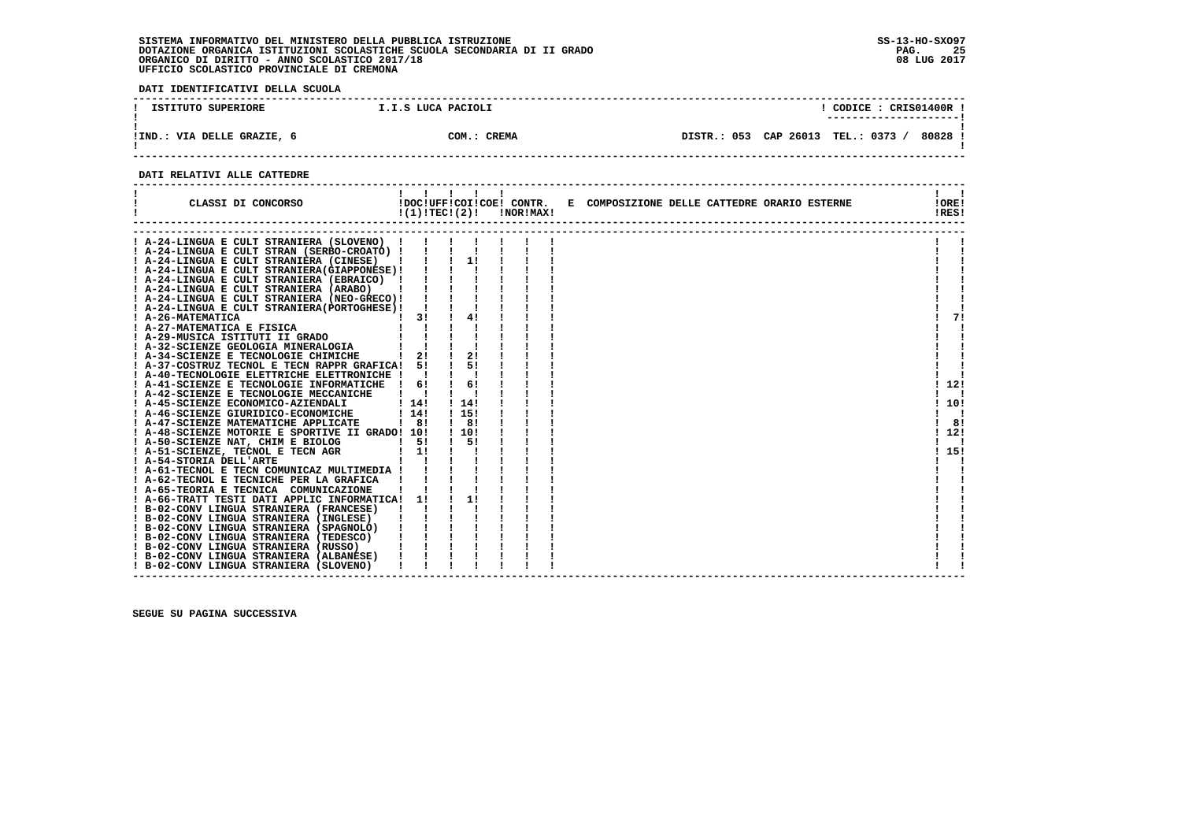SISTEMA INFORMATIVO DEL MINISTERO DELLA PUBBLICA ISTRUZIONE
DOTAZIONE ORGANICA ISTITUZIONI SCOLASTICHE SCUOLA SECONDARIA DI II GRADO
ORGANICO DI DIRITTO - ANNO SCOLASTICO 2017/18
UFFICIO SCOLASTICO PROVINCIALE DI CREMONA

SS-13-HO-SXO97
08 LUG 2017

**DATI IDENTIFICATIVI DELLA SCUOLA**

| ISTITUTO SUPERIORE | I.I.S LUCA PACIOLI | CODICE : CRIS01400R |
|---|---|---|
| IND.: VIA DELLE GRAZIE, 6 | COM.: CREMA | DISTR.: 053 CAP 26013 TEL.: 0373 / 80828 |

**DATI RELATIVI ALLE CATTEDRE**

| CLASSI DI CONCORSO | DOC (1) | UFF | COI TEC (2) | COE | CONTR. NOR | CONTR. MAX | E COMPOSIZIONE DELLE CATTEDRE ORARIO ESTERNE | ORE RES |
|---|---|---|---|---|---|---|---|---|
| A-24-LINGUA E CULT STRANIERA (SLOVENO) | | | | | | | | |
| A-24-LINGUA E CULT STRAN (SERBO-CROATO) | | | | | | | | |
| A-24-LINGUA E CULT STRANIERA (CINESE) | | | 1 | | | | | |
| A-24-LINGUA E CULT STRANIERA(GIAPPONESE) | | | | | | | | |
| A-24-LINGUA E CULT STRANIERA (EBRAICO) | | | | | | | | |
| A-24-LINGUA E CULT STRANIERA (ARABO) | | | | | | | | |
| A-24-LINGUA E CULT STRANIERA (NEO-GRECO) | | | | | | | | |
| A-24-LINGUA E CULT STRANIERA(PORTOGHESE) | | | | | | | | |
| A-26-MATEMATICA | 3 | | 4 | | | | | 7 |
| A-27-MATEMATICA E FISICA | | | | | | | | |
| A-29-MUSICA ISTITUTI II GRADO | | | | | | | | |
| A-32-SCIENZE GEOLOGIA MINERALOGIA | | | | | | | | |
| A-34-SCIENZE E TECNOLOGIE CHIMICHE | 2 | | 2 | | | | | |
| A-37-COSTRUZ TECNOL E TECN RAPPR GRAFICA | 5 | | 5 | | | | | |
| A-40-TECNOLOGIE ELETTRICHE ELETTRONICHE | | | | | | | | |
| A-41-SCIENZE E TECNOLOGIE INFORMATICHE | 6 | | 6 | | | | | 12 |
| A-42-SCIENZE E TECNOLOGIE MECCANICHE | | | | | | | | |
| A-45-SCIENZE ECONOMICO-AZIENDALI | 14 | | 14 | | | | | 10 |
| A-46-SCIENZE GIURIDICO-ECONOMICHE | 14 | | 15 | | | | | |
| A-47-SCIENZE MATEMATICHE APPLICATE | 8 | | 8 | | | | | 8 |
| A-48-SCIENZE MOTORIE E SPORTIVE II GRADO | 10 | | 10 | | | | | 12 |
| A-50-SCIENZE NAT, CHIM E BIOLOG | 5 | | 5 | | | | | |
| A-51-SCIENZE, TECNOL E TECN AGR | 1 | | | | | | | 15 |
| A-54-STORIA DELL'ARTE | | | | | | | | |
| A-61-TECNOL E TECN COMUNICAZ MULTIMEDIA | | | | | | | | |
| A-62-TECNOL E TECNICHE PER LA GRAFICA | | | | | | | | |
| A-65-TEORIA E TECNICA COMUNICAZIONE | | | | | | | | |
| A-66-TRATT TESTI DATI APPLIC INFORMATICA | 1 | | 1 | | | | | |
| B-02-CONV LINGUA STRANIERA (FRANCESE) | | | | | | | | |
| B-02-CONV LINGUA STRANIERA (INGLESE) | | | | | | | | |
| B-02-CONV LINGUA STRANIERA (SPAGNOLO) | | | | | | | | |
| B-02-CONV LINGUA STRANIERA (TEDESCO) | | | | | | | | |
| B-02-CONV LINGUA STRANIERA (RUSSO) | | | | | | | | |
| B-02-CONV LINGUA STRANIERA (ALBANESE) | | | | | | | | |
| B-02-CONV LINGUA STRANIERA (SLOVENO) | | | | | | | | |

**SEGUE SU PAGINA SUCCESSIVA**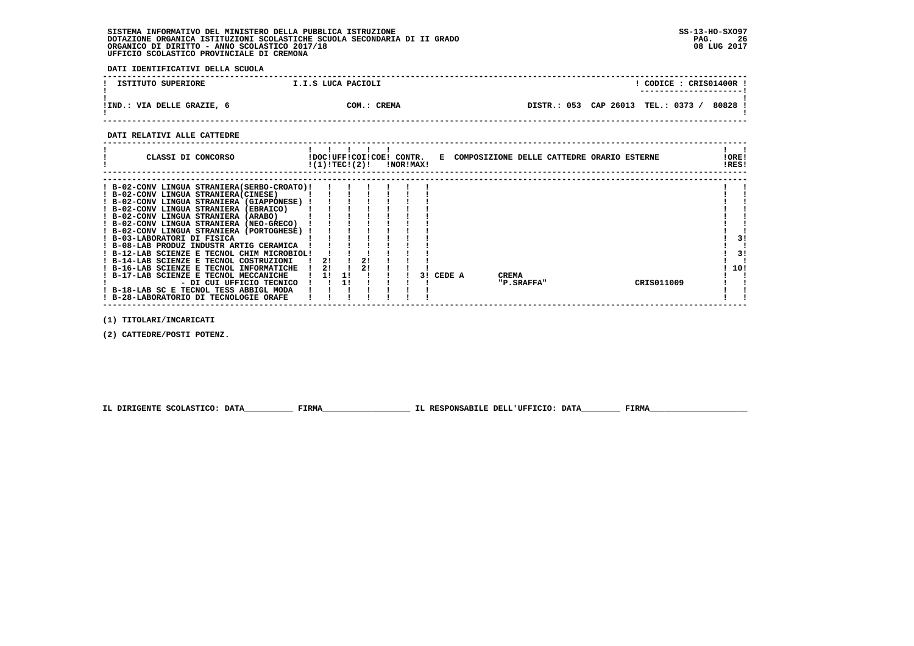SISTEMA INFORMATIVO DEL MINISTERO DELLA PUBBLICA ISTRUZIONE
DOTAZIONE ORGANICA ISTITUZIONI SCOLASTICHE SCUOLA SECONDARIA DI II GRADO
ORGANICO DI DIRITTO - ANNO SCOLASTICO 2017/18
UFFICIO SCOLASTICO PROVINCIALE DI CREMONA

SS-13-HO-SXO97
08 LUG 2017

**DATI IDENTIFICATIVI DELLA SCUOLA**

| ISTITUTO SUPERIORE | I.I.S LUCA PACIOLI | CODICE : CRIS01400R |
|---|---|---|
| IND.: VIA DELLE GRAZIE, 6 | COM.: CREMA | DISTR.: 053 CAP 26013 TEL.: 0373 / 80828 |

**DATI RELATIVI ALLE CATTEDRE**

| CLASSI DI CONCORSO | DOC (1) | UFF TEC | COI (2) | COE | CONTR. NOR | CONTR. MAX | E | COMPOSIZIONE DELLE CATTEDRE ORARIO ESTERNE | | | ORE RES |
|---|---|---|---|---|---|---|---|---|---|---|---|
| B-02-CONV LINGUA STRANIERA(SERBO-CROATO) | | | | | | | | | | | |
| B-02-CONV LINGUA STRANIERA(CINESE) | | | | | | | | | | | |
| B-02-CONV LINGUA STRANIERA (GIAPPONESE) | | | | | | | | | | | |
| B-02-CONV LINGUA STRANIERA (EBRAICO) | | | | | | | | | | | |
| B-02-CONV LINGUA STRANIERA (ARABO) | | | | | | | | | | | |
| B-02-CONV LINGUA STRANIERA (NEO-GRECO) | | | | | | | | | | | |
| B-02-CONV LINGUA STRANIERA (PORTOGHESE) | | | | | | | | | | | |
| B-03-LABORATORI DI FISICA | | | | | | | | | | | 3 |
| B-08-LAB PRODUZ INDUSTR ARTIG CERAMICA | | | | | | | | | | | |
| B-12-LAB SCIENZE E TECNOL CHIM MICROBIOL | | | | | | | | | | | 3 |
| B-14-LAB SCIENZE E TECNOL COSTRUZIONI | 2 | | 2 | | | | | | | | |
| B-16-LAB SCIENZE E TECNOL INFORMATICHE | 2 | | 2 | | | | | | | | 10 |
| B-17-LAB SCIENZE E TECNOL MECCANICHE | 1 | 1 | | | | | 3 | CEDE A | CREMA | | |
| - DI CUI UFFICIO TECNICO | | 1 | | | | | | | "P.SRAFFA" | CRIS011009 | |
| B-18-LAB SC E TECNOL TESS ABBIGL MODA | | | | | | | | | | | |
| B-28-LABORATORIO DI TECNOLOGIE ORAFE | | | | | | | | | | | |

(1) TITOLARI/INCARICATI

(2) CATTEDRE/POSTI POTENZ.

IL DIRIGENTE SCOLASTICO: DATA__________ FIRMA__________________ IL RESPONSABILE DELL'UFFICIO: DATA________ FIRMA____________________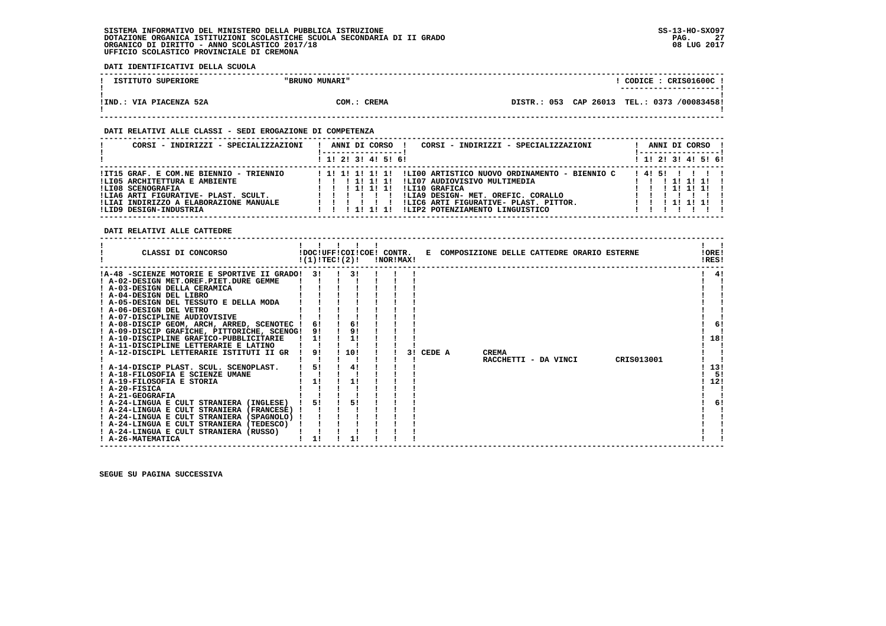SISTEMA INFORMATIVO DEL MINISTERO DELLA PUBBLICA ISTRUZIONE
DOTAZIONE ORGANICA ISTITUZIONI SCOLASTICHE SCUOLA SECONDARIA DI II GRADO
ORGANICO DI DIRITTO - ANNO SCOLASTICO 2017/18
UFFICIO SCOLASTICO PROVINCIALE DI CREMONA

SS-13-HO-SXO97
08 LUG 2017

**DATI IDENTIFICATIVI DELLA SCUOLA**

| ISTITUTO SUPERIORE | "BRUNO MUNARI" | CODICE : CRIS01600C |
|---|---|---|
| IND.: VIA PIACENZA 52A | COM.: CREMA | DISTR.: 053 CAP 26013 TEL.: 0373 /00083458 |

**DATI RELATIVI ALLE CLASSI - SEDI EROGAZIONE DI COMPETENZA**

| CORSI - INDIRIZZI - SPECIALIZZAZIONI | 1 | 2 | 3 | 4 | 5 | 6 | CORSI - INDIRIZZI - SPECIALIZZAZIONI | 1 | 2 | 3 | 4 | 5 | 6 |
|---|---|---|---|---|---|---|---|---|---|---|---|---|---|
| IT15 GRAF. E COM.NE BIENNIO - TRIENNIO | 1 | 1 | 1 | 1 | 1 | | LI00 ARTISTICO NUOVO ORDINAMENTO - BIENNIO C | 4 | 5 | | | | |
| LI05 ARCHITETTURA E AMBIENTE | | | 1 | 1 | 1 | | LI07 AUDIOVISIVO MULTIMEDIA | | | 1 | 1 | 1 | |
| LI08 SCENOGRAFIA | | | 1 | 1 | 1 | | LI10 GRAFICA | | | 1 | 1 | 1 | |
| LIA6 ARTI FIGURATIVE- PLAST. SCULT. | | | | | | | LIA9 DESIGN- MET. OREFIC. CORALLO | | | | | | |
| LIAI INDIRIZZO A ELABORAZIONE MANUALE | | | | | | | LIC6 ARTI FIGURATIVE- PLAST. PITTOR. | | | 1 | 1 | 1 | |
| LID9 DESIGN-INDUSTRIA | | | 1 | 1 | 1 | | LIP2 POTENZIAMENTO LINGUISTICO | | | | | | |

**DATI RELATIVI ALLE CATTEDRE**

| CLASSI DI CONCORSO | DOC (1) | UFF TEC (2) | COI | COE | CONTR. NOR | CONTR. MAX | E COMPOSIZIONE DELLE CATTEDRE ORARIO ESTERNE | ORE RES |
|---|---|---|---|---|---|---|---|---|
| A-48 -SCIENZE MOTORIE E SPORTIVE II GRADO | 3 | | 3 | | | | | 4 |
| A-02-DESIGN MET.OREF.PIET.DURE GEMME | | | | | | | | |
| A-03-DESIGN DELLA CERAMICA | | | | | | | | |
| A-04-DESIGN DEL LIBRO | | | | | | | | |
| A-05-DESIGN DEL TESSUTO E DELLA MODA | | | | | | | | |
| A-06-DESIGN DEL VETRO | | | | | | | | |
| A-07-DISCIPLINE AUDIOVISIVE | | | | | | | | |
| A-08-DISCIP GEOM, ARCH, ARRED, SCENOTEC | 6 | | 6 | | | | | 6 |
| A-09-DISCIP GRAFICHE, PITTORICHE, SCENOG | 9 | | 9 | | | | | |
| A-10-DISCIPLINE GRAFICO-PUBBLICITARIE | 1 | | 1 | | | | | 18 |
| A-11-DISCIPLINE LETTERARIE E LATINO | | | | | | | | |
| A-12-DISCIPL LETTERARIE ISTITUTI II GR | 9 | | 10 | | | 3 | CEDE A CREMA RACCHETTI - DA VINCI CRIS013001 | |
| A-14-DISCIP PLAST. SCUL. SCENOPLAST. | 5 | | 4 | | | | | 13 |
| A-18-FILOSOFIA E SCIENZE UMANE | | | | | | | | 5 |
| A-19-FILOSOFIA E STORIA | 1 | | 1 | | | | | 12 |
| A-20-FISICA | | | | | | | | |
| A-21-GEOGRAFIA | | | | | | | | |
| A-24-LINGUA E CULT STRANIERA (INGLESE) | 5 | | 5 | | | | | 6 |
| A-24-LINGUA E CULT STRANIERA (FRANCESE) | | | | | | | | |
| A-24-LINGUA E CULT STRANIERA (SPAGNOLO) | | | | | | | | |
| A-24-LINGUA E CULT STRANIERA (TEDESCO) | | | | | | | | |
| A-24-LINGUA E CULT STRANIERA (RUSSO) | | | | | | | | |
| A-26-MATEMATICA | 1 | | 1 | | | | | |

SEGUE SU PAGINA SUCCESSIVA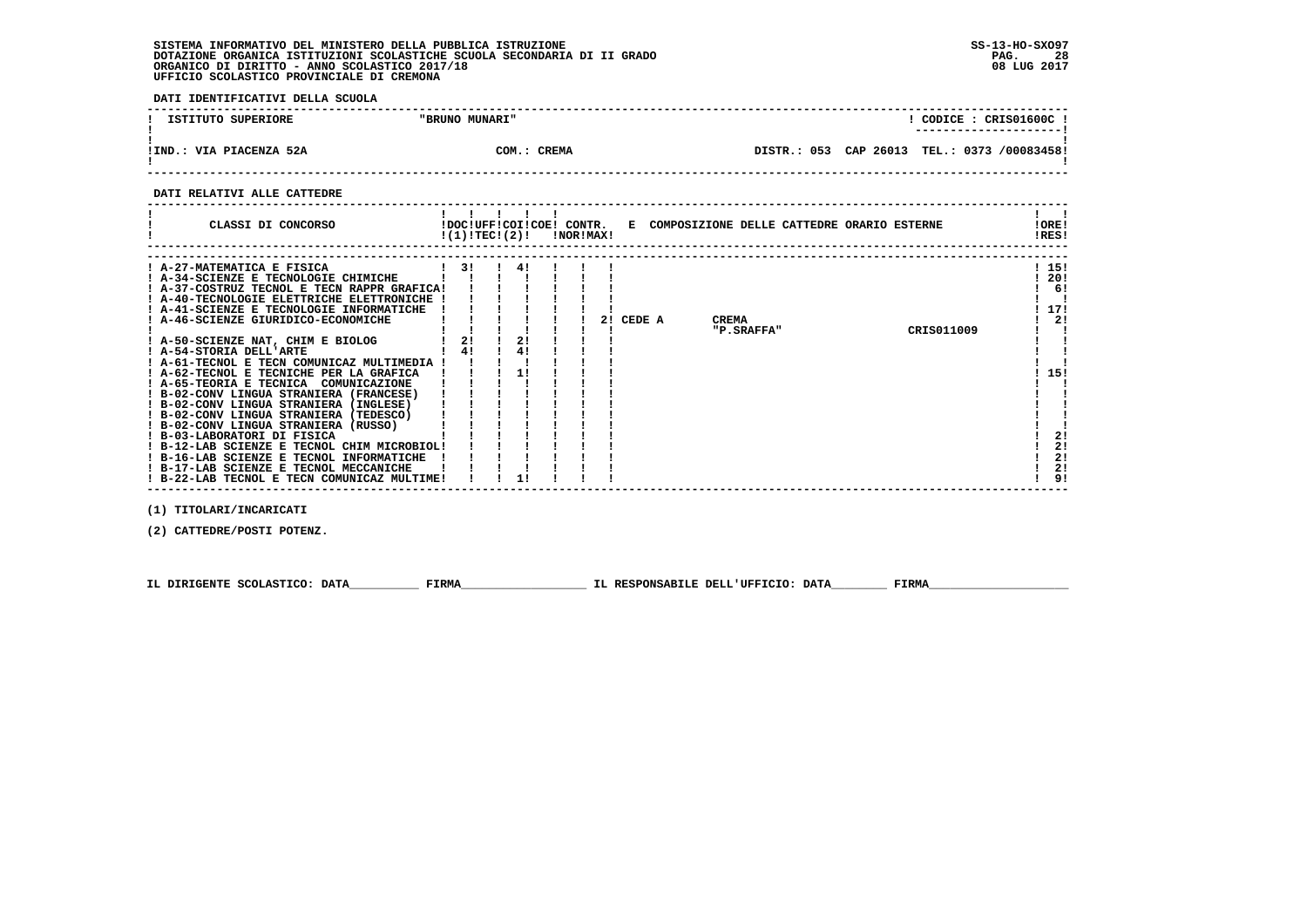SISTEMA INFORMATIVO DEL MINISTERO DELLA PUBBLICA ISTRUZIONE
DOTAZIONE ORGANICA ISTITUZIONI SCOLASTICHE SCUOLA SECONDARIA DI II GRADO
ORGANICO DI DIRITTO - ANNO SCOLASTICO 2017/18
UFFICIO SCOLASTICO PROVINCIALE DI CREMONA

SS-13-HO-SXO97
08 LUG 2017

**DATI IDENTIFICATIVI DELLA SCUOLA**

| ISTITUTO SUPERIORE | "BRUNO MUNARI" | | CODICE : CRIS01600C |
|---|---|---|---|
| IND.: VIA PIACENZA 52A | COM.: CREMA | DISTR.: 053 CAP 26013 | TEL.: 0373 /00083458 |

**DATI RELATIVI ALLE CATTEDRE**

| CLASSI DI CONCORSO | DOC (1) | UFF TEC | COI (2) | COE | CONTR. NOR | CONTR. MAX | E COMPOSIZIONE DELLE CATTEDRE ORARIO ESTERNE | ORE RES |
|---|---|---|---|---|---|---|---|---|
| A-27-MATEMATICA E FISICA | 3 | | 4 | | | | | 15 |
| A-34-SCIENZE E TECNOLOGIE CHIMICHE | | | | | | | | 20 |
| A-37-COSTRUZ TECNOL E TECN RAPPR GRAFICA | | | | | | | | 6 |
| A-40-TECNOLOGIE ELETTRICHE ELETTRONICHE | | | | | | | | |
| A-41-SCIENZE E TECNOLOGIE INFORMATICHE | | | | | | | | 17 |
| A-46-SCIENZE GIURIDICO-ECONOMICHE | | | | | | | 2 CEDE A CREMA "P.SRAFFA" CRIS011009 | 2 |
| A-50-SCIENZE NAT, CHIM E BIOLOG | 2 | | 2 | | | | | |
| A-54-STORIA DELL'ARTE | 4 | | 4 | | | | | |
| A-61-TECNOL E TECN COMUNICAZ MULTIMEDIA | | | | | | | | |
| A-62-TECNOL E TECNICHE PER LA GRAFICA | | | 1 | | | | | 15 |
| A-65-TEORIA E TECNICA COMUNICAZIONE | | | | | | | | |
| B-02-CONV LINGUA STRANIERA (FRANCESE) | | | | | | | | |
| B-02-CONV LINGUA STRANIERA (INGLESE) | | | | | | | | |
| B-02-CONV LINGUA STRANIERA (TEDESCO) | | | | | | | | |
| B-02-CONV LINGUA STRANIERA (RUSSO) | | | | | | | | |
| B-03-LABORATORI DI FISICA | | | | | | | | 2 |
| B-12-LAB SCIENZE E TECNOL CHIM MICROBIOL | | | | | | | | 2 |
| B-16-LAB SCIENZE E TECNOL INFORMATICHE | | | | | | | | 2 |
| B-17-LAB SCIENZE E TECNOL MECCANICHE | | | | | | | | 2 |
| B-22-LAB TECNOL E TECN COMUNICAZ MULTIME | | | 1 | | | | | 9 |

(1) TITOLARI/INCARICATI

(2) CATTEDRE/POSTI POTENZ.

IL DIRIGENTE SCOLASTICO: DATA__________ FIRMA__________________ IL RESPONSABILE DELL'UFFICIO: DATA________ FIRMA____________________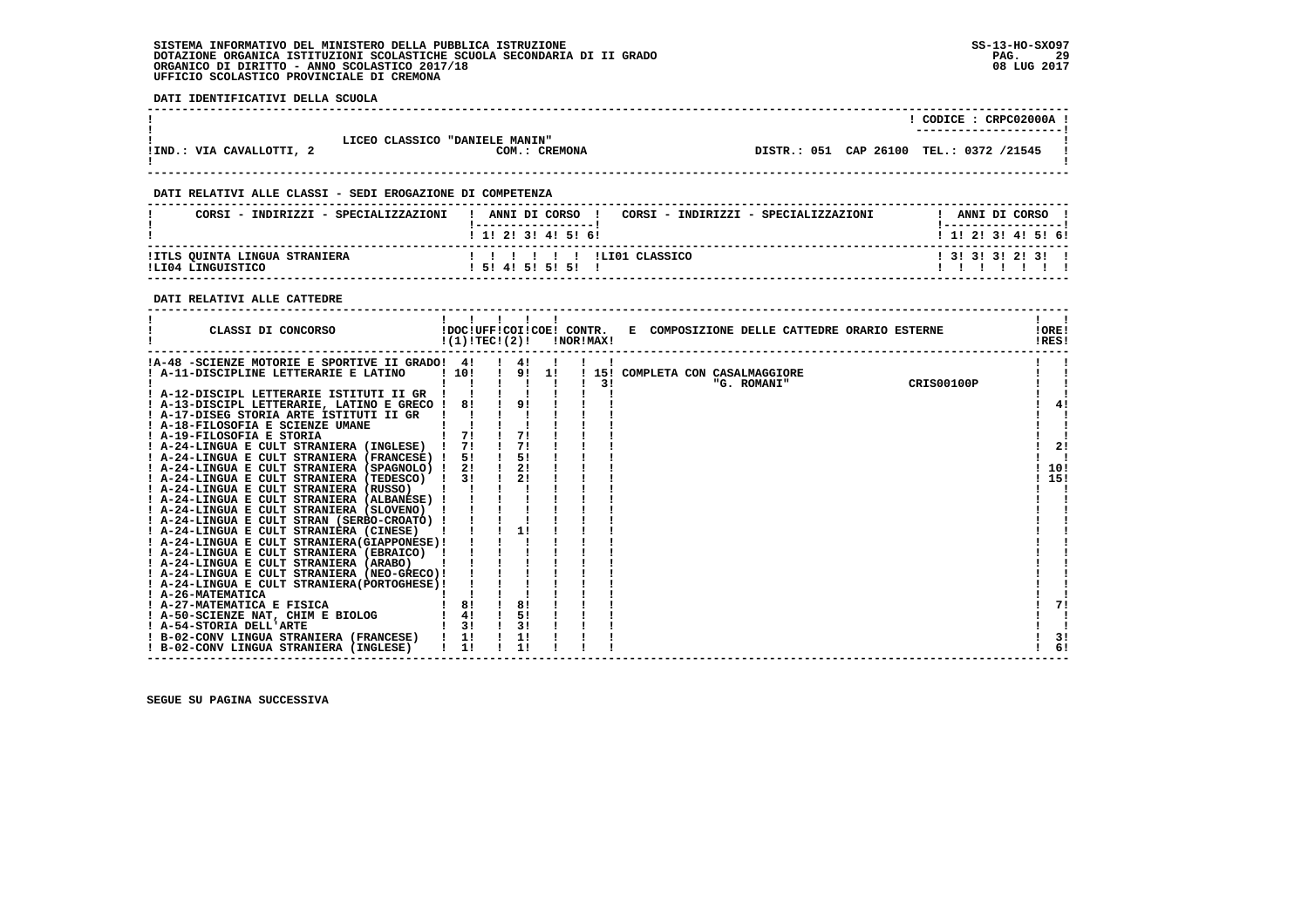SISTEMA INFORMATIVO DEL MINISTERO DELLA PUBBLICA ISTRUZIONE
DOTAZIONE ORGANICA ISTITUZIONI SCOLASTICHE SCUOLA SECONDARIA DI II GRADO
ORGANICO DI DIRITTO - ANNO SCOLASTICO 2017/18
UFFICIO SCOLASTICO PROVINCIALE DI CREMONA

SS-13-HO-SXO97
08 LUG 2017

**DATI IDENTIFICATIVI DELLA SCUOLA**

| | | | CODICE : CRPC02000A |
|---|---|---|---|
| IND.: VIA CAVALLOTTI, 2 | LICEO CLASSICO "DANIELE MANIN" COM.: CREMONA | DISTR.: 051 CAP 26100 | TEL.: 0372 /21545 |

**DATI RELATIVI ALLE CLASSI - SEDI EROGAZIONE DI COMPETENZA**

| CORSI - INDIRIZZI - SPECIALIZZAZIONI | 1 | 2 | 3 | 4 | 5 | 6 | CORSI - INDIRIZZI - SPECIALIZZAZIONI | 1 | 2 | 3 | 4 | 5 | 6 |
|---|---|---|---|---|---|---|---|---|---|---|---|---|---|
| ITLS QUINTA LINGUA STRANIERA | | | | | | | LI01 CLASSICO | 3 | 3 | 3 | 2 | 3 | |
| LI04 LINGUISTICO | 5 | 4 | 5 | 5 | 5 | | | | | | | | |

**DATI RELATIVI ALLE CATTEDRE**

| CLASSI DI CONCORSO | DOC (1) | UFF TEC | COI (2) | COE | CONTR. NOR | CONTR. MAX | E COMPOSIZIONE DELLE CATTEDRE ORARIO ESTERNE | ORE RES |
|---|---|---|---|---|---|---|---|---|
| A-48 -SCIENZE MOTORIE E SPORTIVE II GRADO | 4 | | 4 | | | | | |
| A-11-DISCIPLINE LETTERARIE E LATINO | 10 | | 9 | 1 | | 15 | COMPLETA CON CASALMAGGIORE | |
| | | | | | | 3 | "G. ROMANI" CRIS00100P | |
| A-12-DISCIPL LETTERARIE ISTITUTI II GR | | | | | | | | |
| A-13-DISCIPL LETTERARIE, LATINO E GRECO | 8 | | 9 | | | | | 4 |
| A-17-DISEG STORIA ARTE ISTITUTI II GR | | | | | | | | |
| A-18-FILOSOFIA E SCIENZE UMANE | | | | | | | | |
| A-19-FILOSOFIA E STORIA | 7 | | 7 | | | | | |
| A-24-LINGUA E CULT STRANIERA (INGLESE) | 7 | | 7 | | | | | 2 |
| A-24-LINGUA E CULT STRANIERA (FRANCESE) | 5 | | 5 | | | | | |
| A-24-LINGUA E CULT STRANIERA (SPAGNOLO) | 2 | | 2 | | | | | 10 |
| A-24-LINGUA E CULT STRANIERA (TEDESCO) | 3 | | 2 | | | | | 15 |
| A-24-LINGUA E CULT STRANIERA (RUSSO) | | | | | | | | |
| A-24-LINGUA E CULT STRANIERA (ALBANESE) | | | | | | | | |
| A-24-LINGUA E CULT STRANIERA (SLOVENO) | | | | | | | | |
| A-24-LINGUA E CULT STRAN (SERBO-CROATO) | | | | | | | | |
| A-24-LINGUA E CULT STRANIERA (CINESE) | | | 1 | | | | | |
| A-24-LINGUA E CULT STRANIERA(GIAPPONESE) | | | | | | | | |
| A-24-LINGUA E CULT STRANIERA (EBRAICO) | | | | | | | | |
| A-24-LINGUA E CULT STRANIERA (ARABO) | | | | | | | | |
| A-24-LINGUA E CULT STRANIERA (NEO-GRECO) | | | | | | | | |
| A-24-LINGUA E CULT STRANIERA(PORTOGHESE) | | | | | | | | |
| A-26-MATEMATICA | | | | | | | | |
| A-27-MATEMATICA E FISICA | 8 | | 8 | | | | | 7 |
| A-50-SCIENZE NAT, CHIM E BIOLOG | 4 | | 5 | | | | | |
| A-54-STORIA DELL'ARTE | 3 | | 3 | | | | | |
| B-02-CONV LINGUA STRANIERA (FRANCESE) | 1 | | 1 | | | | | 3 |
| B-02-CONV LINGUA STRANIERA (INGLESE) | 1 | | 1 | | | | | 6 |

SEGUE SU PAGINA SUCCESSIVA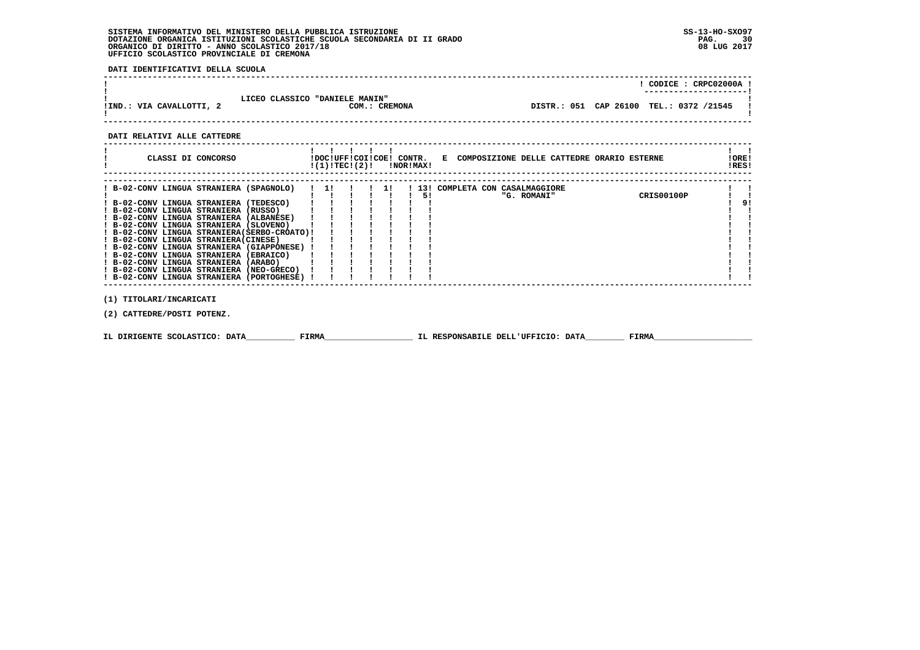SISTEMA INFORMATIVO DEL MINISTERO DELLA PUBBLICA ISTRUZIONE
DOTAZIONE ORGANICA ISTITUZIONI SCOLASTICHE SCUOLA SECONDARIA DI II GRADO
ORGANICO DI DIRITTO - ANNO SCOLASTICO 2017/18
UFFICIO SCOLASTICO PROVINCIALE DI CREMONA

SS-13-HO-SXO97
08 LUG 2017

**DATI IDENTIFICATIVI DELLA SCUOLA**

| | |
|---|---|
| LICEO CLASSICO "DANIELE MANIN" | CODICE : CRPC02000A |
| IND.: VIA CAVALLOTTI, 2 &nbsp;&nbsp; COM.: CREMONA | DISTR.: 051 &nbsp; CAP 26100 &nbsp; TEL.: 0372 /21545 |

**DATI RELATIVI ALLE CATTEDRE**

| CLASSI DI CONCORSO | DOC (1) | UFF TEC | COI (2) | COE | CONTR. NOR | CONTR. MAX | E COMPOSIZIONE DELLE CATTEDRE ORARIO ESTERNE | | ORE RES |
|---|---|---|---|---|---|---|---|---|---|
| B-02-CONV LINGUA STRANIERA (SPAGNOLO) | 1 | | | 1 | | 13 | COMPLETA CON CASALMAGGIORE | | |
| | | | | | | 5 | "G. ROMANI" | CRIS00100P | 9 |
| B-02-CONV LINGUA STRANIERA (TEDESCO) | | | | | | | | | |
| B-02-CONV LINGUA STRANIERA (RUSSO) | | | | | | | | | |
| B-02-CONV LINGUA STRANIERA (ALBANESE) | | | | | | | | | |
| B-02-CONV LINGUA STRANIERA (SLOVENO) | | | | | | | | | |
| B-02-CONV LINGUA STRANIERA(SERBO-CROATO) | | | | | | | | | |
| B-02-CONV LINGUA STRANIERA(CINESE) | | | | | | | | | |
| B-02-CONV LINGUA STRANIERA (GIAPPONESE) | | | | | | | | | |
| B-02-CONV LINGUA STRANIERA (EBRAICO) | | | | | | | | | |
| B-02-CONV LINGUA STRANIERA (ARABO) | | | | | | | | | |
| B-02-CONV LINGUA STRANIERA (NEO-GRECO) | | | | | | | | | |
| B-02-CONV LINGUA STRANIERA (PORTOGHESE) | | | | | | | | | |

(1) TITOLARI/INCARICATI

(2) CATTEDRE/POSTI POTENZ.

IL DIRIGENTE SCOLASTICO: DATA__________ FIRMA__________________ IL RESPONSABILE DELL'UFFICIO: DATA________ FIRMA____________________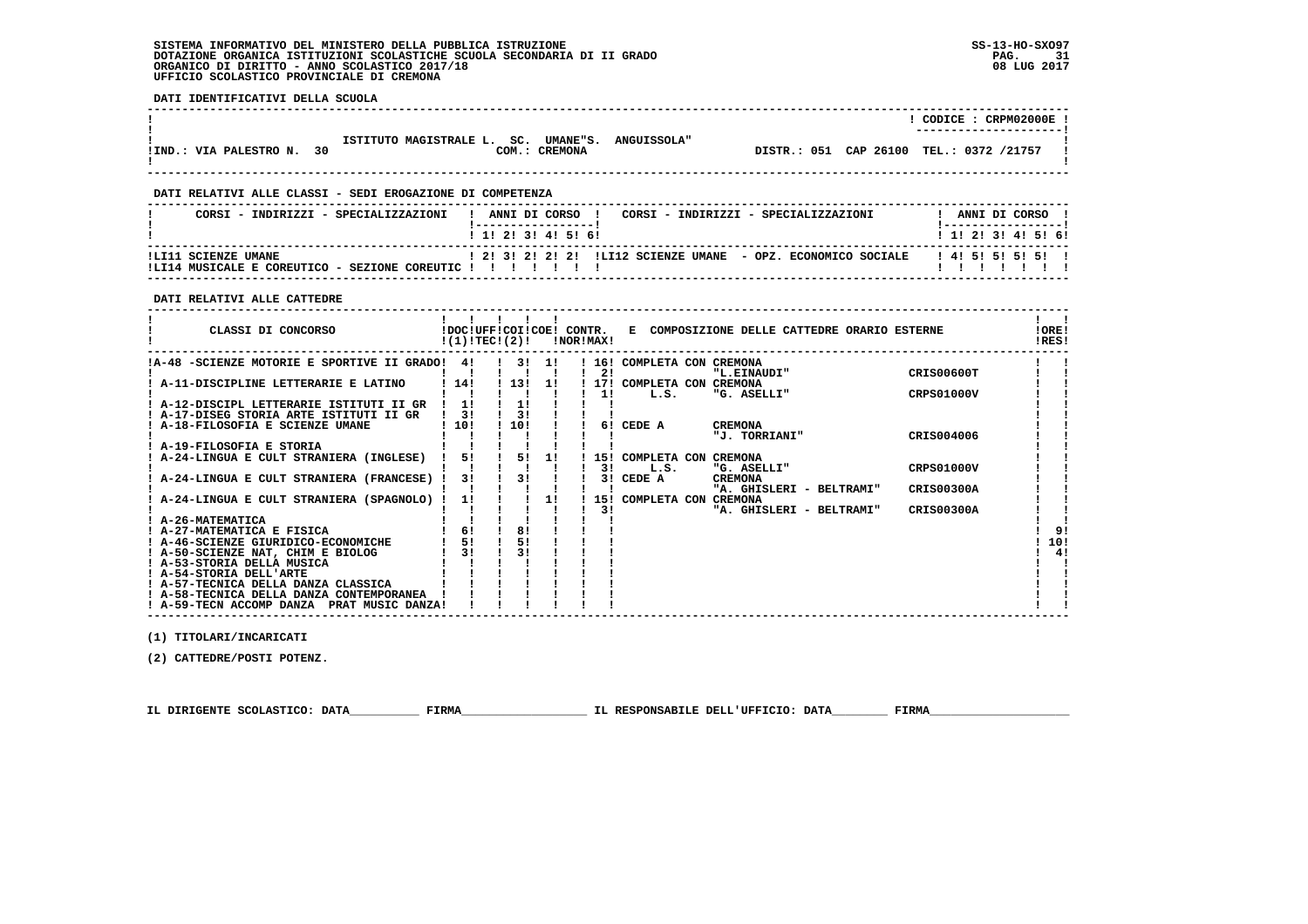SISTEMA INFORMATIVO DEL MINISTERO DELLA PUBBLICA ISTRUZIONE
DOTAZIONE ORGANICA ISTITUZIONI SCOLASTICHE SCUOLA SECONDARIA DI II GRADO
ORGANICO DI DIRITTO - ANNO SCOLASTICO 2017/18
UFFICIO SCOLASTICO PROVINCIALE DI CREMONA

SS-13-HO-SXO97
08 LUG 2017

**DATI IDENTIFICATIVI DELLA SCUOLA**

| | |
|---|---|
| ISTITUTO MAGISTRALE L. SC. UMANE"S. ANGUISSOLA" | CODICE : CRPM02000E |
| IND.: VIA PALESTRO N. 30 — COM.: CREMONA | DISTR.: 051 CAP 26100 TEL.: 0372 /21757 |

**DATI RELATIVI ALLE CLASSI - SEDI EROGAZIONE DI COMPETENZA**

| CORSI - INDIRIZZI - SPECIALIZZAZIONI | 1 | 2 | 3 | 4 | 5 | 6 | CORSI - INDIRIZZI - SPECIALIZZAZIONI | 1 | 2 | 3 | 4 | 5 | 6 |
|---|---|---|---|---|---|---|---|---|---|---|---|---|---|
| LI11 SCIENZE UMANE | 2 | 3 | 2 | 2 | 2 | | LI12 SCIENZE UMANE - OPZ. ECONOMICO SOCIALE | 4 | 5 | 5 | 5 | 5 | |
| LI14 MUSICALE E COREUTICO - SEZIONE COREUTIC | | | | | | | | | | | | | |

**DATI RELATIVI ALLE CATTEDRE**

| CLASSI DI CONCORSO | DOC (1) | UFF TEC | COI (2) | COE | CONTR. NOR | CONTR. MAX | E COMPOSIZIONE DELLE CATTEDRE ORARIO ESTERNE | | | ORE RES |
|---|---|---|---|---|---|---|---|---|---|---|
| A-48 -SCIENZE MOTORIE E SPORTIVE II GRADO | 4 | | 3 | 1 | 16 | | COMPLETA CON CREMONA | | | |
| | | | | | 2 | | | "L.EINAUDI" | CRIS00600T | |
| A-11-DISCIPLINE LETTERARIE E LATINO | 14 | | 13 | 1 | 17 | | COMPLETA CON CREMONA | | | |
| | | | | | 1 | | L.S. | "G. ASELLI" | CRPS01000V | |
| A-12-DISCIPL LETTERARIE ISTITUTI II GR | 1 | | 1 | | | | | | | |
| A-17-DISEG STORIA ARTE ISTITUTI II GR | 3 | | 3 | | | | | | | |
| A-18-FILOSOFIA E SCIENZE UMANE | 10 | | 10 | | 6 | | CEDE A | CREMONA | | |
| | | | | | | | | "J. TORRIANI" | CRIS004006 | |
| A-19-FILOSOFIA E STORIA | | | | | | | | | | |
| A-24-LINGUA E CULT STRANIERA (INGLESE) | 5 | | 5 | 1 | 15 | | COMPLETA CON CREMONA | | | |
| | | | | | 3 | | L.S. | "G. ASELLI" | CRPS01000V | |
| A-24-LINGUA E CULT STRANIERA (FRANCESE) | 3 | | 3 | | 3 | | CEDE A | CREMONA | | |
| | | | | | | | | "A. GHISLERI - BELTRAMI" | CRIS00300A | |
| A-24-LINGUA E CULT STRANIERA (SPAGNOLO) | 1 | | | 1 | 15 | | COMPLETA CON CREMONA | | | |
| | | | | | 3 | | | "A. GHISLERI - BELTRAMI" | CRIS00300A | |
| A-26-MATEMATICA | | | | | | | | | | |
| A-27-MATEMATICA E FISICA | 6 | | 8 | | | | | | | 9 |
| A-46-SCIENZE GIURIDICO-ECONOMICHE | 5 | | 5 | | | | | | | 10 |
| A-50-SCIENZE NAT, CHIM E BIOLOG | 3 | | 3 | | | | | | | 4 |
| A-53-STORIA DELLA MUSICA | | | | | | | | | | |
| A-54-STORIA DELL'ARTE | | | | | | | | | | |
| A-57-TECNICA DELLA DANZA CLASSICA | | | | | | | | | | |
| A-58-TECNICA DELLA DANZA CONTEMPORANEA | | | | | | | | | | |
| A-59-TECN ACCOMP DANZA PRAT MUSIC DANZA | | | | | | | | | | |

(1) TITOLARI/INCARICATI

(2) CATTEDRE/POSTI POTENZ.

IL DIRIGENTE SCOLASTICO: DATA__________ FIRMA__________________ IL RESPONSABILE DELL'UFFICIO: DATA________ FIRMA____________________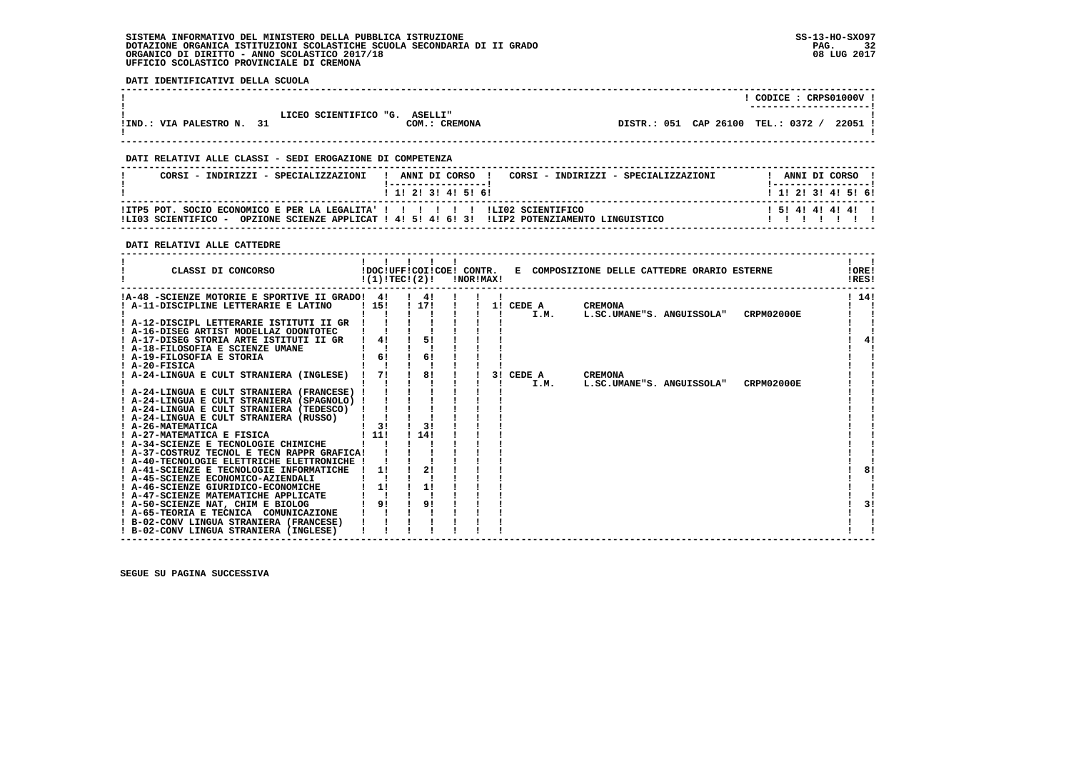SISTEMA INFORMATIVO DEL MINISTERO DELLA PUBBLICA ISTRUZIONE
DOTAZIONE ORGANICA ISTITUZIONI SCOLASTICHE SCUOLA SECONDARIA DI II GRADO
ORGANICO DI DIRITTO - ANNO SCOLASTICO 2017/18
UFFICIO SCOLASTICO PROVINCIALE DI CREMONA

SS-13-HO-SXO97
08 LUG 2017

**DATI IDENTIFICATIVI DELLA SCUOLA**

| | |
|---|---|
| | CODICE : CRPS01000V |
| LICEO SCIENTIFICO "G. ASELLI" | |
| IND.: VIA PALESTRO N. 31 — COM.: CREMONA | DISTR.: 051 CAP 26100 TEL.: 0372 / 22051 |

**DATI RELATIVI ALLE CLASSI - SEDI EROGAZIONE DI COMPETENZA**

| CORSI - INDIRIZZI - SPECIALIZZAZIONI | 1 | 2 | 3 | 4 | 5 | 6 | CORSI - INDIRIZZI - SPECIALIZZAZIONI | 1 | 2 | 3 | 4 | 5 | 6 |
|---|---|---|---|---|---|---|---|---|---|---|---|---|---|
| ITP5 POT. SOCIO ECONOMICO E PER LA LEGALITA' | | | | | | | LI02 SCIENTIFICO | 5 | 4 | 4 | 4 | 4 | |
| LI03 SCIENTIFICO - OPZIONE SCIENZE APPLICAT | 4 | 5 | 4 | 6 | 3 | | LIP2 POTENZIAMENTO LINGUISTICO | | | | | | |

**DATI RELATIVI ALLE CATTEDRE**

| CLASSI DI CONCORSO | DOC (1) | UFF TEC (2) | COI | COE | CONTR. NOR | CONTR. MAX | E COMPOSIZIONE DELLE CATTEDRE ORARIO ESTERNE | ORE RES |
|---|---|---|---|---|---|---|---|---|
| A-48 -SCIENZE MOTORIE E SPORTIVE II GRADO | 4 | | 4 | | | | | 14 |
| A-11-DISCIPLINE LETTERARIE E LATINO | 15 | | 17 | | | 1 | CEDE A CREMONA I.M. L.SC.UMANE"S. ANGUISSOLA" CRPM02000E | |
| A-12-DISCIPL LETTERARIE ISTITUTI II GR | | | | | | | | |
| A-16-DISEG ARTIST MODELLAZ ODONTOTEC | | | | | | | | |
| A-17-DISEG STORIA ARTE ISTITUTI II GR | 4 | | 5 | | | | | 4 |
| A-18-FILOSOFIA E SCIENZE UMANE | | | | | | | | |
| A-19-FILOSOFIA E STORIA | 6 | | 6 | | | | | |
| A-20-FISICA | | | | | | | | |
| A-24-LINGUA E CULT STRANIERA (INGLESE) | 7 | | 8 | | | 3 | CEDE A CREMONA I.M. L.SC.UMANE"S. ANGUISSOLA" CRPM02000E | |
| A-24-LINGUA E CULT STRANIERA (FRANCESE) | | | | | | | | |
| A-24-LINGUA E CULT STRANIERA (SPAGNOLO) | | | | | | | | |
| A-24-LINGUA E CULT STRANIERA (TEDESCO) | | | | | | | | |
| A-24-LINGUA E CULT STRANIERA (RUSSO) | | | | | | | | |
| A-26-MATEMATICA | 3 | | 3 | | | | | |
| A-27-MATEMATICA E FISICA | 11 | | 14 | | | | | |
| A-34-SCIENZE E TECNOLOGIE CHIMICHE | | | | | | | | |
| A-37-COSTRUZ TECNOL E TECN RAPPR GRAFICA | | | | | | | | |
| A-40-TECNOLOGIE ELETTRICHE ELETTRONICHE | | | | | | | | |
| A-41-SCIENZE E TECNOLOGIE INFORMATICHE | 1 | | 2 | | | | | 8 |
| A-45-SCIENZE ECONOMICO-AZIENDALI | | | | | | | | |
| A-46-SCIENZE GIURIDICO-ECONOMICHE | 1 | | 1 | | | | | |
| A-47-SCIENZE MATEMATICHE APPLICATE | | | | | | | | |
| A-50-SCIENZE NAT, CHIM E BIOLOG | 9 | | 9 | | | | | 3 |
| A-65-TEORIA E TECNICA COMUNICAZIONE | | | | | | | | |
| B-02-CONV LINGUA STRANIERA (FRANCESE) | | | | | | | | |
| B-02-CONV LINGUA STRANIERA (INGLESE) | | | | | | | | |

SEGUE SU PAGINA SUCCESSIVA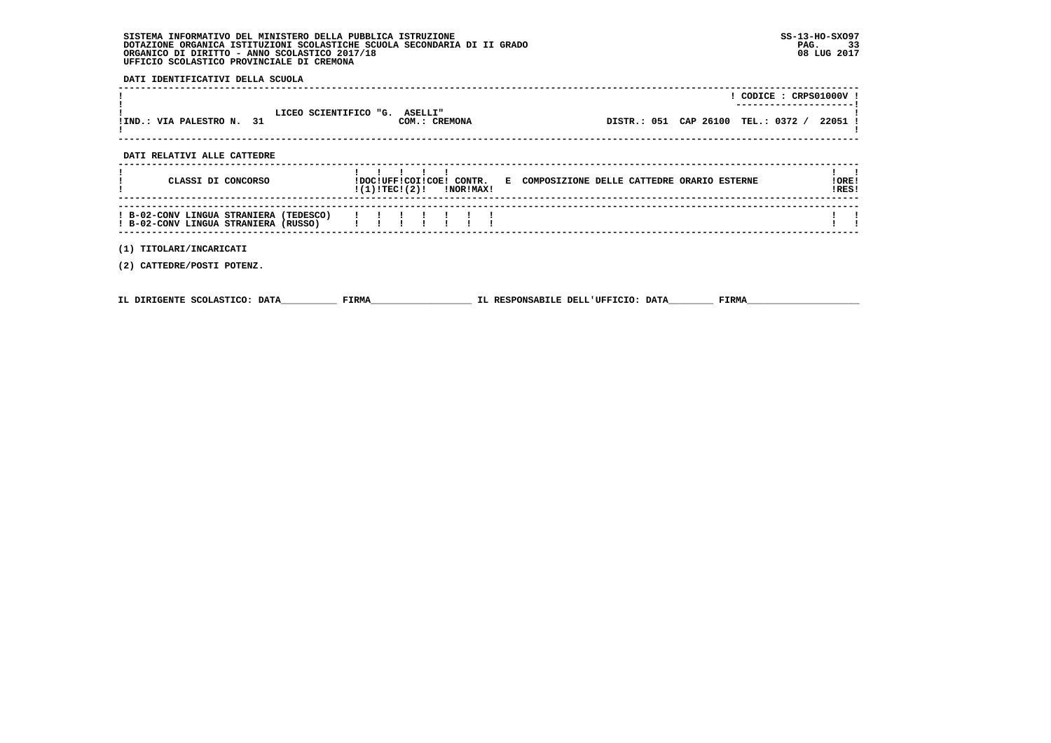SISTEMA INFORMATIVO DEL MINISTERO DELLA PUBBLICA ISTRUZIONE
DOTAZIONE ORGANICA ISTITUZIONI SCOLASTICHE SCUOLA SECONDARIA DI II GRADO
ORGANICO DI DIRITTO - ANNO SCOLASTICO 2017/18
UFFICIO SCOLASTICO PROVINCIALE DI CREMONA

SS-13-HO-SXO97
08 LUG 2017

**DATI IDENTIFICATIVI DELLA SCUOLA**

| | | | |
|---|---|---|---|
| | | | CODICE : CRPS01000V |
| IND.: VIA PALESTRO N. 31 | LICEO SCIENTIFICO "G. ASELLI" COM.: CREMONA | DISTR.: 051 CAP 26100 | TEL.: 0372 / 22051 |

**DATI RELATIVI ALLE CATTEDRE**

| CLASSI DI CONCORSO | DOC (1) | UFF | COI TEC | COE (2) | CONTR. NOR | CONTR. MAX | E COMPOSIZIONE DELLE CATTEDRE ORARIO ESTERNE | ORE RES |
|---|---|---|---|---|---|---|---|---|
| B-02-CONV LINGUA STRANIERA (TEDESCO) | | | | | | | | |
| B-02-CONV LINGUA STRANIERA (RUSSO) | | | | | | | | |

(1) TITOLARI/INCARICATI

(2) CATTEDRE/POSTI POTENZ.

IL DIRIGENTE SCOLASTICO: DATA__________ FIRMA__________________ IL RESPONSABILE DELL'UFFICIO: DATA________ FIRMA____________________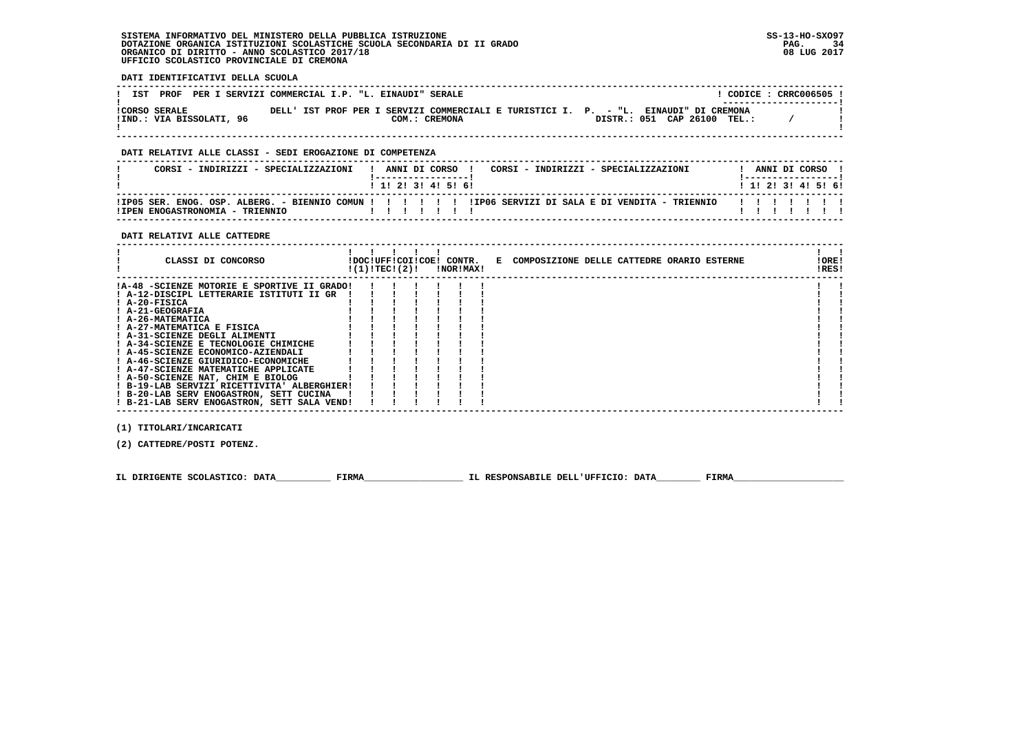SISTEMA INFORMATIVO DEL MINISTERO DELLA PUBBLICA ISTRUZIONE
DOTAZIONE ORGANICA ISTITUZIONI SCOLASTICHE SCUOLA SECONDARIA DI II GRADO
ORGANICO DI DIRITTO - ANNO SCOLASTICO 2017/18
UFFICIO SCOLASTICO PROVINCIALE DI CREMONA

SS-13-HO-SXO97
08 LUG 2017

**DATI IDENTIFICATIVI DELLA SCUOLA**

IST PROF PER I SERVIZI COMMERCIAL I.P. "L. EINAUDI" SERALE — CODICE : CRRC006505

CORSO SERALE DELL' IST PROF PER I SERVIZI COMMERCIALI E TURISTICI I. P. - "L. EINAUDI" DI CREMONA
IND.: VIA BISSOLATI, 96 — COM.: CREMONA — DISTR.: 051 CAP 26100 TEL.: /

**DATI RELATIVI ALLE CLASSI - SEDI EROGAZIONE DI COMPETENZA**

| CORSI - INDIRIZZI - SPECIALIZZAZIONI | 1 | 2 | 3 | 4 | 5 | 6 | CORSI - INDIRIZZI - SPECIALIZZAZIONI | 1 | 2 | 3 | 4 | 5 | 6 |
|---|---|---|---|---|---|---|---|---|---|---|---|---|---|
| IP05 SER. ENOG. OSP. ALBERG. - BIENNIO COMUN | | | | | | | IP06 SERVIZI DI SALA E DI VENDITA - TRIENNIO | | | | | | |
| IPEN ENOGASTRONOMIA - TRIENNIO | | | | | | | | | | | | | |

**DATI RELATIVI ALLE CATTEDRE**

| CLASSI DI CONCORSO | DOC (1) | UFF TEC | COI (2) | COE | CONTR. NOR | CONTR. MAX | E COMPOSIZIONE DELLE CATTEDRE ORARIO ESTERNE | ORE RES |
|---|---|---|---|---|---|---|---|---|
| A-48 -SCIENZE MOTORIE E SPORTIVE II GRADO | | | | | | | | |
| A-12-DISCIPL LETTERARIE ISTITUTI II GR | | | | | | | | |
| A-20-FISICA | | | | | | | | |
| A-21-GEOGRAFIA | | | | | | | | |
| A-26-MATEMATICA | | | | | | | | |
| A-27-MATEMATICA E FISICA | | | | | | | | |
| A-31-SCIENZE DEGLI ALIMENTI | | | | | | | | |
| A-34-SCIENZE E TECNOLOGIE CHIMICHE | | | | | | | | |
| A-45-SCIENZE ECONOMICO-AZIENDALI | | | | | | | | |
| A-46-SCIENZE GIURIDICO-ECONOMICHE | | | | | | | | |
| A-47-SCIENZE MATEMATICHE APPLICATE | | | | | | | | |
| A-50-SCIENZE NAT, CHIM E BIOLOG | | | | | | | | |
| B-19-LAB SERVIZI RICETTIVITA' ALBERGHIER | | | | | | | | |
| B-20-LAB SERV ENOGASTRON, SETT CUCINA | | | | | | | | |
| B-21-LAB SERV ENOGASTRON, SETT SALA VEND | | | | | | | | |

(1) TITOLARI/INCARICATI

(2) CATTEDRE/POSTI POTENZ.

IL DIRIGENTE SCOLASTICO: DATA__________ FIRMA__________________ IL RESPONSABILE DELL'UFFICIO: DATA________ FIRMA____________________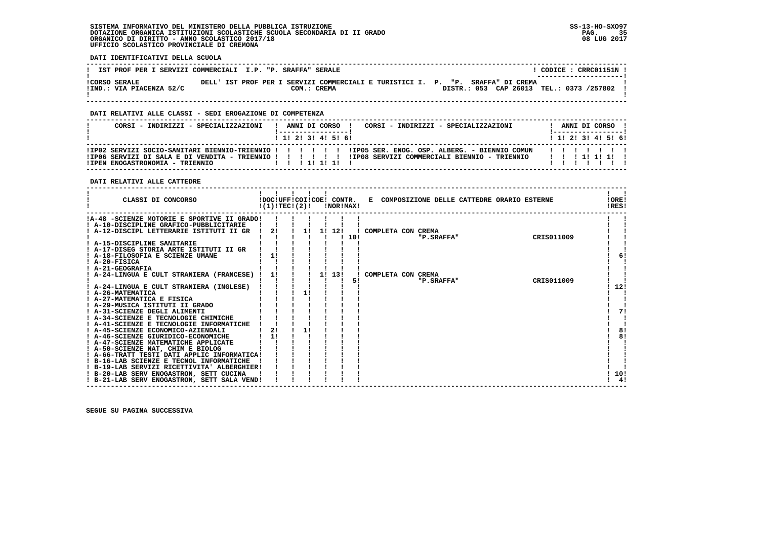SISTEMA INFORMATIVO DEL MINISTERO DELLA PUBBLICA ISTRUZIONE
DOTAZIONE ORGANICA ISTITUZIONI SCOLASTICHE SCUOLA SECONDARIA DI II GRADO
ORGANICO DI DIRITTO - ANNO SCOLASTICO 2017/18
UFFICIO SCOLASTICO PROVINCIALE DI CREMONA

SS-13-HO-SXO97
08 LUG 2017

**DATI IDENTIFICATIVI DELLA SCUOLA**

IST PROF PER I SERVIZI COMMERCIALI I.P. "P. SRAFFA" SERALE — CODICE : CRRC01151N

CORSO SERALE DELL' IST PROF PER I SERVIZI COMMERCIALI E TURISTICI I. P. "P. SRAFFA" DI CREMA
IND.: VIA PIACENZA 52/C — COM.: CREMA — DISTR.: 053 CAP 26013 TEL.: 0373 /257802

**DATI RELATIVI ALLE CLASSI - SEDI EROGAZIONE DI COMPETENZA**

| CORSI - INDIRIZZI - SPECIALIZZAZIONI | 1 | 2 | 3 | 4 | 5 | 6 | CORSI - INDIRIZZI - SPECIALIZZAZIONI | 1 | 2 | 3 | 4 | 5 | 6 |
|---|---|---|---|---|---|---|---|---|---|---|---|---|---|
| IP02 SERVIZI SOCIO-SANITARI BIENNIO-TRIENNIO | | | | | | | IP05 SER. ENOG. OSP. ALBERG. - BIENNIO COMUN | | | | | | |
| IP06 SERVIZI DI SALA E DI VENDITA - TRIENNIO | | | | | | | IP08 SERVIZI COMMERCIALI BIENNIO - TRIENNIO | | | 1 | 1 | 1 | |
| IPEN ENOGASTRONOMIA - TRIENNIO | | | 1 | 1 | 1 | | | | | | | | |

**DATI RELATIVI ALLE CATTEDRE**

| CLASSI DI CONCORSO | DOC (1) | UFF TEC | COI (2) | COE | CONTR. NOR | CONTR. MAX | E COMPOSIZIONE DELLE CATTEDRE ORARIO ESTERNE | ORE RES |
|---|---|---|---|---|---|---|---|---|
| A-48 -SCIENZE MOTORIE E SPORTIVE II GRADO | | | | | | | | |
| A-10-DISCIPLINE GRAFICO-PUBBLICITARIE | | | | | | | | |
| A-12-DISCIPL LETTERARIE ISTITUTI II GR | 2 | | 1 | 1 | 12 | 10 | COMPLETA CON CREMA "P.SRAFFA" CRIS011009 | |
| A-15-DISCIPLINE SANITARIE | | | | | | | | |
| A-17-DISEG STORIA ARTE ISTITUTI II GR | | | | | | | | |
| A-18-FILOSOFIA E SCIENZE UMANE | 1 | | | | | | | 6 |
| A-20-FISICA | | | | | | | | |
| A-21-GEOGRAFIA | | | | | | | | |
| A-24-LINGUA E CULT STRANIERA (FRANCESE) | 1 | | | 1 | 13 | 5 | COMPLETA CON CREMA "P.SRAFFA" CRIS011009 | |
| A-24-LINGUA E CULT STRANIERA (INGLESE) | | | | | | | | 12 |
| A-26-MATEMATICA | | | 1 | | | | | |
| A-27-MATEMATICA E FISICA | | | | | | | | |
| A-29-MUSICA ISTITUTI II GRADO | | | | | | | | |
| A-31-SCIENZE DEGLI ALIMENTI | | | | | | | | 7 |
| A-34-SCIENZE E TECNOLOGIE CHIMICHE | | | | | | | | |
| A-41-SCIENZE E TECNOLOGIE INFORMATICHE | | | | | | | | |
| A-45-SCIENZE ECONOMICO-AZIENDALI | 2 | | 1 | | | | | 8 |
| A-46-SCIENZE GIURIDICO-ECONOMICHE | 1 | | | | | | | 8 |
| A-47-SCIENZE MATEMATICHE APPLICATE | | | | | | | | |
| A-50-SCIENZE NAT, CHIM E BIOLOG | | | | | | | | |
| A-66-TRATT TESTI DATI APPLIC INFORMATICA | | | | | | | | |
| B-16-LAB SCIENZE E TECNOL INFORMATICHE | | | | | | | | |
| B-19-LAB SERVIZI RICETTIVITA' ALBERGHIER | | | | | | | | |
| B-20-LAB SERV ENOGASTRON, SETT CUCINA | | | | | | | | 10 |
| B-21-LAB SERV ENOGASTRON, SETT SALA VEND | | | | | | | | 4 |

SEGUE SU PAGINA SUCCESSIVA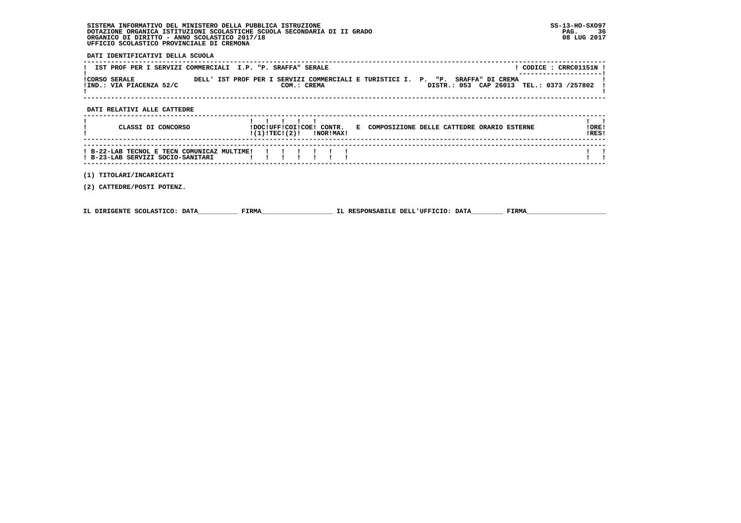SISTEMA INFORMATIVO DEL MINISTERO DELLA PUBBLICA ISTRUZIONE
DOTAZIONE ORGANICA ISTITUZIONI SCOLASTICHE SCUOLA SECONDARIA DI II GRADO
ORGANICO DI DIRITTO - ANNO SCOLASTICO 2017/18
UFFICIO SCOLASTICO PROVINCIALE DI CREMONA

SS-13-HO-SXO97
08 LUG 2017

**DATI IDENTIFICATIVI DELLA SCUOLA**

IST PROF PER I SERVIZI COMMERCIALI I.P. "P. SRAFFA" SERALE — CODICE : CRRC01151N

CORSO SERALE DELL' IST PROF PER I SERVIZI COMMERCIALI E TURISTICI I. P. "P. SRAFFA" DI CREMA
IND.: VIA PIACENZA 52/C — COM.: CREMA — DISTR.: 053 CAP 26013 TEL.: 0373 /257802

**DATI RELATIVI ALLE CATTEDRE**

| CLASSI DI CONCORSO | DOC (1) | UFF TEC | COI (2) | COE | CONTR. NOR | CONTR. MAX | E COMPOSIZIONE DELLE CATTEDRE ORARIO ESTERNE | ORE RES |
|---|---|---|---|---|---|---|---|---|
| B-22-LAB TECNOL E TECN COMUNICAZ MULTIME | | | | | | | | |
| B-23-LAB SERVIZI SOCIO-SANITARI | | | | | | | | |

(1) TITOLARI/INCARICATI

(2) CATTEDRE/POSTI POTENZ.

IL DIRIGENTE SCOLASTICO: DATA__________ FIRMA__________________ IL RESPONSABILE DELL'UFFICIO: DATA________ FIRMA____________________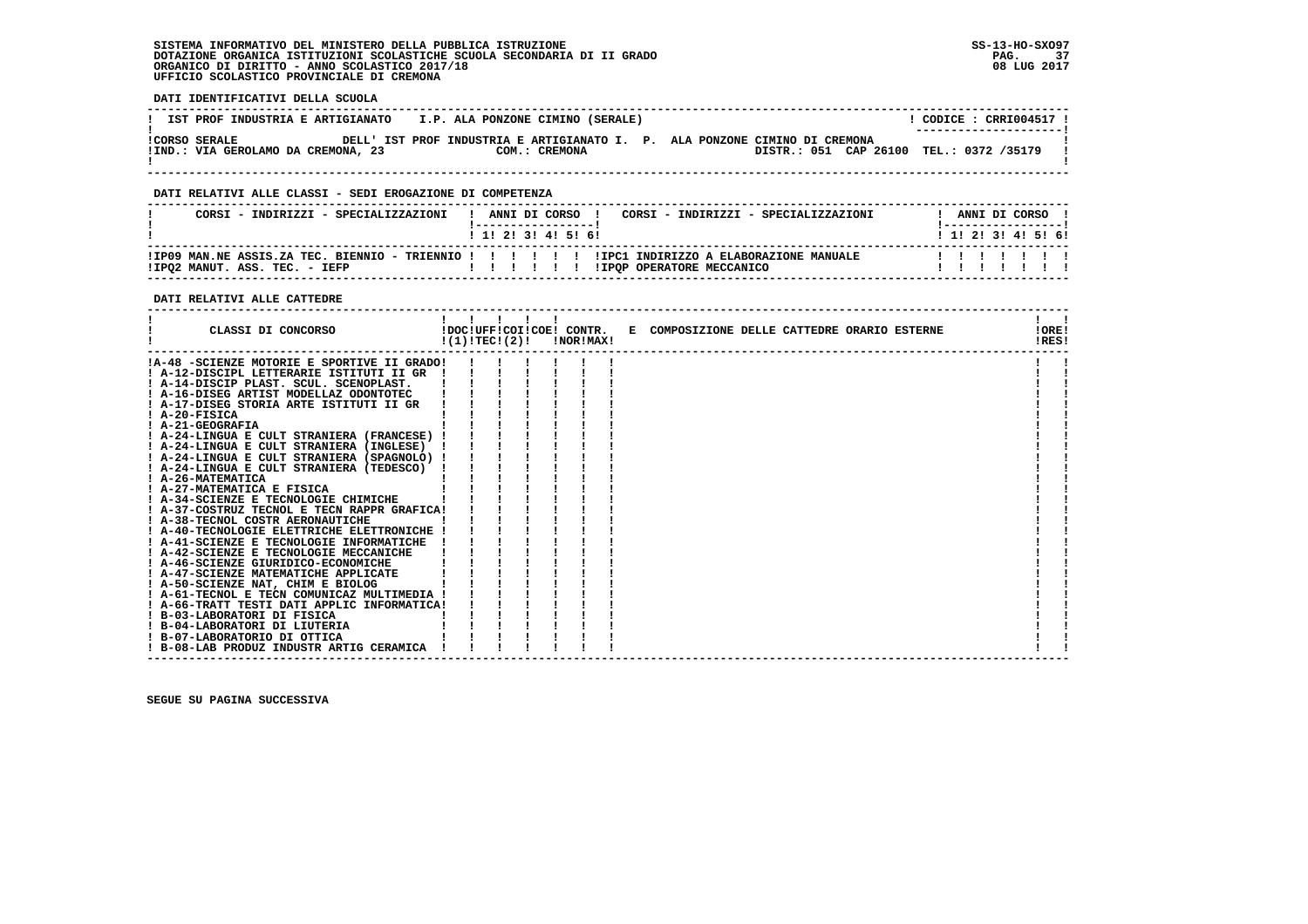**SISTEMA INFORMATIVO DEL MINISTERO DELLA PUBBLICA ISTRUZIONE**
**DOTAZIONE ORGANICA ISTITUZIONI SCOLASTICHE SCUOLA SECONDARIA DI II GRADO**
**ORGANICO DI DIRITTO - ANNO SCOLASTICO 2017/18**
**UFFICIO SCOLASTICO PROVINCIALE DI CREMONA**

SS-13-HO-SXO97
08 LUG 2017

**DATI IDENTIFICATIVI DELLA SCUOLA**

| IST PROF INDUSTRIA E ARTIGIANATO | I.P. ALA PONZONE CIMINO (SERALE) | CODICE : CRRI004517 |
|---|---|---|
| CORSO SERALE | DELL' IST PROF INDUSTRIA E ARTIGIANATO I. P. ALA PONZONE CIMINO DI CREMONA | |
| IND.: VIA GEROLAMO DA CREMONA, 23 | COM.: CREMONA | DISTR.: 051 CAP 26100 TEL.: 0372 /35179 |

**DATI RELATIVI ALLE CLASSI - SEDI EROGAZIONE DI COMPETENZA**

| CORSI - INDIRIZZI - SPECIALIZZAZIONI | 1 | 2 | 3 | 4 | 5 | 6 | CORSI - INDIRIZZI - SPECIALIZZAZIONI | 1 | 2 | 3 | 4 | 5 | 6 |
|---|---|---|---|---|---|---|---|---|---|---|---|---|---|
| IP09 MAN.NE ASSIS.ZA TEC. BIENNIO - TRIENNIO | | | | | | | IPC1 INDIRIZZO A ELABORAZIONE MANUALE | | | | | | |
| IPQ2 MANUT. ASS. TEC. - IEFP | | | | | | | IPQP OPERATORE MECCANICO | | | | | | |

**DATI RELATIVI ALLE CATTEDRE**

| CLASSI DI CONCORSO | DOC (1) | UFF TEC | COI (2) | COE | CONTR. NOR | CONTR. MAX | E COMPOSIZIONE DELLE CATTEDRE ORARIO ESTERNE | ORE RES |
|---|---|---|---|---|---|---|---|---|
| A-48 -SCIENZE MOTORIE E SPORTIVE II GRADO | | | | | | | | |
| A-12-DISCIPL LETTERARIE ISTITUTI II GR | | | | | | | | |
| A-14-DISCIP PLAST. SCUL. SCENOPLAST. | | | | | | | | |
| A-16-DISEG ARTIST MODELLAZ ODONTOTEC | | | | | | | | |
| A-17-DISEG STORIA ARTE ISTITUTI II GR | | | | | | | | |
| A-20-FISICA | | | | | | | | |
| A-21-GEOGRAFIA | | | | | | | | |
| A-24-LINGUA E CULT STRANIERA (FRANCESE) | | | | | | | | |
| A-24-LINGUA E CULT STRANIERA (INGLESE) | | | | | | | | |
| A-24-LINGUA E CULT STRANIERA (SPAGNOLO) | | | | | | | | |
| A-24-LINGUA E CULT STRANIERA (TEDESCO) | | | | | | | | |
| A-26-MATEMATICA | | | | | | | | |
| A-27-MATEMATICA E FISICA | | | | | | | | |
| A-34-SCIENZE E TECNOLOGIE CHIMICHE | | | | | | | | |
| A-37-COSTRUZ TECNOL E TECN RAPPR GRAFICA | | | | | | | | |
| A-38-TECNOL COSTR AERONAUTICHE | | | | | | | | |
| A-40-TECNOLOGIE ELETTRICHE ELETTRONICHE | | | | | | | | |
| A-41-SCIENZE E TECNOLOGIE INFORMATICHE | | | | | | | | |
| A-42-SCIENZE E TECNOLOGIE MECCANICHE | | | | | | | | |
| A-46-SCIENZE GIURIDICO-ECONOMICHE | | | | | | | | |
| A-47-SCIENZE MATEMATICHE APPLICATE | | | | | | | | |
| A-50-SCIENZE NAT, CHIM E BIOLOG | | | | | | | | |
| A-61-TECNOL E TECN COMUNICAZ MULTIMEDIA | | | | | | | | |
| A-66-TRATT TESTI DATI APPLIC INFORMATICA | | | | | | | | |
| B-03-LABORATORI DI FISICA | | | | | | | | |
| B-04-LABORATORI DI LIUTERIA | | | | | | | | |
| B-07-LABORATORIO DI OTTICA | | | | | | | | |
| B-08-LAB PRODUZ INDUSTR ARTIG CERAMICA | | | | | | | | |

**SEGUE SU PAGINA SUCCESSIVA**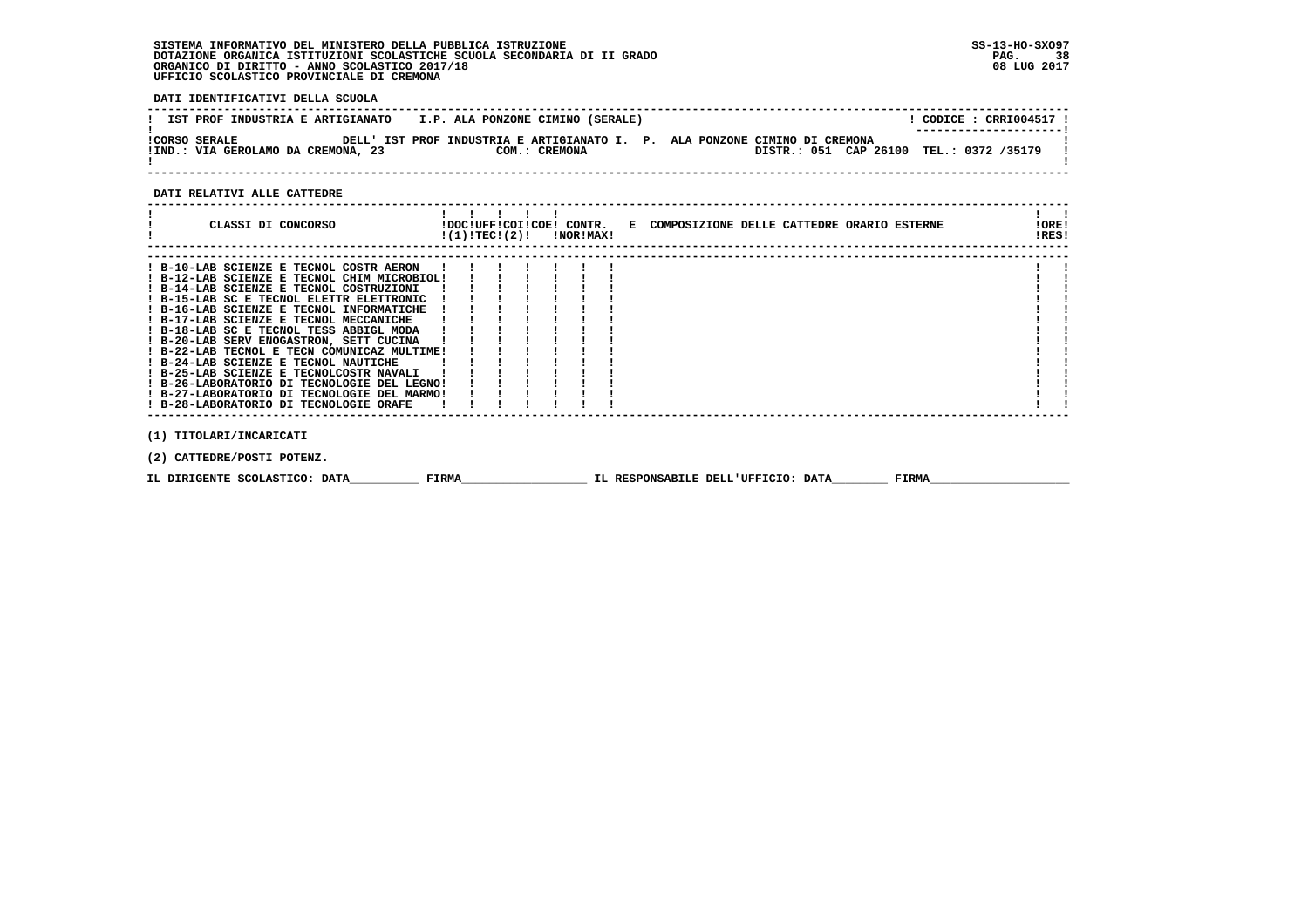SISTEMA INFORMATIVO DEL MINISTERO DELLA PUBBLICA ISTRUZIONE
DOTAZIONE ORGANICA ISTITUZIONI SCOLASTICHE SCUOLA SECONDARIA DI II GRADO
ORGANICO DI DIRITTO - ANNO SCOLASTICO 2017/18
UFFICIO SCOLASTICO PROVINCIALE DI CREMONA

**DATI IDENTIFICATIVI DELLA SCUOLA**

| IST PROF INDUSTRIA E ARTIGIANATO | I.P. ALA PONZONE CIMINO (SERALE) | CODICE : CRRI004517 |
|---|---|---|
| CORSO SERALE | DELL' IST PROF INDUSTRIA E ARTIGIANATO I. P. ALA PONZONE CIMINO DI CREMONA | |
| IND.: VIA GEROLAMO DA CREMONA, 23 | COM.: CREMONA | DISTR.: 051 CAP 26100 TEL.: 0372 /35179 |

**DATI RELATIVI ALLE CATTEDRE**

| CLASSI DI CONCORSO | DOC (1) | UFF TEC | COI (2) | COE | CONTR. NOR | CONTR. MAX | E COMPOSIZIONE DELLE CATTEDRE ORARIO ESTERNE | ORE RES |
|---|---|---|---|---|---|---|---|---|
| B-10-LAB SCIENZE E TECNOL COSTR AERON | | | | | | | | |
| B-12-LAB SCIENZE E TECNOL CHIM MICROBIOL | | | | | | | | |
| B-14-LAB SCIENZE E TECNOL COSTRUZIONI | | | | | | | | |
| B-15-LAB SC E TECNOL ELETTR ELETTRONIC | | | | | | | | |
| B-16-LAB SCIENZE E TECNOL INFORMATICHE | | | | | | | | |
| B-17-LAB SCIENZE E TECNOL MECCANICHE | | | | | | | | |
| B-18-LAB SC E TECNOL TESS ABBIGL MODA | | | | | | | | |
| B-20-LAB SERV ENOGASTRON, SETT CUCINA | | | | | | | | |
| B-22-LAB TECNOL E TECN COMUNICAZ MULTIME | | | | | | | | |
| B-24-LAB SCIENZE E TECNOL NAUTICHE | | | | | | | | |
| B-25-LAB SCIENZE E TECNOLCOSTR NAVALI | | | | | | | | |
| B-26-LABORATORIO DI TECNOLOGIE DEL LEGNO | | | | | | | | |
| B-27-LABORATORIO DI TECNOLOGIE DEL MARMO | | | | | | | | |
| B-28-LABORATORIO DI TECNOLOGIE ORAFE | | | | | | | | |

(1) TITOLARI/INCARICATI

(2) CATTEDRE/POSTI POTENZ.

IL DIRIGENTE SCOLASTICO: DATA__________ FIRMA__________________ IL RESPONSABILE DELL'UFFICIO: DATA________ FIRMA____________________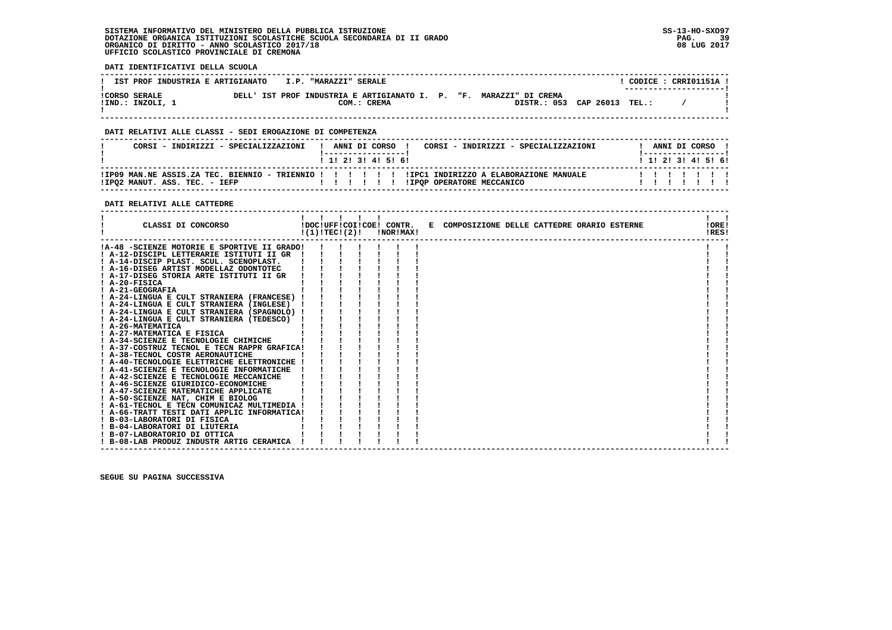SISTEMA INFORMATIVO DEL MINISTERO DELLA PUBBLICA ISTRUZIONE
DOTAZIONE ORGANICA ISTITUZIONI SCOLASTICHE SCUOLA SECONDARIA DI II GRADO
ORGANICO DI DIRITTO - ANNO SCOLASTICO 2017/18
UFFICIO SCOLASTICO PROVINCIALE DI CREMONA

SS-13-HO-SXO97
08 LUG 2017

**DATI IDENTIFICATIVI DELLA SCUOLA**

| | | |
|---|---|---|
| IST PROF INDUSTRIA E ARTIGIANATO I.P. "MARAZZI" SERALE | | CODICE : CRRI01151A |
| CORSO SERALE<br>IND.: INZOLI, 1 | DELL' IST PROF INDUSTRIA E ARTIGIANATO I. P. "F. MARAZZI" DI CREMA<br>COM.: CREMA | DISTR.: 053 CAP 26013 TEL.: / |

**DATI RELATIVI ALLE CLASSI - SEDI EROGAZIONE DI COMPETENZA**

| CORSI - INDIRIZZI - SPECIALIZZAZIONI | 1 | 2 | 3 | 4 | 5 | 6 | CORSI - INDIRIZZI - SPECIALIZZAZIONI | 1 | 2 | 3 | 4 | 5 | 6 |
|---|---|---|---|---|---|---|---|---|---|---|---|---|---|
| IP09 MAN.NE ASSIS.ZA TEC. BIENNIO - TRIENNIO | | | | | | | IPC1 INDIRIZZO A ELABORAZIONE MANUALE | | | | | | |
| IPQ2 MANUT. ASS. TEC. - IEFP | | | | | | | IPQP OPERATORE MECCANICO | | | | | | |

**DATI RELATIVI ALLE CATTEDRE**

| CLASSI DI CONCORSO | DOC (1) | UFF TEC | COI (2) | COE | CONTR. NOR | CONTR. MAX | E COMPOSIZIONE DELLE CATTEDRE ORARIO ESTERNE | ORE RES |
|---|---|---|---|---|---|---|---|---|
| A-48 -SCIENZE MOTORIE E SPORTIVE II GRADO | | | | | | | | |
| A-12-DISCIPL LETTERARIE ISTITUTI II GR | | | | | | | | |
| A-14-DISCIP PLAST. SCUL. SCENOPLAST. | | | | | | | | |
| A-16-DISEG ARTIST MODELLAZ ODONTOTEC | | | | | | | | |
| A-17-DISEG STORIA ARTE ISTITUTI II GR | | | | | | | | |
| A-20-FISICA | | | | | | | | |
| A-21-GEOGRAFIA | | | | | | | | |
| A-24-LINGUA E CULT STRANIERA (FRANCESE) | | | | | | | | |
| A-24-LINGUA E CULT STRANIERA (INGLESE) | | | | | | | | |
| A-24-LINGUA E CULT STRANIERA (SPAGNOLO) | | | | | | | | |
| A-24-LINGUA E CULT STRANIERA (TEDESCO) | | | | | | | | |
| A-26-MATEMATICA | | | | | | | | |
| A-27-MATEMATICA E FISICA | | | | | | | | |
| A-34-SCIENZE E TECNOLOGIE CHIMICHE | | | | | | | | |
| A-37-COSTRUZ TECNOL E TECN RAPPR GRAFICA | | | | | | | | |
| A-38-TECNOL COSTR AERONAUTICHE | | | | | | | | |
| A-40-TECNOLOGIE ELETTRICHE ELETTRONICHE | | | | | | | | |
| A-41-SCIENZE E TECNOLOGIE INFORMATICHE | | | | | | | | |
| A-42-SCIENZE E TECNOLOGIE MECCANICHE | | | | | | | | |
| A-46-SCIENZE GIURIDICO-ECONOMICHE | | | | | | | | |
| A-47-SCIENZE MATEMATICHE APPLICATE | | | | | | | | |
| A-50-SCIENZE NAT, CHIM E BIOLOG | | | | | | | | |
| A-61-TECNOL E TECN COMUNICAZ MULTIMEDIA | | | | | | | | |
| A-66-TRATT TESTI DATI APPLIC INFORMATICA | | | | | | | | |
| B-03-LABORATORI DI FISICA | | | | | | | | |
| B-04-LABORATORI DI LIUTERIA | | | | | | | | |
| B-07-LABORATORIO DI OTTICA | | | | | | | | |
| B-08-LAB PRODUZ INDUSTR ARTIG CERAMICA | | | | | | | | |

SEGUE SU PAGINA SUCCESSIVA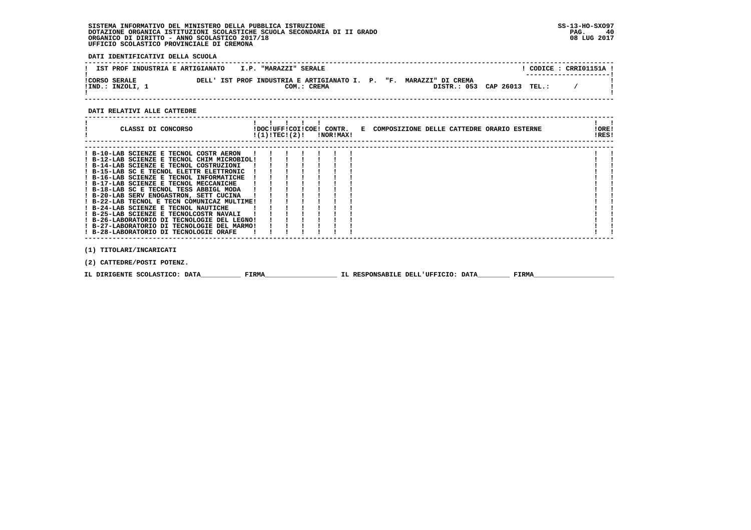SISTEMA INFORMATIVO DEL MINISTERO DELLA PUBBLICA ISTRUZIONE
DOTAZIONE ORGANICA ISTITUZIONI SCOLASTICHE SCUOLA SECONDARIA DI II GRADO
ORGANICO DI DIRITTO - ANNO SCOLASTICO 2017/18
UFFICIO SCOLASTICO PROVINCIALE DI CREMONA

SS-13-HO-SXO97
08 LUG 2017

**DATI IDENTIFICATIVI DELLA SCUOLA**

| IST PROF INDUSTRIA E ARTIGIANATO | I.P. "MARAZZI" SERALE | CODICE : CRRI01151A |
|---|---|---|
| CORSO SERALE | DELL' IST PROF INDUSTRIA E ARTIGIANATO I. P. "F. MARAZZI" DI CREMA | |
| IND.: INZOLI, 1 | COM.: CREMA | DISTR.: 053 CAP 26013 TEL.: / |

**DATI RELATIVI ALLE CATTEDRE**

| CLASSI DI CONCORSO | DOC (1) | UFF TEC | COI (2) | COE | CONTR. NOR | CONTR. MAX | E COMPOSIZIONE DELLE CATTEDRE ORARIO ESTERNE | ORE RES |
|---|---|---|---|---|---|---|---|---|
| B-10-LAB SCIENZE E TECNOL COSTR AERON | | | | | | | | |
| B-12-LAB SCIENZE E TECNOL CHIM MICROBIOL | | | | | | | | |
| B-14-LAB SCIENZE E TECNOL COSTRUZIONI | | | | | | | | |
| B-15-LAB SC E TECNOL ELETTR ELETTRONIC | | | | | | | | |
| B-16-LAB SCIENZE E TECNOL INFORMATICHE | | | | | | | | |
| B-17-LAB SCIENZE E TECNOL MECCANICHE | | | | | | | | |
| B-18-LAB SC E TECNOL TESS ABBIGL MODA | | | | | | | | |
| B-20-LAB SERV ENOGASTRON, SETT CUCINA | | | | | | | | |
| B-22-LAB TECNOL E TECN COMUNICAZ MULTIME | | | | | | | | |
| B-24-LAB SCIENZE E TECNOL NAUTICHE | | | | | | | | |
| B-25-LAB SCIENZE E TECNOLCOSTR NAVALI | | | | | | | | |
| B-26-LABORATORIO DI TECNOLOGIE DEL LEGNO | | | | | | | | |
| B-27-LABORATORIO DI TECNOLOGIE DEL MARMO | | | | | | | | |
| B-28-LABORATORIO DI TECNOLOGIE ORAFE | | | | | | | | |

(1) TITOLARI/INCARICATI

(2) CATTEDRE/POSTI POTENZ.

IL DIRIGENTE SCOLASTICO: DATA__________ FIRMA__________________ IL RESPONSABILE DELL'UFFICIO: DATA________ FIRMA____________________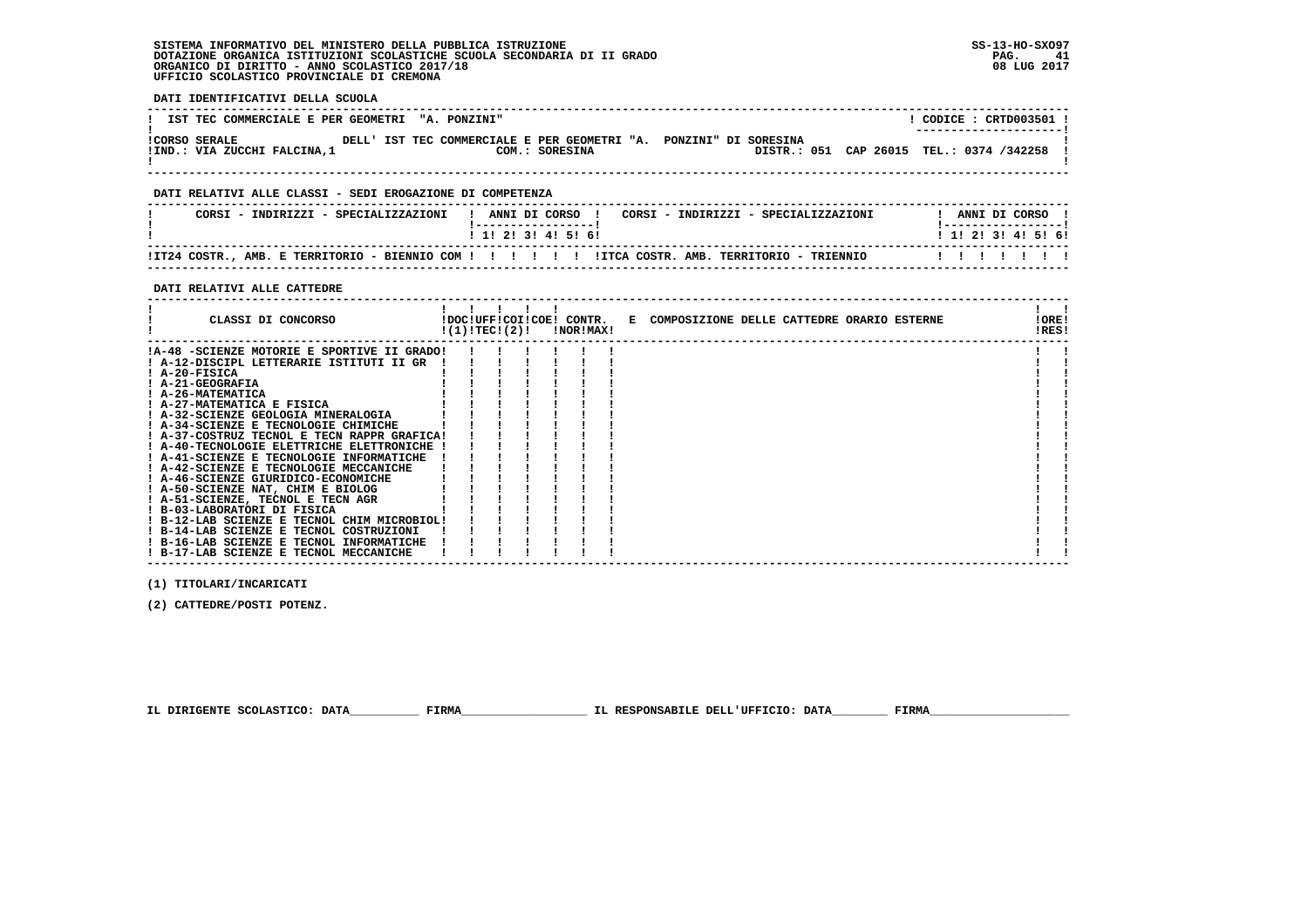SISTEMA INFORMATIVO DEL MINISTERO DELLA PUBBLICA ISTRUZIONE
DOTAZIONE ORGANICA ISTITUZIONI SCOLASTICHE SCUOLA SECONDARIA DI II GRADO
ORGANICO DI DIRITTO - ANNO SCOLASTICO 2017/18
UFFICIO SCOLASTICO PROVINCIALE DI CREMONA

SS-13-HO-SXO97
08 LUG 2017

**DATI IDENTIFICATIVI DELLA SCUOLA**

| IST TEC COMMERCIALE E PER GEOMETRI "A. PONZINI" | CODICE : CRTD003501 |
|---|---|
| CORSO SERALE DELL' IST TEC COMMERCIALE E PER GEOMETRI "A. PONZINI" DI SORESINA | |
| IND.: VIA ZUCCHI FALCINA,1 COM.: SORESINA | DISTR.: 051 CAP 26015 TEL.: 0374 /342258 |

**DATI RELATIVI ALLE CLASSI - SEDI EROGAZIONE DI COMPETENZA**

| CORSI - INDIRIZZI - SPECIALIZZAZIONI | 1 | 2 | 3 | 4 | 5 | 6 | CORSI - INDIRIZZI - SPECIALIZZAZIONI | 1 | 2 | 3 | 4 | 5 | 6 |
|---|---|---|---|---|---|---|---|---|---|---|---|---|---|
| IT24 COSTR., AMB. E TERRITORIO - BIENNIO COM | | | | | | | ITCA COSTR. AMB. TERRITORIO - TRIENNIO | | | | | | |

**DATI RELATIVI ALLE CATTEDRE**

| CLASSI DI CONCORSO | DOC (1) | UFF TEC (2) | COI | COE | CONTR. NOR | CONTR. MAX | E COMPOSIZIONE DELLE CATTEDRE ORARIO ESTERNE | ORE RES |
|---|---|---|---|---|---|---|---|---|
| A-48 -SCIENZE MOTORIE E SPORTIVE II GRADO | | | | | | | | |
| A-12-DISCIPL LETTERARIE ISTITUTI II GR | | | | | | | | |
| A-20-FISICA | | | | | | | | |
| A-21-GEOGRAFIA | | | | | | | | |
| A-26-MATEMATICA | | | | | | | | |
| A-27-MATEMATICA E FISICA | | | | | | | | |
| A-32-SCIENZE GEOLOGIA MINERALOGIA | | | | | | | | |
| A-34-SCIENZE E TECNOLOGIE CHIMICHE | | | | | | | | |
| A-37-COSTRUZ TECNOL E TECN RAPPR GRAFICA | | | | | | | | |
| A-40-TECNOLOGIE ELETTRICHE ELETTRONICHE | | | | | | | | |
| A-41-SCIENZE E TECNOLOGIE INFORMATICHE | | | | | | | | |
| A-42-SCIENZE E TECNOLOGIE MECCANICHE | | | | | | | | |
| A-46-SCIENZE GIURIDICO-ECONOMICHE | | | | | | | | |
| A-50-SCIENZE NAT, CHIM E BIOLOG | | | | | | | | |
| A-51-SCIENZE, TECNOL E TECN AGR | | | | | | | | |
| B-03-LABORATORI DI FISICA | | | | | | | | |
| B-12-LAB SCIENZE E TECNOL CHIM MICROBIOL | | | | | | | | |
| B-14-LAB SCIENZE E TECNOL COSTRUZIONI | | | | | | | | |
| B-16-LAB SCIENZE E TECNOL INFORMATICHE | | | | | | | | |
| B-17-LAB SCIENZE E TECNOL MECCANICHE | | | | | | | | |

(1) TITOLARI/INCARICATI

(2) CATTEDRE/POSTI POTENZ.

IL DIRIGENTE SCOLASTICO: DATA__________ FIRMA__________________ IL RESPONSABILE DELL'UFFICIO: DATA________ FIRMA____________________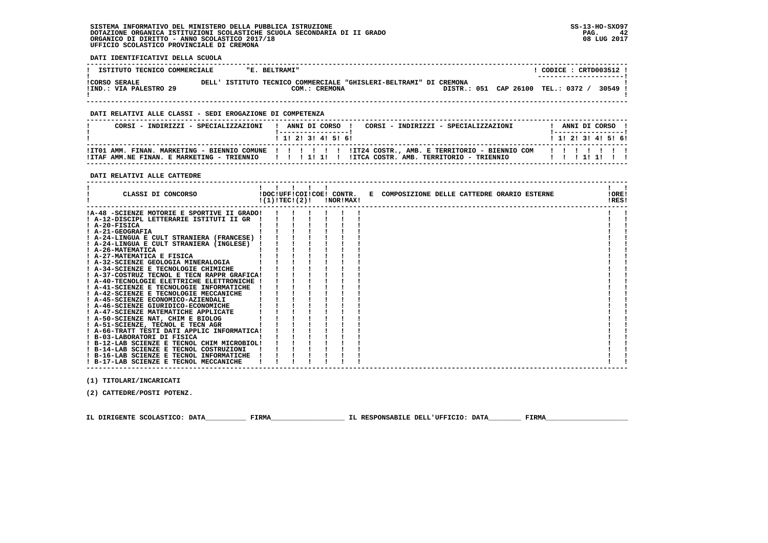SISTEMA INFORMATIVO DEL MINISTERO DELLA PUBBLICA ISTRUZIONE
DOTAZIONE ORGANICA ISTITUZIONI SCOLASTICHE SCUOLA SECONDARIA DI II GRADO
ORGANICO DI DIRITTO - ANNO SCOLASTICO 2017/18
UFFICIO SCOLASTICO PROVINCIALE DI CREMONA

SS-13-HO-SXO97
08 LUG 2017

**DATI IDENTIFICATIVI DELLA SCUOLA**

| ISTITUTO TECNICO COMMERCIALE | "E. BELTRAMI" | CODICE : CRTD003512 |
|---|---|---|
| CORSO SERALE | DELL' ISTITUTO TECNICO COMMERCIALE "GHISLERI-BELTRAMI" DI CREMONA | |
| IND.: VIA PALESTRO 29 | COM.: CREMONA | DISTR.: 051 CAP 26100 TEL.: 0372 / 30549 |

**DATI RELATIVI ALLE CLASSI - SEDI EROGAZIONE DI COMPETENZA**

| CORSI - INDIRIZZI - SPECIALIZZAZIONI | 1 | 2 | 3 | 4 | 5 | 6 | CORSI - INDIRIZZI - SPECIALIZZAZIONI | 1 | 2 | 3 | 4 | 5 | 6 |
|---|---|---|---|---|---|---|---|---|---|---|---|---|---|
| IT01 AMM. FINAN. MARKETING - BIENNIO COMUNE | | | | | | | IT24 COSTR., AMB. E TERRITORIO - BIENNIO COM | | | | | | |
| ITAF AMM.NE FINAN. E MARKETING - TRIENNIO | | | 1 | 1 | | | ITCA COSTR. AMB. TERRITORIO - TRIENNIO | | | 1 | 1 | | |

**DATI RELATIVI ALLE CATTEDRE**

| CLASSI DI CONCORSO | DOC (1) | UFF TEC | COI (2) | COE | CONTR. NOR | CONTR. MAX | E COMPOSIZIONE DELLE CATTEDRE ORARIO ESTERNE | ORE RES |
|---|---|---|---|---|---|---|---|---|
| A-48 -SCIENZE MOTORIE E SPORTIVE II GRADO | | | | | | | | |
| A-12-DISCIPL LETTERARIE ISTITUTI II GR | | | | | | | | |
| A-20-FISICA | | | | | | | | |
| A-21-GEOGRAFIA | | | | | | | | |
| A-24-LINGUA E CULT STRANIERA (FRANCESE) | | | | | | | | |
| A-24-LINGUA E CULT STRANIERA (INGLESE) | | | | | | | | |
| A-26-MATEMATICA | | | | | | | | |
| A-27-MATEMATICA E FISICA | | | | | | | | |
| A-32-SCIENZE GEOLOGIA MINERALOGIA | | | | | | | | |
| A-34-SCIENZE E TECNOLOGIE CHIMICHE | | | | | | | | |
| A-37-COSTRUZ TECNOL E TECN RAPPR GRAFICA | | | | | | | | |
| A-40-TECNOLOGIE ELETTRICHE ELETTRONICHE | | | | | | | | |
| A-41-SCIENZE E TECNOLOGIE INFORMATICHE | | | | | | | | |
| A-42-SCIENZE E TECNOLOGIE MECCANICHE | | | | | | | | |
| A-45-SCIENZE ECONOMICO-AZIENDALI | | | | | | | | |
| A-46-SCIENZE GIURIDICO-ECONOMICHE | | | | | | | | |
| A-47-SCIENZE MATEMATICHE APPLICATE | | | | | | | | |
| A-50-SCIENZE NAT, CHIM E BIOLOG | | | | | | | | |
| A-51-SCIENZE, TECNOL E TECN AGR | | | | | | | | |
| A-66-TRATT TESTI DATI APPLIC INFORMATICA | | | | | | | | |
| B-03-LABORATORI DI FISICA | | | | | | | | |
| B-12-LAB SCIENZE E TECNOL CHIM MICROBIOL | | | | | | | | |
| B-14-LAB SCIENZE E TECNOL COSTRUZIONI | | | | | | | | |
| B-16-LAB SCIENZE E TECNOL INFORMATICHE | | | | | | | | |
| B-17-LAB SCIENZE E TECNOL MECCANICHE | | | | | | | | |

(1) TITOLARI/INCARICATI

(2) CATTEDRE/POSTI POTENZ.

IL DIRIGENTE SCOLASTICO: DATA__________ FIRMA__________________ IL RESPONSABILE DELL'UFFICIO: DATA________ FIRMA____________________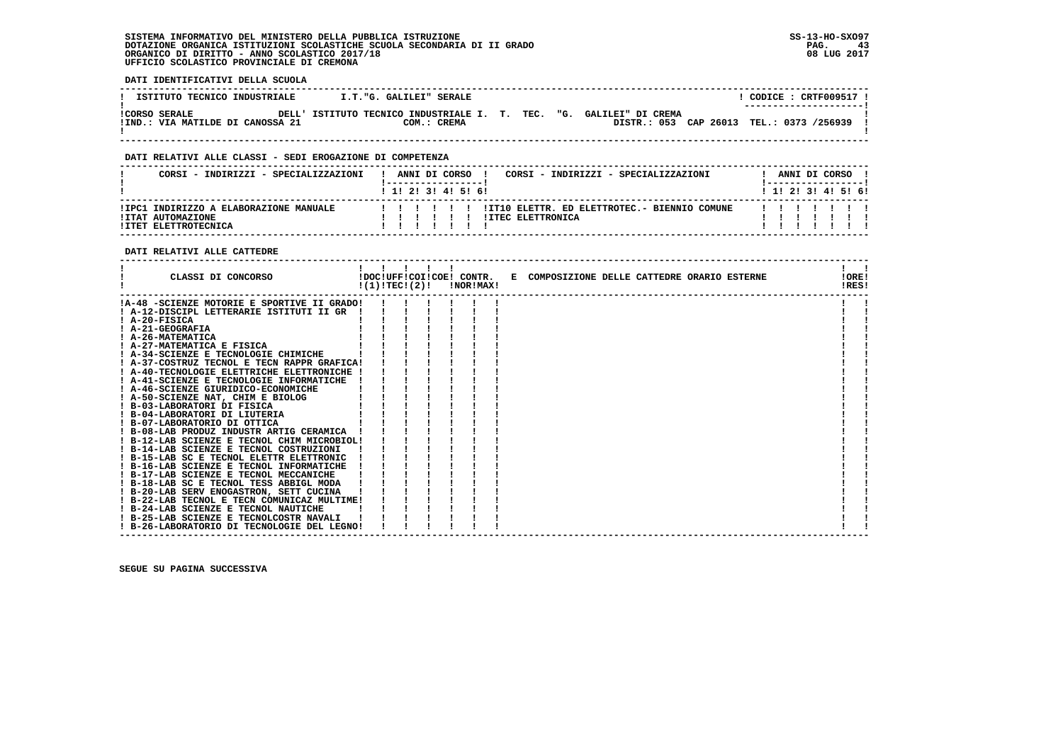SISTEMA INFORMATIVO DEL MINISTERO DELLA PUBBLICA ISTRUZIONE
DOTAZIONE ORGANICA ISTITUZIONI SCOLASTICHE SCUOLA SECONDARIA DI II GRADO
ORGANICO DI DIRITTO - ANNO SCOLASTICO 2017/18
UFFICIO SCOLASTICO PROVINCIALE DI CREMONA

SS-13-HO-SXO97
08 LUG 2017

**DATI IDENTIFICATIVI DELLA SCUOLA**

| ISTITUTO TECNICO INDUSTRIALE | I.T."G. GALILEI" SERALE | CODICE : CRTF009517 |
|---|---|---|
| CORSO SERALE | DELL' ISTITUTO TECNICO INDUSTRIALE I. T. TEC. "G. GALILEI" DI CREMA | |
| IND.: VIA MATILDE DI CANOSSA 21 | COM.: CREMA | DISTR.: 053 CAP 26013 TEL.: 0373 /256939 |

**DATI RELATIVI ALLE CLASSI - SEDI EROGAZIONE DI COMPETENZA**

| CORSI - INDIRIZZI - SPECIALIZZAZIONI | 1 | 2 | 3 | 4 | 5 | 6 | CORSI - INDIRIZZI - SPECIALIZZAZIONI | 1 | 2 | 3 | 4 | 5 | 6 |
|---|---|---|---|---|---|---|---|---|---|---|---|---|---|
| IPC1 INDIRIZZO A ELABORAZIONE MANUALE | | | | | | | IT10 ELETTR. ED ELETTROTEC.- BIENNIO COMUNE | | | | | | |
| ITAT AUTOMAZIONE | | | | | | | ITEC ELETTRONICA | | | | | | |
| ITET ELETTROTECNICA | | | | | | | | | | | | | |

**DATI RELATIVI ALLE CATTEDRE**

| CLASSI DI CONCORSO | DOC (1) | UFF TEC | COI (2) | COE | CONTR. NOR | CONTR. MAX | E COMPOSIZIONE DELLE CATTEDRE ORARIO ESTERNE | ORE RES |
|---|---|---|---|---|---|---|---|---|
| A-48 -SCIENZE MOTORIE E SPORTIVE II GRADO | | | | | | | | |
| A-12-DISCIPL LETTERARIE ISTITUTI II GR | | | | | | | | |
| A-20-FISICA | | | | | | | | |
| A-21-GEOGRAFIA | | | | | | | | |
| A-26-MATEMATICA | | | | | | | | |
| A-27-MATEMATICA E FISICA | | | | | | | | |
| A-34-SCIENZE E TECNOLOGIE CHIMICHE | | | | | | | | |
| A-37-COSTRUZ TECNOL E TECN RAPPR GRAFICA | | | | | | | | |
| A-40-TECNOLOGIE ELETTRICHE ELETTRONICHE | | | | | | | | |
| A-41-SCIENZE E TECNOLOGIE INFORMATICHE | | | | | | | | |
| A-46-SCIENZE GIURIDICO-ECONOMICHE | | | | | | | | |
| A-50-SCIENZE NAT, CHIM E BIOLOG | | | | | | | | |
| B-03-LABORATORI DI FISICA | | | | | | | | |
| B-04-LABORATORI DI LIUTERIA | | | | | | | | |
| B-07-LABORATORIO DI OTTICA | | | | | | | | |
| B-08-LAB PRODUZ INDUSTR ARTIG CERAMICA | | | | | | | | |
| B-12-LAB SCIENZE E TECNOL CHIM MICROBIOL | | | | | | | | |
| B-14-LAB SCIENZE E TECNOL COSTRUZIONI | | | | | | | | |
| B-15-LAB SC E TECNOL ELETTR ELETTRONIC | | | | | | | | |
| B-16-LAB SCIENZE E TECNOL INFORMATICHE | | | | | | | | |
| B-17-LAB SCIENZE E TECNOL MECCANICHE | | | | | | | | |
| B-18-LAB SC E TECNOL TESS ABBIGL MODA | | | | | | | | |
| B-20-LAB SERV ENOGASTRON, SETT CUCINA | | | | | | | | |
| B-22-LAB TECNOL E TECN COMUNICAZ MULTIME | | | | | | | | |
| B-24-LAB SCIENZE E TECNOL NAUTICHE | | | | | | | | |
| B-25-LAB SCIENZE E TECNOLCOSTR NAVALI | | | | | | | | |
| B-26-LABORATORIO DI TECNOLOGIE DEL LEGNO | | | | | | | | |

SEGUE SU PAGINA SUCCESSIVA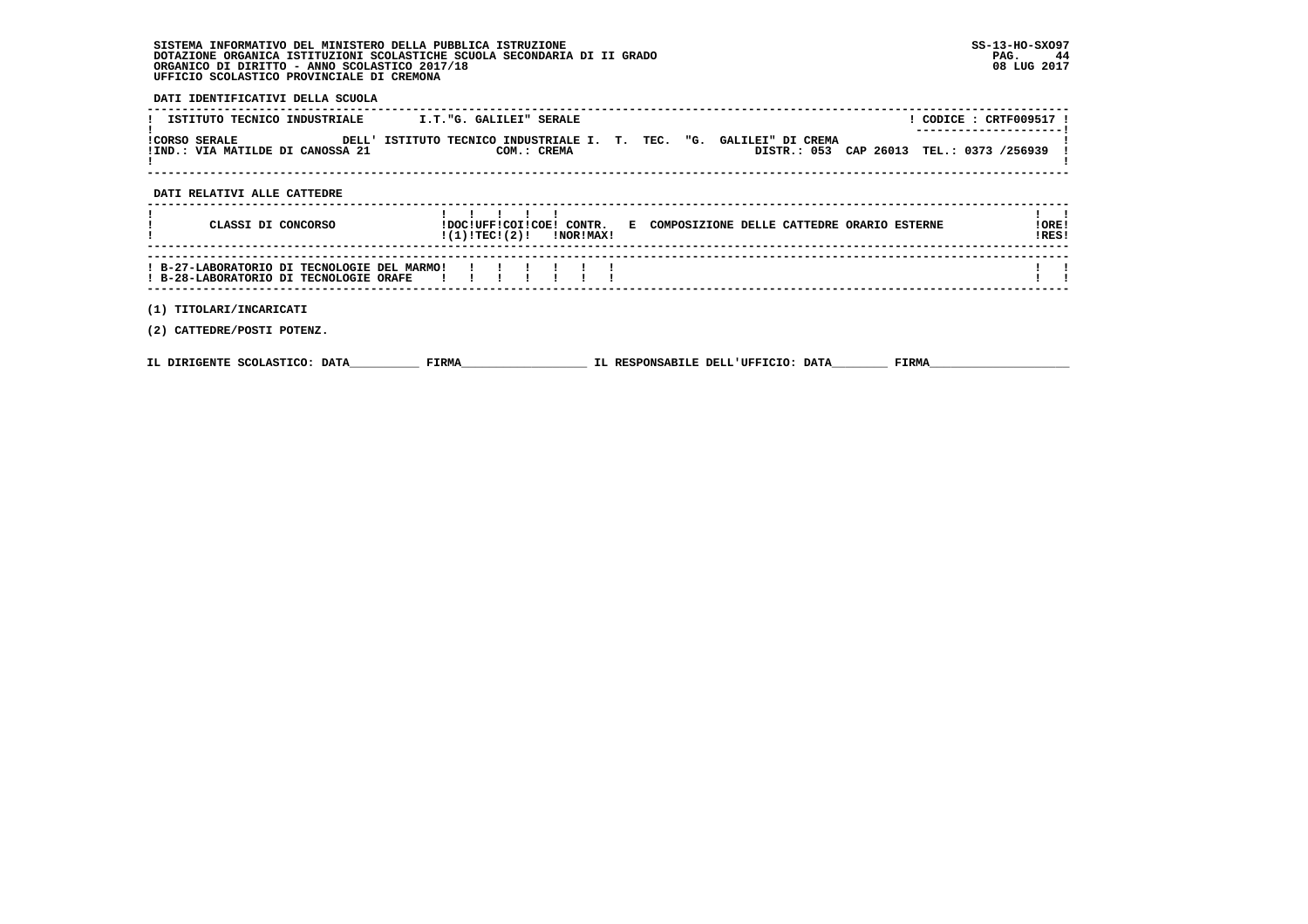SISTEMA INFORMATIVO DEL MINISTERO DELLA PUBBLICA ISTRUZIONE
DOTAZIONE ORGANICA ISTITUZIONI SCOLASTICHE SCUOLA SECONDARIA DI II GRADO
ORGANICO DI DIRITTO - ANNO SCOLASTICO 2017/18
UFFICIO SCOLASTICO PROVINCIALE DI CREMONA

SS-13-HO-SXO97
08 LUG 2017

DATI IDENTIFICATIVI DELLA SCUOLA

| | | |
|---|---|---|
| ISTITUTO TECNICO INDUSTRIALE | I.T."G. GALILEI" SERALE | CODICE : CRTF009517 |
| CORSO SERALE | DELL' ISTITUTO TECNICO INDUSTRIALE I. T. TEC. "G. GALILEI" DI CREMA | |
| IND.: VIA MATILDE DI CANOSSA 21 | COM.: CREMA | DISTR.: 053 CAP 26013 TEL.: 0373 /256939 |

DATI RELATIVI ALLE CATTEDRE

| CLASSI DI CONCORSO | DOC (1) | UFF TEC | COI (2) | COE | CONTR. NOR | CONTR. MAX | E COMPOSIZIONE DELLE CATTEDRE ORARIO ESTERNE | ORE RES |
|---|---|---|---|---|---|---|---|---|
| B-27-LABORATORIO DI TECNOLOGIE DEL MARMO | | | | | | | | |
| B-28-LABORATORIO DI TECNOLOGIE ORAFE | | | | | | | | |

(1) TITOLARI/INCARICATI

(2) CATTEDRE/POSTI POTENZ.

IL DIRIGENTE SCOLASTICO: DATA__________ FIRMA__________________ IL RESPONSABILE DELL'UFFICIO: DATA________ FIRMA____________________